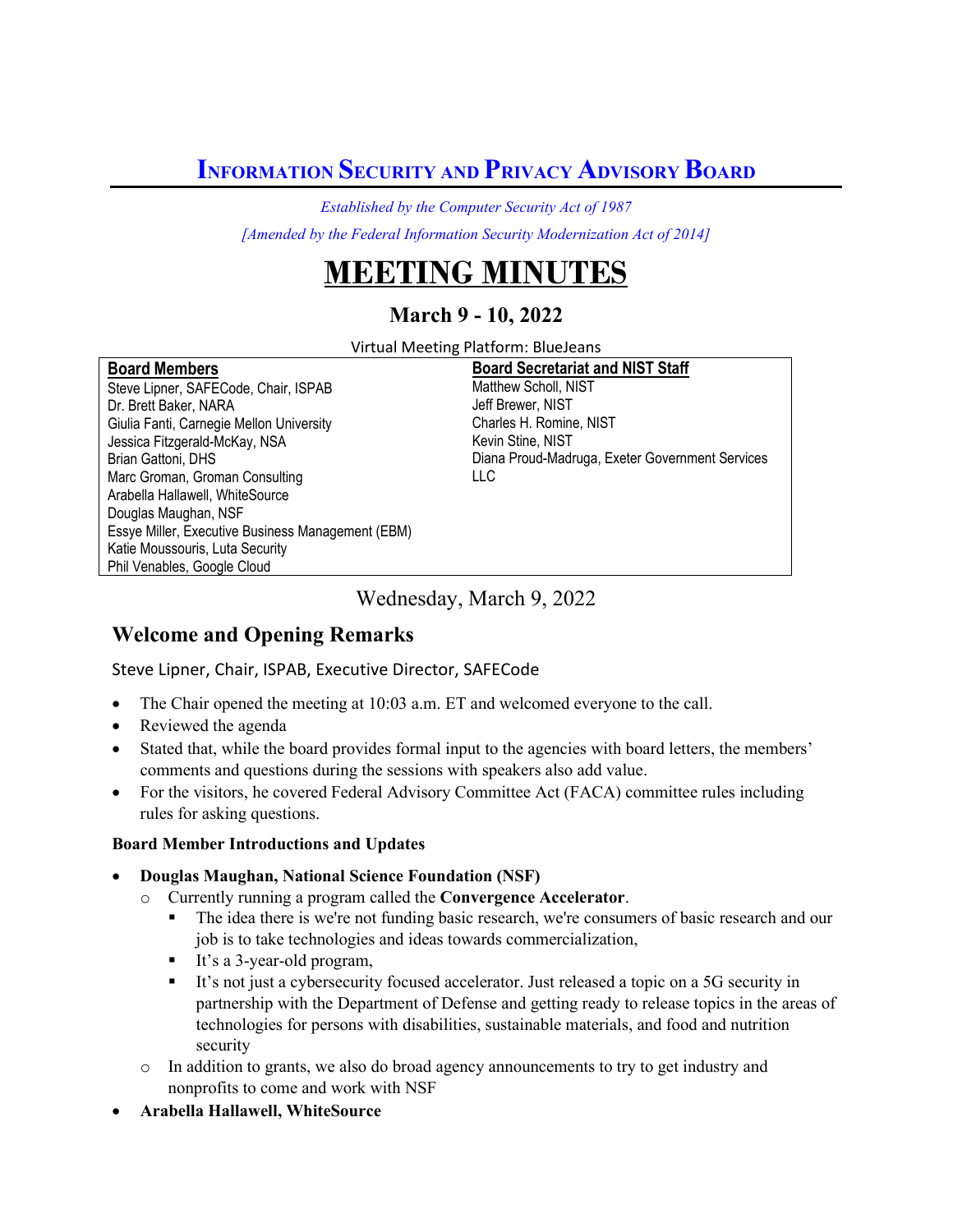# Information Security and Privacy Advisory Board

*Established by the Computer Security Act of 1987*

*[Amended by the Federal Information Security Modernization Act of 2014]*

# MEETING MINUTES

### March 9 - 10, 2022

Virtual Meeting Platform: BlueJeans

| Board Members | Board Secretariat and NIST Staff |
|---|---|
| Steve Lipner, SAFECode, Chair, ISPAB | Matthew Scholl, NIST |
| Dr. Brett Baker, NARA | Jeff Brewer, NIST |
| Giulia Fanti, Carnegie Mellon University | Charles H. Romine, NIST |
| Jessica Fitzgerald-McKay, NSA | Kevin Stine, NIST |
| Brian Gattoni, DHS | Diana Proud-Madruga, Exeter Government Services LLC |
| Marc Groman, Groman Consulting | |
| Arabella Hallawell, WhiteSource | |
| Douglas Maughan, NSF | |
| Essye Miller, Executive Business Management (EBM) | |
| Katie Moussouris, Luta Security | |
| Phil Venables, Google Cloud | |

Wednesday, March 9, 2022

## Welcome and Opening Remarks

Steve Lipner, Chair, ISPAB, Executive Director, SAFECode

- The Chair opened the meeting at 10:03 a.m. ET and welcomed everyone to the call.
- Reviewed the agenda
- Stated that, while the board provides formal input to the agencies with board letters, the members' comments and questions during the sessions with speakers also add value.
- For the visitors, he covered Federal Advisory Committee Act (FACA) committee rules including rules for asking questions.

**Board Member Introductions and Updates**

- **Douglas Maughan, National Science Foundation (NSF)**
  - Currently running a program called the **Convergence Accelerator**.
    - The idea there is we're not funding basic research, we're consumers of basic research and our job is to take technologies and ideas towards commercialization,
    - It's a 3-year-old program,
    - It's not just a cybersecurity focused accelerator. Just released a topic on a 5G security in partnership with the Department of Defense and getting ready to release topics in the areas of technologies for persons with disabilities, sustainable materials, and food and nutrition security
  - In addition to grants, we also do broad agency announcements to try to get industry and nonprofits to come and work with NSF
- **Arabella Hallawell, WhiteSource**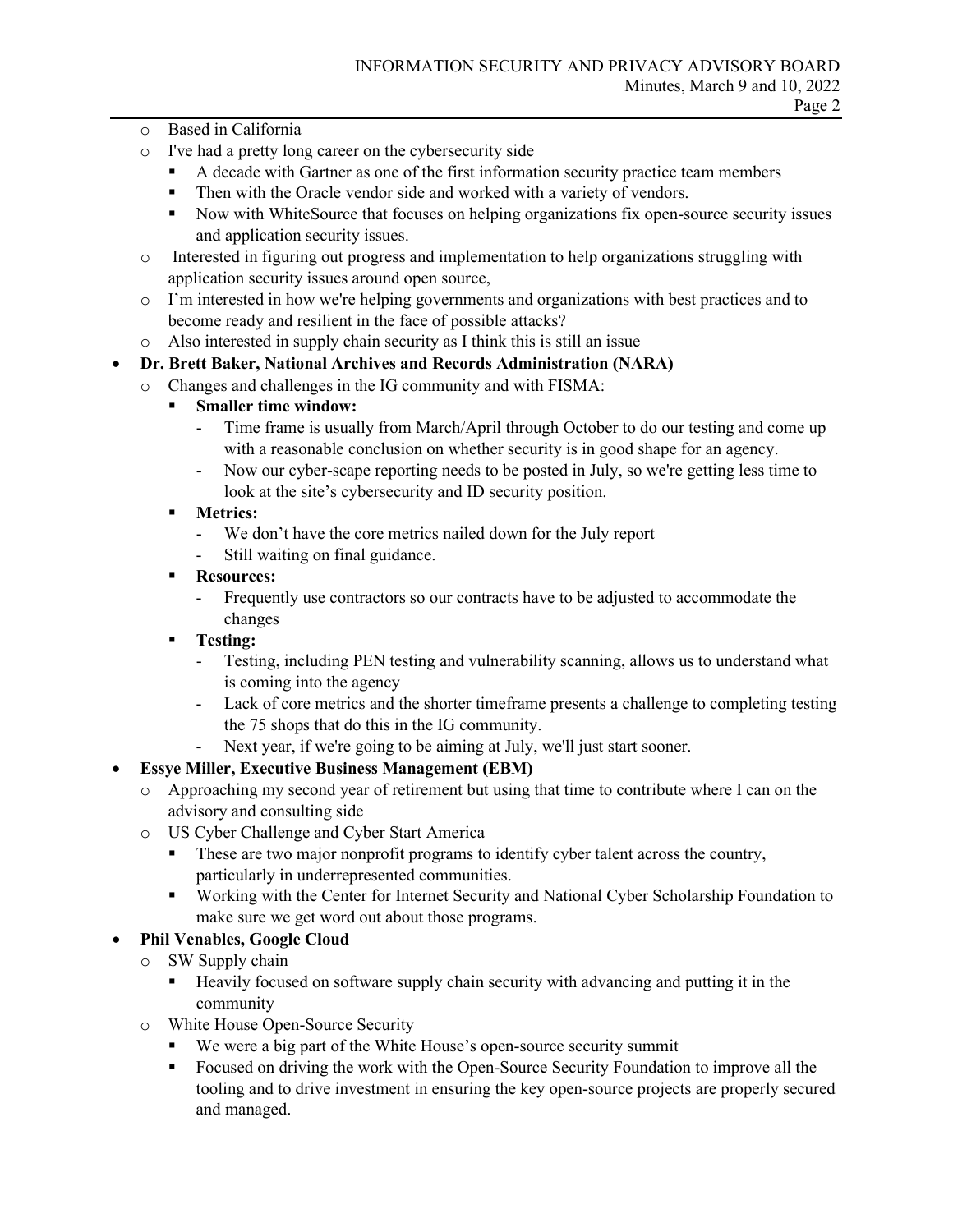- Based in California
  - I've had a pretty long career on the cybersecurity side
    - A decade with Gartner as one of the first information security practice team members
    - Then with the Oracle vendor side and worked with a variety of vendors.
    - Now with WhiteSource that focuses on helping organizations fix open-source security issues and application security issues.
  - Interested in figuring out progress and implementation to help organizations struggling with application security issues around open source,
  - I'm interested in how we're helping governments and organizations with best practices and to become ready and resilient in the face of possible attacks?
  - Also interested in supply chain security as I think this is still an issue
- **Dr. Brett Baker, National Archives and Records Administration (NARA)**
  - Changes and challenges in the IG community and with FISMA:
    - **Smaller time window:**
      - Time frame is usually from March/April through October to do our testing and come up with a reasonable conclusion on whether security is in good shape for an agency.
      - Now our cyber-scape reporting needs to be posted in July, so we're getting less time to look at the site's cybersecurity and ID security position.
    - **Metrics:**
      - We don't have the core metrics nailed down for the July report
      - Still waiting on final guidance.
    - **Resources:**
      - Frequently use contractors so our contracts have to be adjusted to accommodate the changes
    - **Testing:**
      - Testing, including PEN testing and vulnerability scanning, allows us to understand what is coming into the agency
      - Lack of core metrics and the shorter timeframe presents a challenge to completing testing the 75 shops that do this in the IG community.
      - Next year, if we're going to be aiming at July, we'll just start sooner.
- **Essye Miller, Executive Business Management (EBM)**
  - Approaching my second year of retirement but using that time to contribute where I can on the advisory and consulting side
  - US Cyber Challenge and Cyber Start America
    - These are two major nonprofit programs to identify cyber talent across the country, particularly in underrepresented communities.
    - Working with the Center for Internet Security and National Cyber Scholarship Foundation to make sure we get word out about those programs.
- **Phil Venables, Google Cloud**
  - SW Supply chain
    - Heavily focused on software supply chain security with advancing and putting it in the community
  - White House Open-Source Security
    - We were a big part of the White House's open-source security summit
    - Focused on driving the work with the Open-Source Security Foundation to improve all the tooling and to drive investment in ensuring the key open-source projects are properly secured and managed.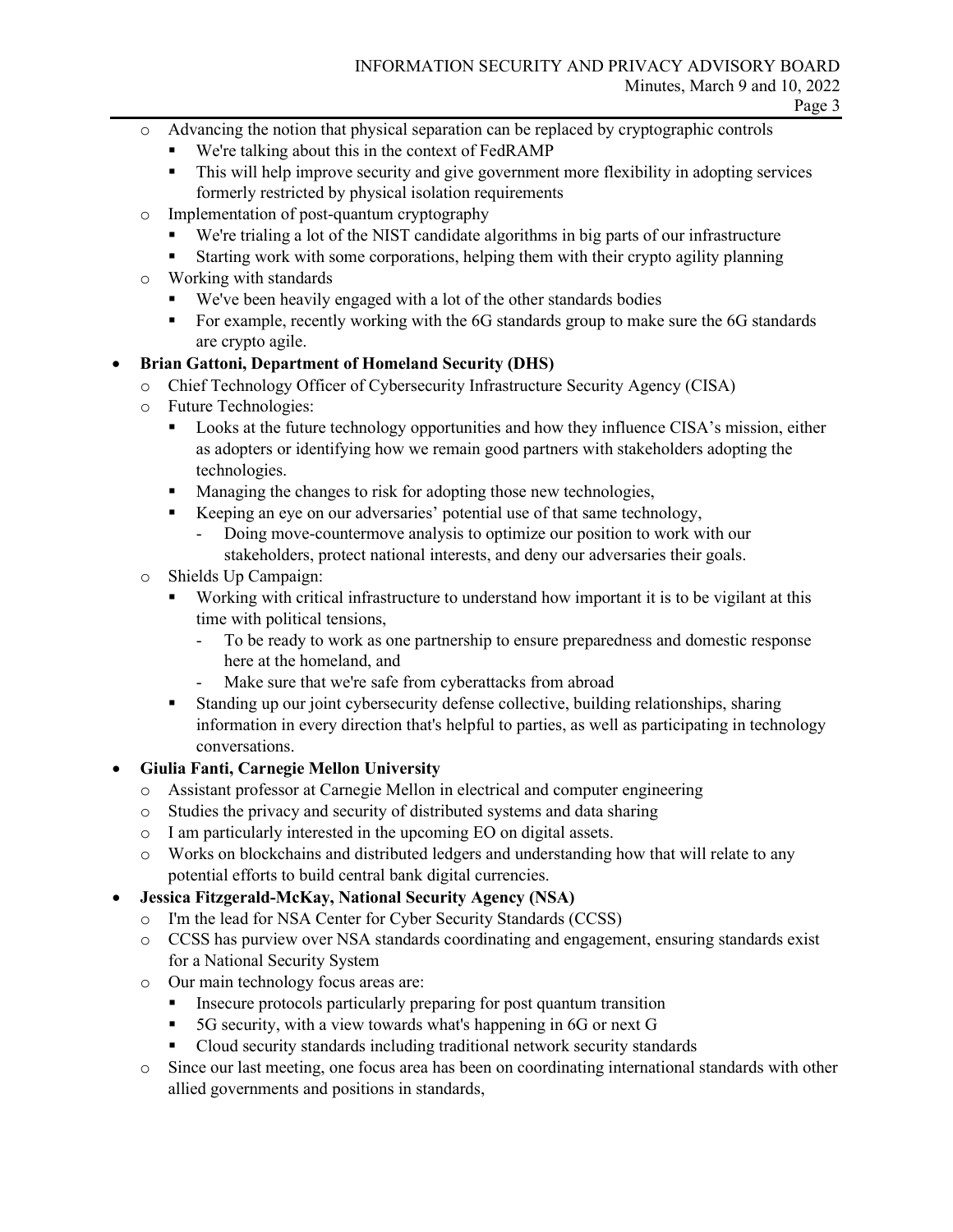- Advancing the notion that physical separation can be replaced by cryptographic controls
  - We're talking about this in the context of FedRAMP
  - This will help improve security and give government more flexibility in adopting services formerly restricted by physical isolation requirements
- Implementation of post-quantum cryptography
  - We're trialing a lot of the NIST candidate algorithms in big parts of our infrastructure
  - Starting work with some corporations, helping them with their crypto agility planning
- Working with standards
  - We've been heavily engaged with a lot of the other standards bodies
  - For example, recently working with the 6G standards group to make sure the 6G standards are crypto agile.

- **Brian Gattoni, Department of Homeland Security (DHS)**
  - Chief Technology Officer of Cybersecurity Infrastructure Security Agency (CISA)
  - Future Technologies:
    - Looks at the future technology opportunities and how they influence CISA's mission, either as adopters or identifying how we remain good partners with stakeholders adopting the technologies.
    - Managing the changes to risk for adopting those new technologies,
    - Keeping an eye on our adversaries' potential use of that same technology,
      - Doing move-countermove analysis to optimize our position to work with our stakeholders, protect national interests, and deny our adversaries their goals.
  - Shields Up Campaign:
    - Working with critical infrastructure to understand how important it is to be vigilant at this time with political tensions,
      - To be ready to work as one partnership to ensure preparedness and domestic response here at the homeland, and
      - Make sure that we're safe from cyberattacks from abroad
    - Standing up our joint cybersecurity defense collective, building relationships, sharing information in every direction that's helpful to parties, as well as participating in technology conversations.
- **Giulia Fanti, Carnegie Mellon University**
  - Assistant professor at Carnegie Mellon in electrical and computer engineering
  - Studies the privacy and security of distributed systems and data sharing
  - I am particularly interested in the upcoming EO on digital assets.
  - Works on blockchains and distributed ledgers and understanding how that will relate to any potential efforts to build central bank digital currencies.
- **Jessica Fitzgerald-McKay, National Security Agency (NSA)**
  - I'm the lead for NSA Center for Cyber Security Standards (CCSS)
  - CCSS has purview over NSA standards coordinating and engagement, ensuring standards exist for a National Security System
  - Our main technology focus areas are:
    - Insecure protocols particularly preparing for post quantum transition
    - 5G security, with a view towards what's happening in 6G or next G
    - Cloud security standards including traditional network security standards
  - Since our last meeting, one focus area has been on coordinating international standards with other allied governments and positions in standards,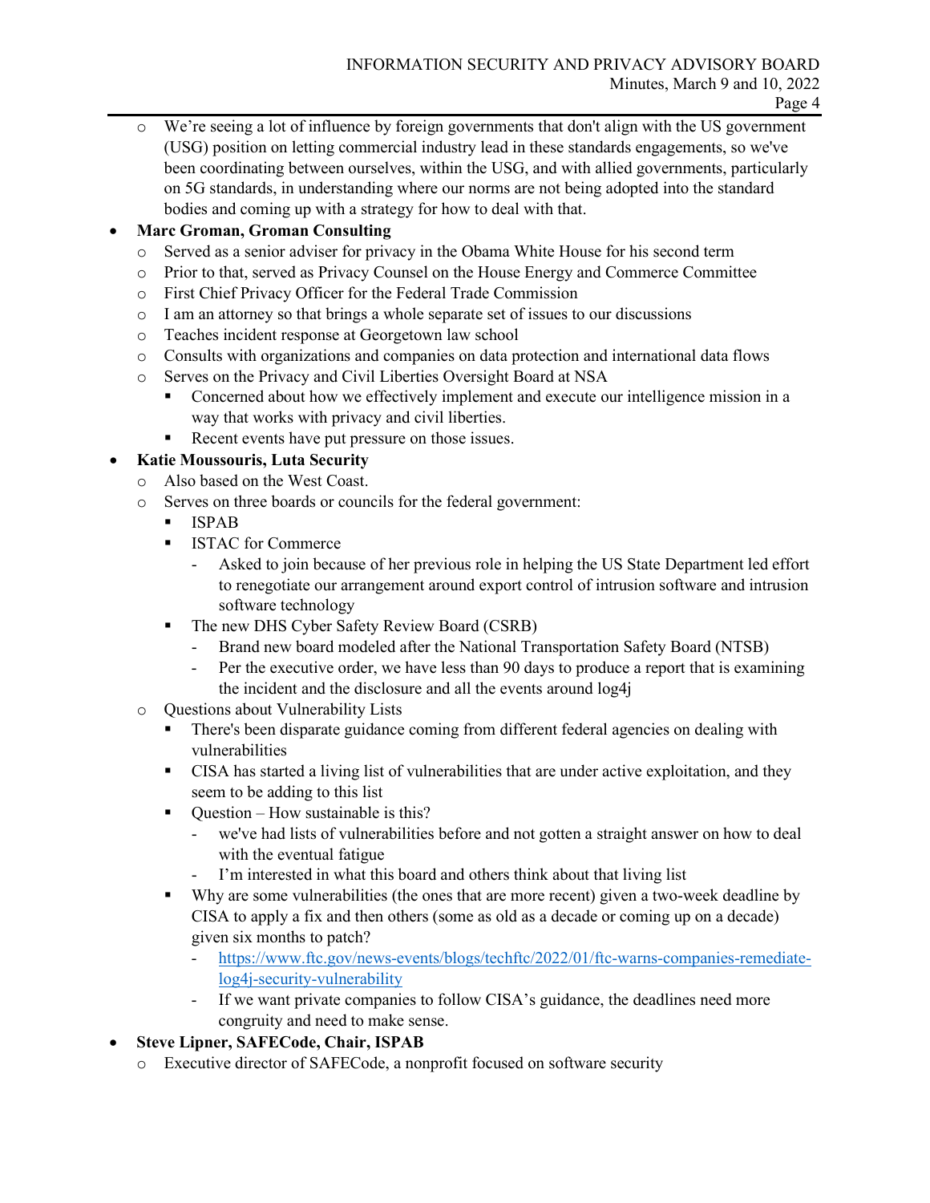- We're seeing a lot of influence by foreign governments that don't align with the US government (USG) position on letting commercial industry lead in these standards engagements, so we've been coordinating between ourselves, within the USG, and with allied governments, particularly on 5G standards, in understanding where our norms are not being adopted into the standard bodies and coming up with a strategy for how to deal with that.

- **Marc Groman, Groman Consulting**
  - Served as a senior adviser for privacy in the Obama White House for his second term
  - Prior to that, served as Privacy Counsel on the House Energy and Commerce Committee
  - First Chief Privacy Officer for the Federal Trade Commission
  - I am an attorney so that brings a whole separate set of issues to our discussions
  - Teaches incident response at Georgetown law school
  - Consults with organizations and companies on data protection and international data flows
  - Serves on the Privacy and Civil Liberties Oversight Board at NSA
    - Concerned about how we effectively implement and execute our intelligence mission in a way that works with privacy and civil liberties.
    - Recent events have put pressure on those issues.
- **Katie Moussouris, Luta Security**
  - Also based on the West Coast.
  - Serves on three boards or councils for the federal government:
    - ISPAB
    - ISTAC for Commerce
      - Asked to join because of her previous role in helping the US State Department led effort to renegotiate our arrangement around export control of intrusion software and intrusion software technology
    - The new DHS Cyber Safety Review Board (CSRB)
      - Brand new board modeled after the National Transportation Safety Board (NTSB)
      - Per the executive order, we have less than 90 days to produce a report that is examining the incident and the disclosure and all the events around log4j
  - Questions about Vulnerability Lists
    - There's been disparate guidance coming from different federal agencies on dealing with vulnerabilities
    - CISA has started a living list of vulnerabilities that are under active exploitation, and they seem to be adding to this list
    - Question – How sustainable is this?
      - we've had lists of vulnerabilities before and not gotten a straight answer on how to deal with the eventual fatigue
      - I'm interested in what this board and others think about that living list
    - Why are some vulnerabilities (the ones that are more recent) given a two-week deadline by CISA to apply a fix and then others (some as old as a decade or coming up on a decade) given six months to patch?
      - [https://www.ftc.gov/news-events/blogs/techftc/2022/01/ftc-warns-companies-remediate-log4j-security-vulnerability](https://www.ftc.gov/news-events/blogs/techftc/2022/01/ftc-warns-companies-remediate-log4j-security-vulnerability)
      - If we want private companies to follow CISA's guidance, the deadlines need more congruity and need to make sense.
- **Steve Lipner, SAFECode, Chair, ISPAB**
  - Executive director of SAFECode, a nonprofit focused on software security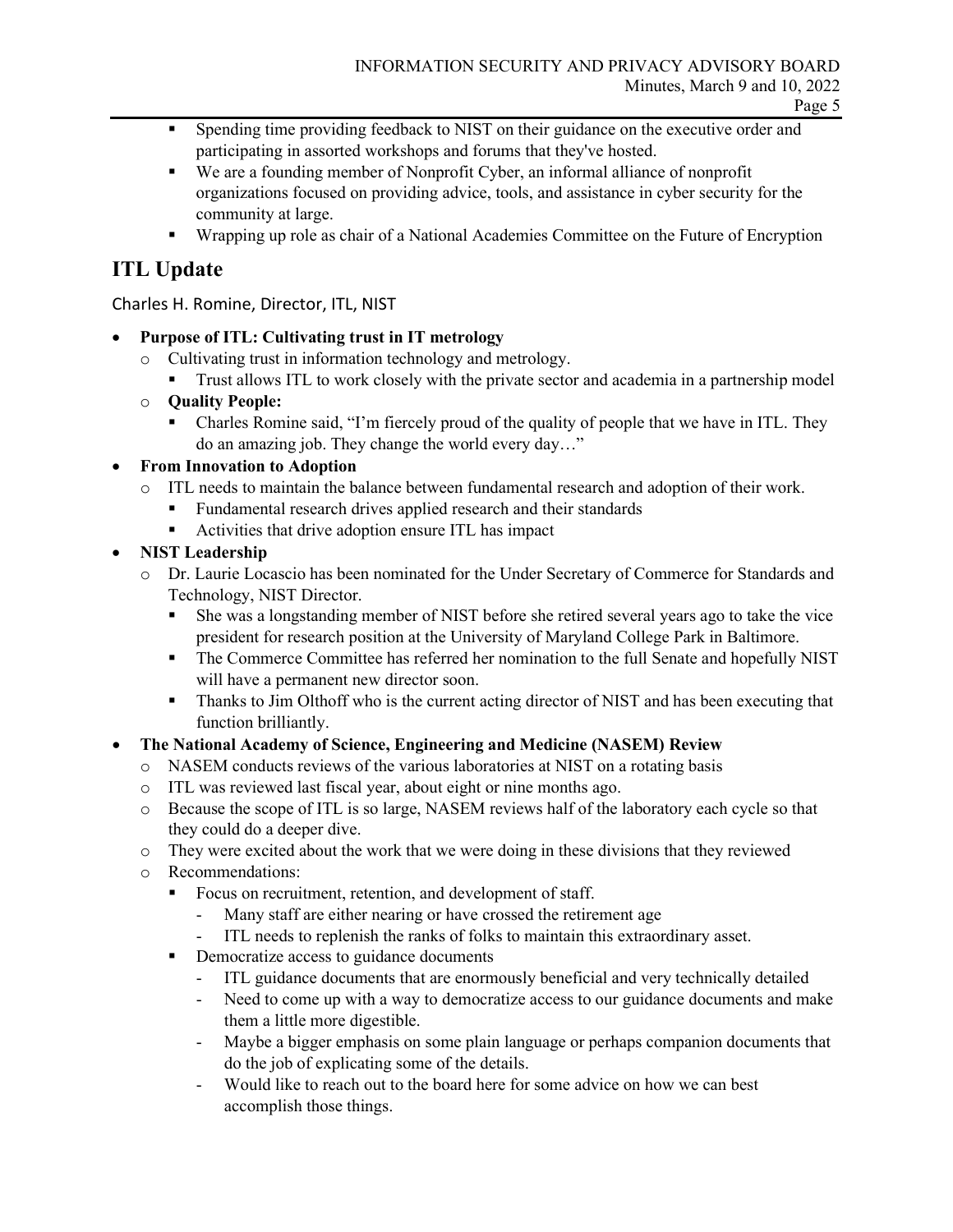- Spending time providing feedback to NIST on their guidance on the executive order and participating in assorted workshops and forums that they've hosted.
- We are a founding member of Nonprofit Cyber, an informal alliance of nonprofit organizations focused on providing advice, tools, and assistance in cyber security for the community at large.
- Wrapping up role as chair of a National Academies Committee on the Future of Encryption

## ITL Update

Charles H. Romine, Director, ITL, NIST

- **Purpose of ITL: Cultivating trust in IT metrology**
  - Cultivating trust in information technology and metrology.
    - Trust allows ITL to work closely with the private sector and academia in a partnership model
  - **Quality People:**
    - Charles Romine said, "I'm fiercely proud of the quality of people that we have in ITL. They do an amazing job. They change the world every day…"
- **From Innovation to Adoption**
  - ITL needs to maintain the balance between fundamental research and adoption of their work.
    - Fundamental research drives applied research and their standards
    - Activities that drive adoption ensure ITL has impact
- **NIST Leadership**
  - Dr. Laurie Locascio has been nominated for the Under Secretary of Commerce for Standards and Technology, NIST Director.
    - She was a longstanding member of NIST before she retired several years ago to take the vice president for research position at the University of Maryland College Park in Baltimore.
    - The Commerce Committee has referred her nomination to the full Senate and hopefully NIST will have a permanent new director soon.
    - Thanks to Jim Olthoff who is the current acting director of NIST and has been executing that function brilliantly.
- **The National Academy of Science, Engineering and Medicine (NASEM) Review**
  - NASEM conducts reviews of the various laboratories at NIST on a rotating basis
  - ITL was reviewed last fiscal year, about eight or nine months ago.
  - Because the scope of ITL is so large, NASEM reviews half of the laboratory each cycle so that they could do a deeper dive.
  - They were excited about the work that we were doing in these divisions that they reviewed
  - Recommendations:
    - Focus on recruitment, retention, and development of staff.
      - Many staff are either nearing or have crossed the retirement age
      - ITL needs to replenish the ranks of folks to maintain this extraordinary asset.
    - Democratize access to guidance documents
      - ITL guidance documents that are enormously beneficial and very technically detailed
      - Need to come up with a way to democratize access to our guidance documents and make them a little more digestible.
      - Maybe a bigger emphasis on some plain language or perhaps companion documents that do the job of explicating some of the details.
      - Would like to reach out to the board here for some advice on how we can best accomplish those things.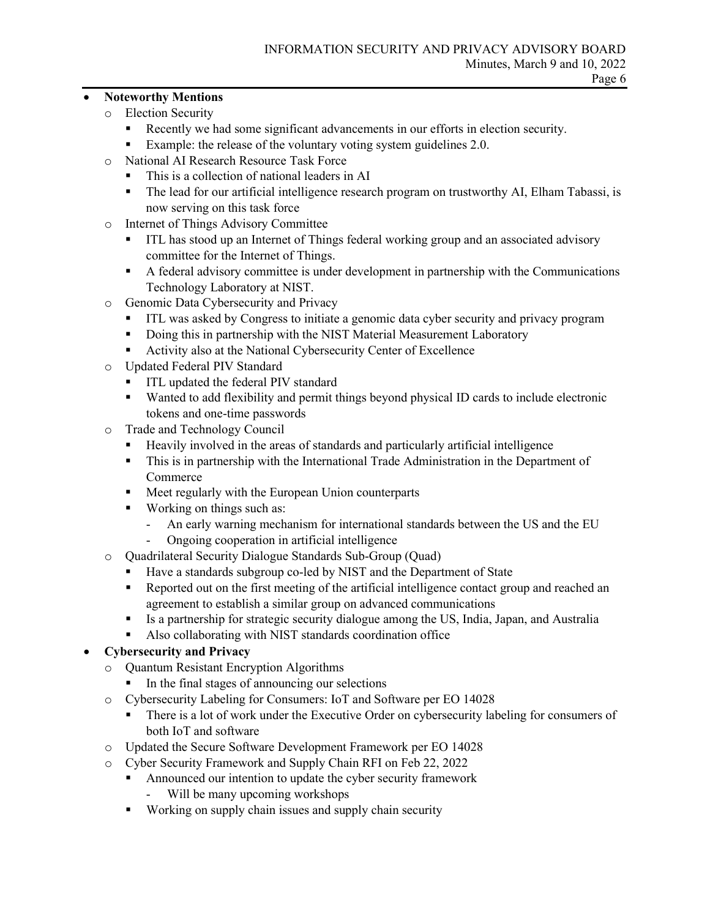- **Noteworthy Mentions**
  - Election Security
    - Recently we had some significant advancements in our efforts in election security.
    - Example: the release of the voluntary voting system guidelines 2.0.
  - National AI Research Resource Task Force
    - This is a collection of national leaders in AI
    - The lead for our artificial intelligence research program on trustworthy AI, Elham Tabassi, is now serving on this task force
  - Internet of Things Advisory Committee
    - ITL has stood up an Internet of Things federal working group and an associated advisory committee for the Internet of Things.
    - A federal advisory committee is under development in partnership with the Communications Technology Laboratory at NIST.
  - Genomic Data Cybersecurity and Privacy
    - ITL was asked by Congress to initiate a genomic data cyber security and privacy program
    - Doing this in partnership with the NIST Material Measurement Laboratory
    - Activity also at the National Cybersecurity Center of Excellence
  - Updated Federal PIV Standard
    - ITL updated the federal PIV standard
    - Wanted to add flexibility and permit things beyond physical ID cards to include electronic tokens and one-time passwords
  - Trade and Technology Council
    - Heavily involved in the areas of standards and particularly artificial intelligence
    - This is in partnership with the International Trade Administration in the Department of Commerce
    - Meet regularly with the European Union counterparts
    - Working on things such as:
      - An early warning mechanism for international standards between the US and the EU
      - Ongoing cooperation in artificial intelligence
  - Quadrilateral Security Dialogue Standards Sub-Group (Quad)
    - Have a standards subgroup co-led by NIST and the Department of State
    - Reported out on the first meeting of the artificial intelligence contact group and reached an agreement to establish a similar group on advanced communications
    - Is a partnership for strategic security dialogue among the US, India, Japan, and Australia
    - Also collaborating with NIST standards coordination office
- **Cybersecurity and Privacy**
  - Quantum Resistant Encryption Algorithms
    - In the final stages of announcing our selections
  - Cybersecurity Labeling for Consumers: IoT and Software per EO 14028
    - There is a lot of work under the Executive Order on cybersecurity labeling for consumers of both IoT and software
  - Updated the Secure Software Development Framework per EO 14028
  - Cyber Security Framework and Supply Chain RFI on Feb 22, 2022
    - Announced our intention to update the cyber security framework
      - Will be many upcoming workshops
    - Working on supply chain issues and supply chain security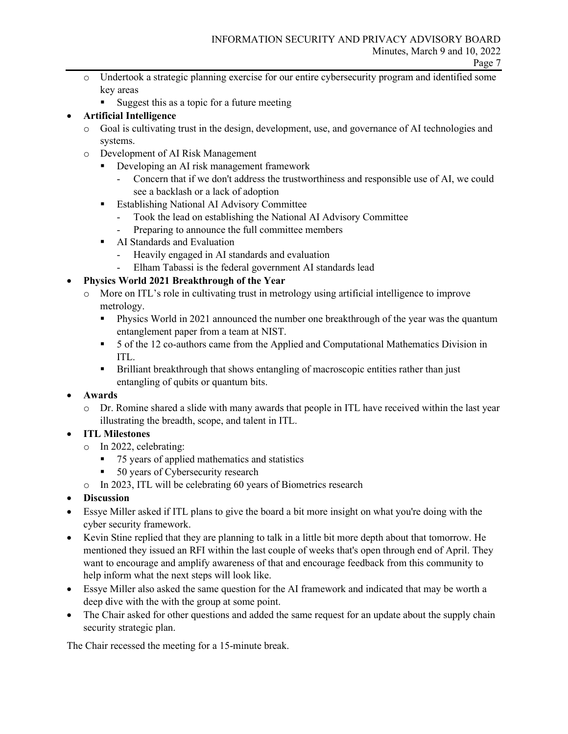- Undertook a strategic planning exercise for our entire cybersecurity program and identified some key areas
    - Suggest this as a topic for a future meeting
- **Artificial Intelligence**
  - Goal is cultivating trust in the design, development, use, and governance of AI technologies and systems.
  - Development of AI Risk Management
    - Developing an AI risk management framework
      - Concern that if we don't address the trustworthiness and responsible use of AI, we could see a backlash or a lack of adoption
    - Establishing National AI Advisory Committee
      - Took the lead on establishing the National AI Advisory Committee
      - Preparing to announce the full committee members
    - AI Standards and Evaluation
      - Heavily engaged in AI standards and evaluation
      - Elham Tabassi is the federal government AI standards lead
- **Physics World 2021 Breakthrough of the Year**
  - More on ITL's role in cultivating trust in metrology using artificial intelligence to improve metrology.
    - Physics World in 2021 announced the number one breakthrough of the year was the quantum entanglement paper from a team at NIST.
    - 5 of the 12 co-authors came from the Applied and Computational Mathematics Division in ITL.
    - Brilliant breakthrough that shows entangling of macroscopic entities rather than just entangling of qubits or quantum bits.
- **Awards**
  - Dr. Romine shared a slide with many awards that people in ITL have received within the last year illustrating the breadth, scope, and talent in ITL.
- **ITL Milestones**
  - In 2022, celebrating:
    - 75 years of applied mathematics and statistics
    - 50 years of Cybersecurity research
  - In 2023, ITL will be celebrating 60 years of Biometrics research
- **Discussion**
- Essye Miller asked if ITL plans to give the board a bit more insight on what you're doing with the cyber security framework.
- Kevin Stine replied that they are planning to talk in a little bit more depth about that tomorrow. He mentioned they issued an RFI within the last couple of weeks that's open through end of April. They want to encourage and amplify awareness of that and encourage feedback from this community to help inform what the next steps will look like.
- Essye Miller also asked the same question for the AI framework and indicated that may be worth a deep dive with the with the group at some point.
- The Chair asked for other questions and added the same request for an update about the supply chain security strategic plan.

The Chair recessed the meeting for a 15-minute break.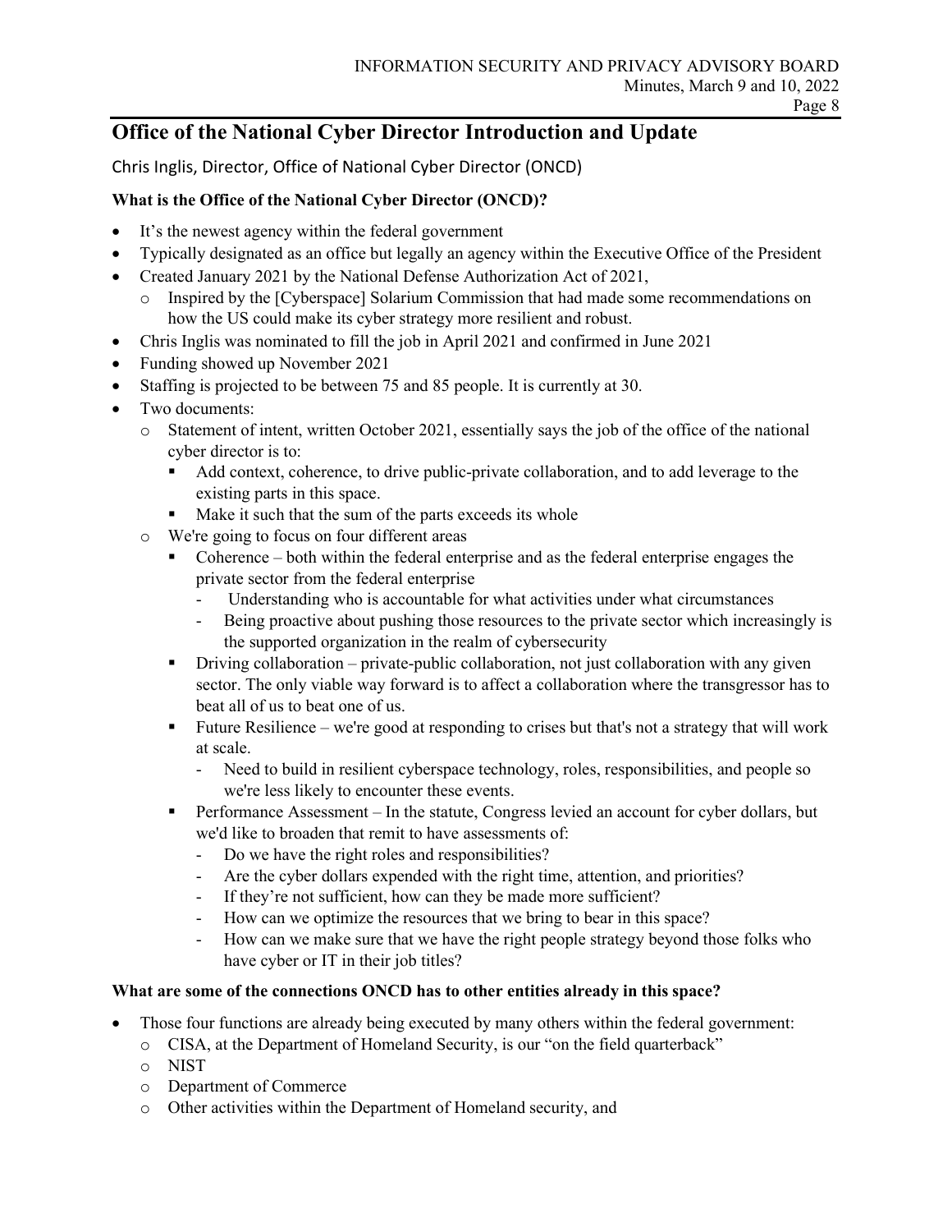# Office of the National Cyber Director Introduction and Update

Chris Inglis, Director, Office of National Cyber Director (ONCD)

**What is the Office of the National Cyber Director (ONCD)?**

- It's the newest agency within the federal government
- Typically designated as an office but legally an agency within the Executive Office of the President
- Created January 2021 by the National Defense Authorization Act of 2021,
  - Inspired by the [Cyberspace] Solarium Commission that had made some recommendations on how the US could make its cyber strategy more resilient and robust.
- Chris Inglis was nominated to fill the job in April 2021 and confirmed in June 2021
- Funding showed up November 2021
- Staffing is projected to be between 75 and 85 people. It is currently at 30.
- Two documents:
  - Statement of intent, written October 2021, essentially says the job of the office of the national cyber director is to:
    - Add context, coherence, to drive public-private collaboration, and to add leverage to the existing parts in this space.
    - Make it such that the sum of the parts exceeds its whole
  - We're going to focus on four different areas
    - Coherence – both within the federal enterprise and as the federal enterprise engages the private sector from the federal enterprise
      - Understanding who is accountable for what activities under what circumstances
      - Being proactive about pushing those resources to the private sector which increasingly is the supported organization in the realm of cybersecurity
    - Driving collaboration – private-public collaboration, not just collaboration with any given sector. The only viable way forward is to affect a collaboration where the transgressor has to beat all of us to beat one of us.
    - Future Resilience – we're good at responding to crises but that's not a strategy that will work at scale.
      - Need to build in resilient cyberspace technology, roles, responsibilities, and people so we're less likely to encounter these events.
    - Performance Assessment – In the statute, Congress levied an account for cyber dollars, but we'd like to broaden that remit to have assessments of:
      - Do we have the right roles and responsibilities?
      - Are the cyber dollars expended with the right time, attention, and priorities?
      - If they're not sufficient, how can they be made more sufficient?
      - How can we optimize the resources that we bring to bear in this space?
      - How can we make sure that we have the right people strategy beyond those folks who have cyber or IT in their job titles?

**What are some of the connections ONCD has to other entities already in this space?**

- Those four functions are already being executed by many others within the federal government:
  - CISA, at the Department of Homeland Security, is our "on the field quarterback"
  - NIST
  - Department of Commerce
  - Other activities within the Department of Homeland security, and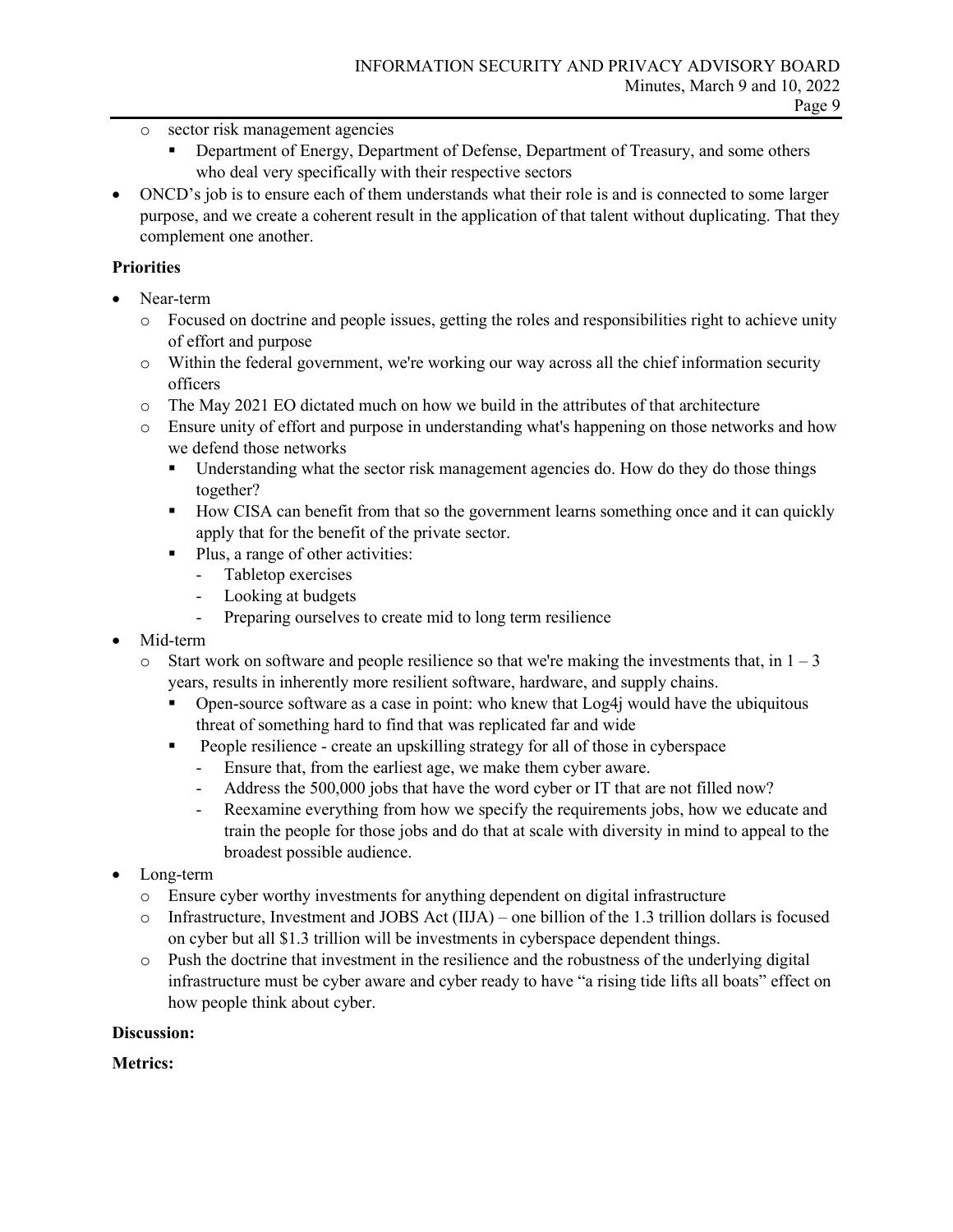- sector risk management agencies
  - Department of Energy, Department of Defense, Department of Treasury, and some others who deal very specifically with their respective sectors
- ONCD's job is to ensure each of them understands what their role is and is connected to some larger purpose, and we create a coherent result in the application of that talent without duplicating. That they complement one another.

**Priorities**

- Near-term
  - Focused on doctrine and people issues, getting the roles and responsibilities right to achieve unity of effort and purpose
  - Within the federal government, we're working our way across all the chief information security officers
  - The May 2021 EO dictated much on how we build in the attributes of that architecture
  - Ensure unity of effort and purpose in understanding what's happening on those networks and how we defend those networks
    - Understanding what the sector risk management agencies do. How do they do those things together?
    - How CISA can benefit from that so the government learns something once and it can quickly apply that for the benefit of the private sector.
    - Plus, a range of other activities:
      - Tabletop exercises
      - Looking at budgets
      - Preparing ourselves to create mid to long term resilience
- Mid-term
  - Start work on software and people resilience so that we're making the investments that, in 1 – 3 years, results in inherently more resilient software, hardware, and supply chains.
    - Open-source software as a case in point: who knew that Log4j would have the ubiquitous threat of something hard to find that was replicated far and wide
    - People resilience - create an upskilling strategy for all of those in cyberspace
      - Ensure that, from the earliest age, we make them cyber aware.
      - Address the 500,000 jobs that have the word cyber or IT that are not filled now?
      - Reexamine everything from how we specify the requirements jobs, how we educate and train the people for those jobs and do that at scale with diversity in mind to appeal to the broadest possible audience.
- Long-term
  - Ensure cyber worthy investments for anything dependent on digital infrastructure
  - Infrastructure, Investment and JOBS Act (IIJA) – one billion of the 1.3 trillion dollars is focused on cyber but all $1.3 trillion will be investments in cyberspace dependent things.
  - Push the doctrine that investment in the resilience and the robustness of the underlying digital infrastructure must be cyber aware and cyber ready to have "a rising tide lifts all boats" effect on how people think about cyber.

**Discussion:**

**Metrics:**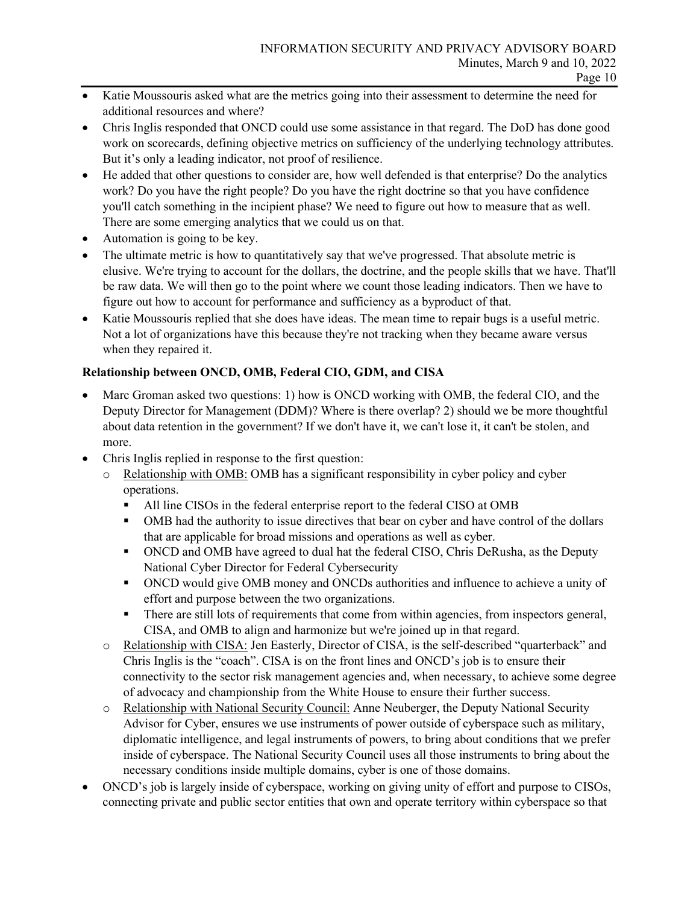- Katie Moussouris asked what are the metrics going into their assessment to determine the need for additional resources and where?
- Chris Inglis responded that ONCD could use some assistance in that regard. The DoD has done good work on scorecards, defining objective metrics on sufficiency of the underlying technology attributes. But it's only a leading indicator, not proof of resilience.
- He added that other questions to consider are, how well defended is that enterprise? Do the analytics work? Do you have the right people? Do you have the right doctrine so that you have confidence you'll catch something in the incipient phase? We need to figure out how to measure that as well. There are some emerging analytics that we could us on that.
- Automation is going to be key.
- The ultimate metric is how to quantitatively say that we've progressed. That absolute metric is elusive. We're trying to account for the dollars, the doctrine, and the people skills that we have. That'll be raw data. We will then go to the point where we count those leading indicators. Then we have to figure out how to account for performance and sufficiency as a byproduct of that.
- Katie Moussouris replied that she does have ideas. The mean time to repair bugs is a useful metric. Not a lot of organizations have this because they're not tracking when they became aware versus when they repaired it.

**Relationship between ONCD, OMB, Federal CIO, GDM, and CISA**

- Marc Groman asked two questions: 1) how is ONCD working with OMB, the federal CIO, and the Deputy Director for Management (DDM)? Where is there overlap? 2) should we be more thoughtful about data retention in the government? If we don't have it, we can't lose it, it can't be stolen, and more.
- Chris Inglis replied in response to the first question:
  - Relationship with OMB: OMB has a significant responsibility in cyber policy and cyber operations.
    - All line CISOs in the federal enterprise report to the federal CISO at OMB
    - OMB had the authority to issue directives that bear on cyber and have control of the dollars that are applicable for broad missions and operations as well as cyber.
    - ONCD and OMB have agreed to dual hat the federal CISO, Chris DeRusha, as the Deputy National Cyber Director for Federal Cybersecurity
    - ONCD would give OMB money and ONCDs authorities and influence to achieve a unity of effort and purpose between the two organizations.
    - There are still lots of requirements that come from within agencies, from inspectors general, CISA, and OMB to align and harmonize but we're joined up in that regard.
  - Relationship with CISA: Jen Easterly, Director of CISA, is the self-described "quarterback" and Chris Inglis is the "coach". CISA is on the front lines and ONCD's job is to ensure their connectivity to the sector risk management agencies and, when necessary, to achieve some degree of advocacy and championship from the White House to ensure their further success.
  - Relationship with National Security Council: Anne Neuberger, the Deputy National Security Advisor for Cyber, ensures we use instruments of power outside of cyberspace such as military, diplomatic intelligence, and legal instruments of powers, to bring about conditions that we prefer inside of cyberspace. The National Security Council uses all those instruments to bring about the necessary conditions inside multiple domains, cyber is one of those domains.
- ONCD's job is largely inside of cyberspace, working on giving unity of effort and purpose to CISOs, connecting private and public sector entities that own and operate territory within cyberspace so that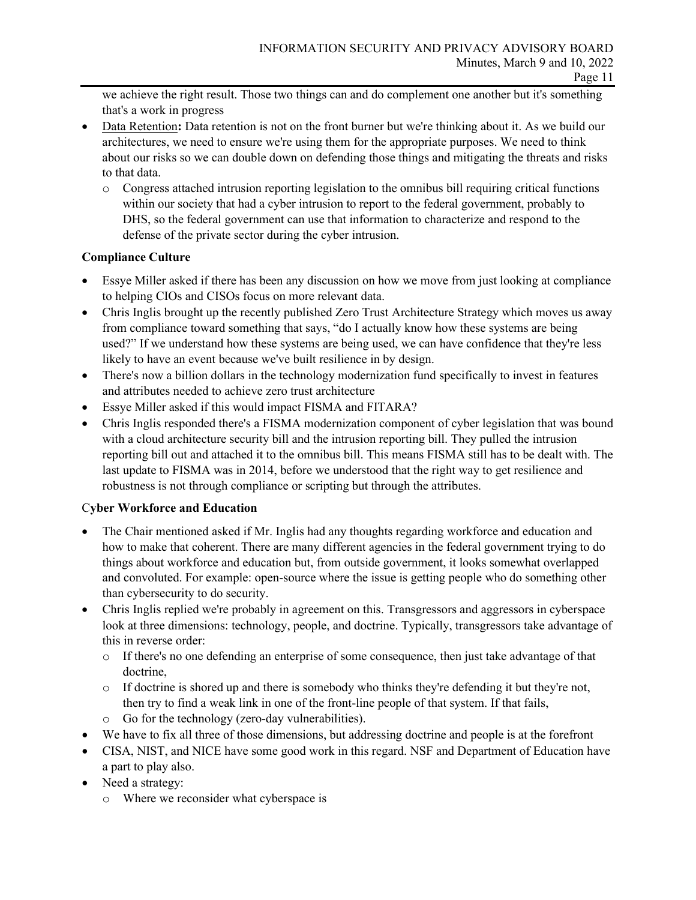we achieve the right result. Those two things can and do complement one another but it's something that's a work in progress

- Data Retention**:** Data retention is not on the front burner but we're thinking about it. As we build our architectures, we need to ensure we're using them for the appropriate purposes. We need to think about our risks so we can double down on defending those things and mitigating the threats and risks to that data.
  - Congress attached intrusion reporting legislation to the omnibus bill requiring critical functions within our society that had a cyber intrusion to report to the federal government, probably to DHS, so the federal government can use that information to characterize and respond to the defense of the private sector during the cyber intrusion.

**Compliance Culture**

- Essye Miller asked if there has been any discussion on how we move from just looking at compliance to helping CIOs and CISOs focus on more relevant data.
- Chris Inglis brought up the recently published Zero Trust Architecture Strategy which moves us away from compliance toward something that says, "do I actually know how these systems are being used?" If we understand how these systems are being used, we can have confidence that they're less likely to have an event because we've built resilience in by design.
- There's now a billion dollars in the technology modernization fund specifically to invest in features and attributes needed to achieve zero trust architecture
- Essye Miller asked if this would impact FISMA and FITARA?
- Chris Inglis responded there's a FISMA modernization component of cyber legislation that was bound with a cloud architecture security bill and the intrusion reporting bill. They pulled the intrusion reporting bill out and attached it to the omnibus bill. This means FISMA still has to be dealt with. The last update to FISMA was in 2014, before we understood that the right way to get resilience and robustness is not through compliance or scripting but through the attributes.

**Cyber Workforce and Education**

- The Chair mentioned asked if Mr. Inglis had any thoughts regarding workforce and education and how to make that coherent. There are many different agencies in the federal government trying to do things about workforce and education but, from outside government, it looks somewhat overlapped and convoluted. For example: open-source where the issue is getting people who do something other than cybersecurity to do security.
- Chris Inglis replied we're probably in agreement on this. Transgressors and aggressors in cyberspace look at three dimensions: technology, people, and doctrine. Typically, transgressors take advantage of this in reverse order:
  - If there's no one defending an enterprise of some consequence, then just take advantage of that doctrine,
  - If doctrine is shored up and there is somebody who thinks they're defending it but they're not, then try to find a weak link in one of the front-line people of that system. If that fails,
  - Go for the technology (zero-day vulnerabilities).
- We have to fix all three of those dimensions, but addressing doctrine and people is at the forefront
- CISA, NIST, and NICE have some good work in this regard. NSF and Department of Education have a part to play also.
- Need a strategy:
  - Where we reconsider what cyberspace is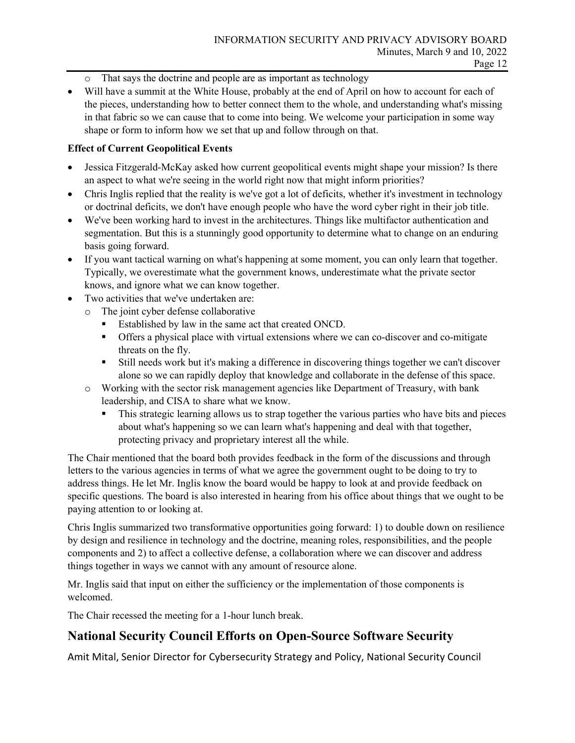- That says the doctrine and people are as important as technology
- Will have a summit at the White House, probably at the end of April on how to account for each of the pieces, understanding how to better connect them to the whole, and understanding what's missing in that fabric so we can cause that to come into being. We welcome your participation in some way shape or form to inform how we set that up and follow through on that.

**Effect of Current Geopolitical Events**

- Jessica Fitzgerald-McKay asked how current geopolitical events might shape your mission? Is there an aspect to what we're seeing in the world right now that might inform priorities?
- Chris Inglis replied that the reality is we've got a lot of deficits, whether it's investment in technology or doctrinal deficits, we don't have enough people who have the word cyber right in their job title.
- We've been working hard to invest in the architectures. Things like multifactor authentication and segmentation. But this is a stunningly good opportunity to determine what to change on an enduring basis going forward.
- If you want tactical warning on what's happening at some moment, you can only learn that together. Typically, we overestimate what the government knows, underestimate what the private sector knows, and ignore what we can know together.
- Two activities that we've undertaken are:
  - The joint cyber defense collaborative
    - Established by law in the same act that created ONCD.
    - Offers a physical place with virtual extensions where we can co-discover and co-mitigate threats on the fly.
    - Still needs work but it's making a difference in discovering things together we can't discover alone so we can rapidly deploy that knowledge and collaborate in the defense of this space.
  - Working with the sector risk management agencies like Department of Treasury, with bank leadership, and CISA to share what we know.
    - This strategic learning allows us to strap together the various parties who have bits and pieces about what's happening so we can learn what's happening and deal with that together, protecting privacy and proprietary interest all the while.

The Chair mentioned that the board both provides feedback in the form of the discussions and through letters to the various agencies in terms of what we agree the government ought to be doing to try to address things. He let Mr. Inglis know the board would be happy to look at and provide feedback on specific questions. The board is also interested in hearing from his office about things that we ought to be paying attention to or looking at.

Chris Inglis summarized two transformative opportunities going forward: 1) to double down on resilience by design and resilience in technology and the doctrine, meaning roles, responsibilities, and the people components and 2) to affect a collective defense, a collaboration where we can discover and address things together in ways we cannot with any amount of resource alone.

Mr. Inglis said that input on either the sufficiency or the implementation of those components is welcomed.

The Chair recessed the meeting for a 1-hour lunch break.

## National Security Council Efforts on Open-Source Software Security

Amit Mital, Senior Director for Cybersecurity Strategy and Policy, National Security Council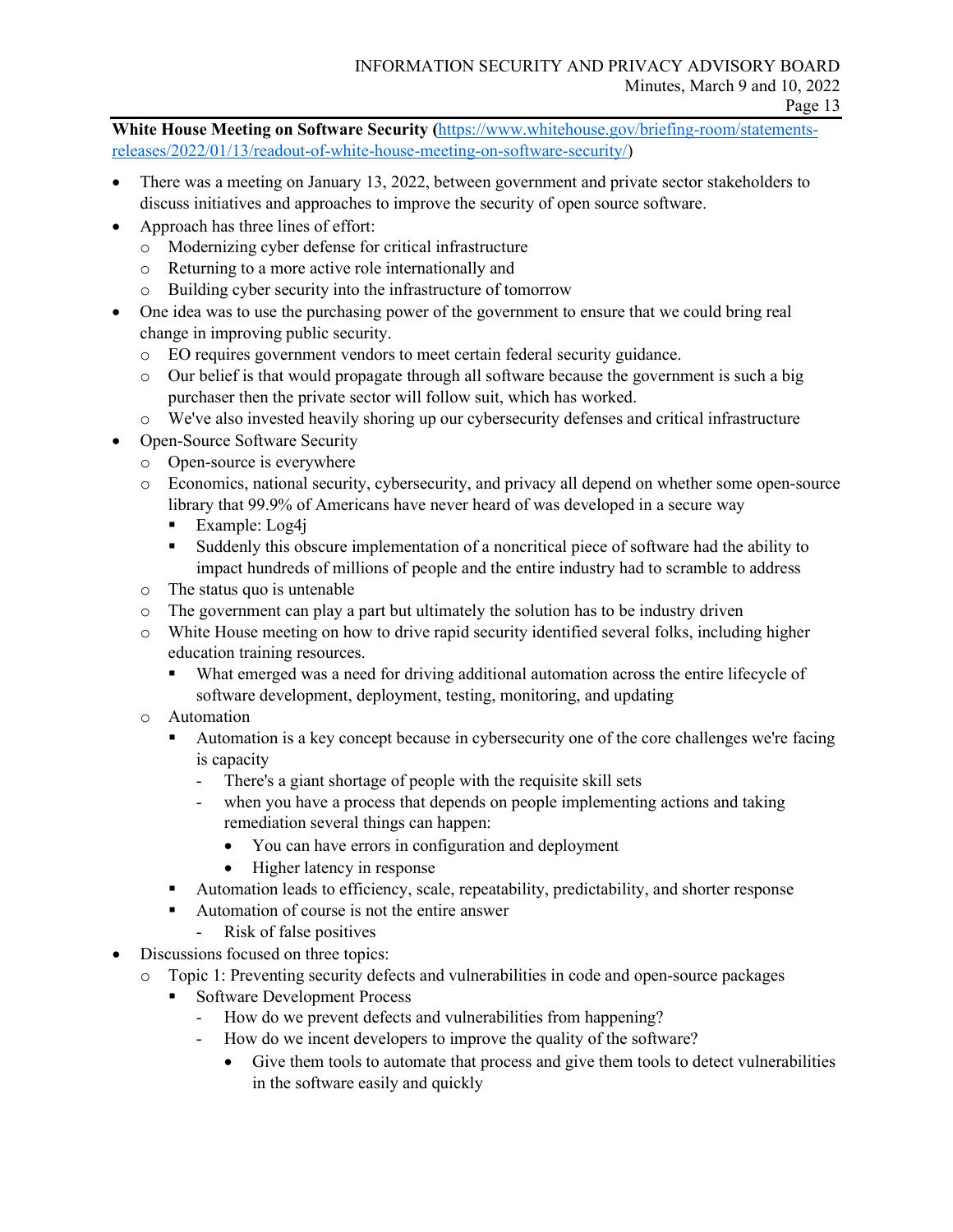**White House Meeting on Software Security (**[https://www.whitehouse.gov/briefing-room/statements-releases/2022/01/13/readout-of-white-house-meeting-on-software-security/](https://www.whitehouse.gov/briefing-room/statements-releases/2022/01/13/readout-of-white-house-meeting-on-software-security/))

- There was a meeting on January 13, 2022, between government and private sector stakeholders to discuss initiatives and approaches to improve the security of open source software.
- Approach has three lines of effort:
  - Modernizing cyber defense for critical infrastructure
  - Returning to a more active role internationally and
  - Building cyber security into the infrastructure of tomorrow
- One idea was to use the purchasing power of the government to ensure that we could bring real change in improving public security.
  - EO requires government vendors to meet certain federal security guidance.
  - Our belief is that would propagate through all software because the government is such a big purchaser then the private sector will follow suit, which has worked.
  - We've also invested heavily shoring up our cybersecurity defenses and critical infrastructure
- Open-Source Software Security
  - Open-source is everywhere
  - Economics, national security, cybersecurity, and privacy all depend on whether some open-source library that 99.9% of Americans have never heard of was developed in a secure way
    - Example: Log4j
    - Suddenly this obscure implementation of a noncritical piece of software had the ability to impact hundreds of millions of people and the entire industry had to scramble to address
  - The status quo is untenable
  - The government can play a part but ultimately the solution has to be industry driven
  - White House meeting on how to drive rapid security identified several folks, including higher education training resources.
    - What emerged was a need for driving additional automation across the entire lifecycle of software development, deployment, testing, monitoring, and updating
  - Automation
    - Automation is a key concept because in cybersecurity one of the core challenges we're facing is capacity
      - There's a giant shortage of people with the requisite skill sets
      - when you have a process that depends on people implementing actions and taking remediation several things can happen:
        - You can have errors in configuration and deployment
        - Higher latency in response
    - Automation leads to efficiency, scale, repeatability, predictability, and shorter response
    - Automation of course is not the entire answer
      - Risk of false positives
- Discussions focused on three topics:
  - Topic 1: Preventing security defects and vulnerabilities in code and open-source packages
    - Software Development Process
      - How do we prevent defects and vulnerabilities from happening?
      - How do we incent developers to improve the quality of the software?
        - Give them tools to automate that process and give them tools to detect vulnerabilities in the software easily and quickly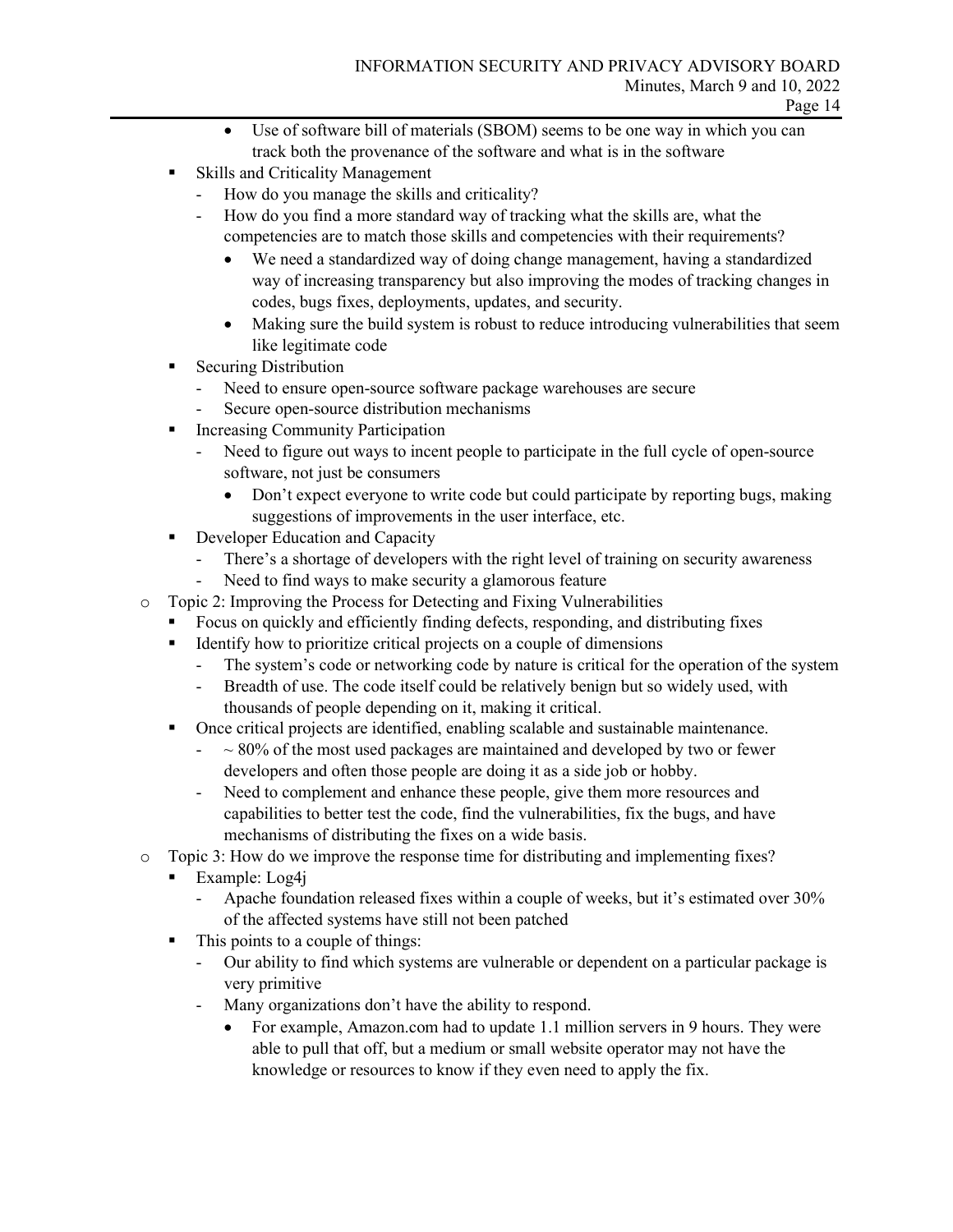- Use of software bill of materials (SBOM) seems to be one way in which you can track both the provenance of the software and what is in the software
  - Skills and Criticality Management
    - How do you manage the skills and criticality?
    - How do you find a more standard way of tracking what the skills are, what the competencies are to match those skills and competencies with their requirements?
      - We need a standardized way of doing change management, having a standardized way of increasing transparency but also improving the modes of tracking changes in codes, bugs fixes, deployments, updates, and security.
      - Making sure the build system is robust to reduce introducing vulnerabilities that seem like legitimate code
  - Securing Distribution
    - Need to ensure open-source software package warehouses are secure
    - Secure open-source distribution mechanisms
  - Increasing Community Participation
    - Need to figure out ways to incent people to participate in the full cycle of open-source software, not just be consumers
      - Don't expect everyone to write code but could participate by reporting bugs, making suggestions of improvements in the user interface, etc.
  - Developer Education and Capacity
    - There's a shortage of developers with the right level of training on security awareness
    - Need to find ways to make security a glamorous feature
- Topic 2: Improving the Process for Detecting and Fixing Vulnerabilities
  - Focus on quickly and efficiently finding defects, responding, and distributing fixes
  - Identify how to prioritize critical projects on a couple of dimensions
    - The system's code or networking code by nature is critical for the operation of the system
    - Breadth of use. The code itself could be relatively benign but so widely used, with thousands of people depending on it, making it critical.
  - Once critical projects are identified, enabling scalable and sustainable maintenance.
    - ~ 80% of the most used packages are maintained and developed by two or fewer developers and often those people are doing it as a side job or hobby.
    - Need to complement and enhance these people, give them more resources and capabilities to better test the code, find the vulnerabilities, fix the bugs, and have mechanisms of distributing the fixes on a wide basis.
- Topic 3: How do we improve the response time for distributing and implementing fixes?
  - Example: Log4j
    - Apache foundation released fixes within a couple of weeks, but it's estimated over 30% of the affected systems have still not been patched
  - This points to a couple of things:
    - Our ability to find which systems are vulnerable or dependent on a particular package is very primitive
    - Many organizations don't have the ability to respond.
      - For example, Amazon.com had to update 1.1 million servers in 9 hours. They were able to pull that off, but a medium or small website operator may not have the knowledge or resources to know if they even need to apply the fix.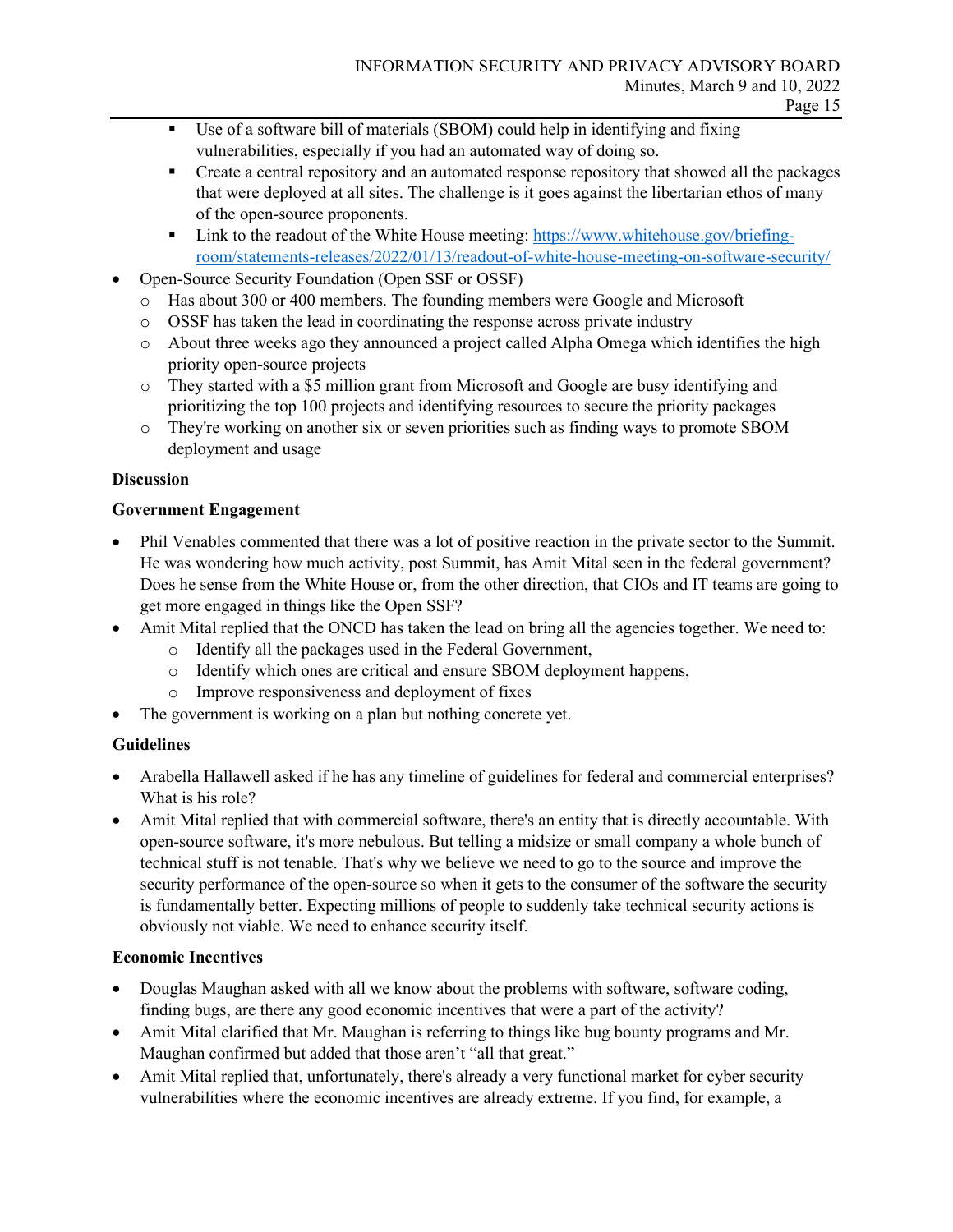- Use of a software bill of materials (SBOM) could help in identifying and fixing vulnerabilities, especially if you had an automated way of doing so.
    - Create a central repository and an automated response repository that showed all the packages that were deployed at all sites. The challenge is it goes against the libertarian ethos of many of the open-source proponents.
    - Link to the readout of the White House meeting: [https://www.whitehouse.gov/briefing-room/statements-releases/2022/01/13/readout-of-white-house-meeting-on-software-security/](https://www.whitehouse.gov/briefing-room/statements-releases/2022/01/13/readout-of-white-house-meeting-on-software-security/)
- Open-Source Security Foundation (Open SSF or OSSF)
  - Has about 300 or 400 members. The founding members were Google and Microsoft
  - OSSF has taken the lead in coordinating the response across private industry
  - About three weeks ago they announced a project called Alpha Omega which identifies the high priority open-source projects
  - They started with a $5 million grant from Microsoft and Google are busy identifying and prioritizing the top 100 projects and identifying resources to secure the priority packages
  - They're working on another six or seven priorities such as finding ways to promote SBOM deployment and usage

**Discussion**

**Government Engagement**

- Phil Venables commented that there was a lot of positive reaction in the private sector to the Summit. He was wondering how much activity, post Summit, has Amit Mital seen in the federal government? Does he sense from the White House or, from the other direction, that CIOs and IT teams are going to get more engaged in things like the Open SSF?
- Amit Mital replied that the ONCD has taken the lead on bring all the agencies together. We need to:
  - Identify all the packages used in the Federal Government,
  - Identify which ones are critical and ensure SBOM deployment happens,
  - Improve responsiveness and deployment of fixes
- The government is working on a plan but nothing concrete yet.

**Guidelines**

- Arabella Hallawell asked if he has any timeline of guidelines for federal and commercial enterprises? What is his role?
- Amit Mital replied that with commercial software, there's an entity that is directly accountable. With open-source software, it's more nebulous. But telling a midsize or small company a whole bunch of technical stuff is not tenable. That's why we believe we need to go to the source and improve the security performance of the open-source so when it gets to the consumer of the software the security is fundamentally better. Expecting millions of people to suddenly take technical security actions is obviously not viable. We need to enhance security itself.

**Economic Incentives**

- Douglas Maughan asked with all we know about the problems with software, software coding, finding bugs, are there any good economic incentives that were a part of the activity?
- Amit Mital clarified that Mr. Maughan is referring to things like bug bounty programs and Mr. Maughan confirmed but added that those aren't "all that great."
- Amit Mital replied that, unfortunately, there's already a very functional market for cyber security vulnerabilities where the economic incentives are already extreme. If you find, for example, a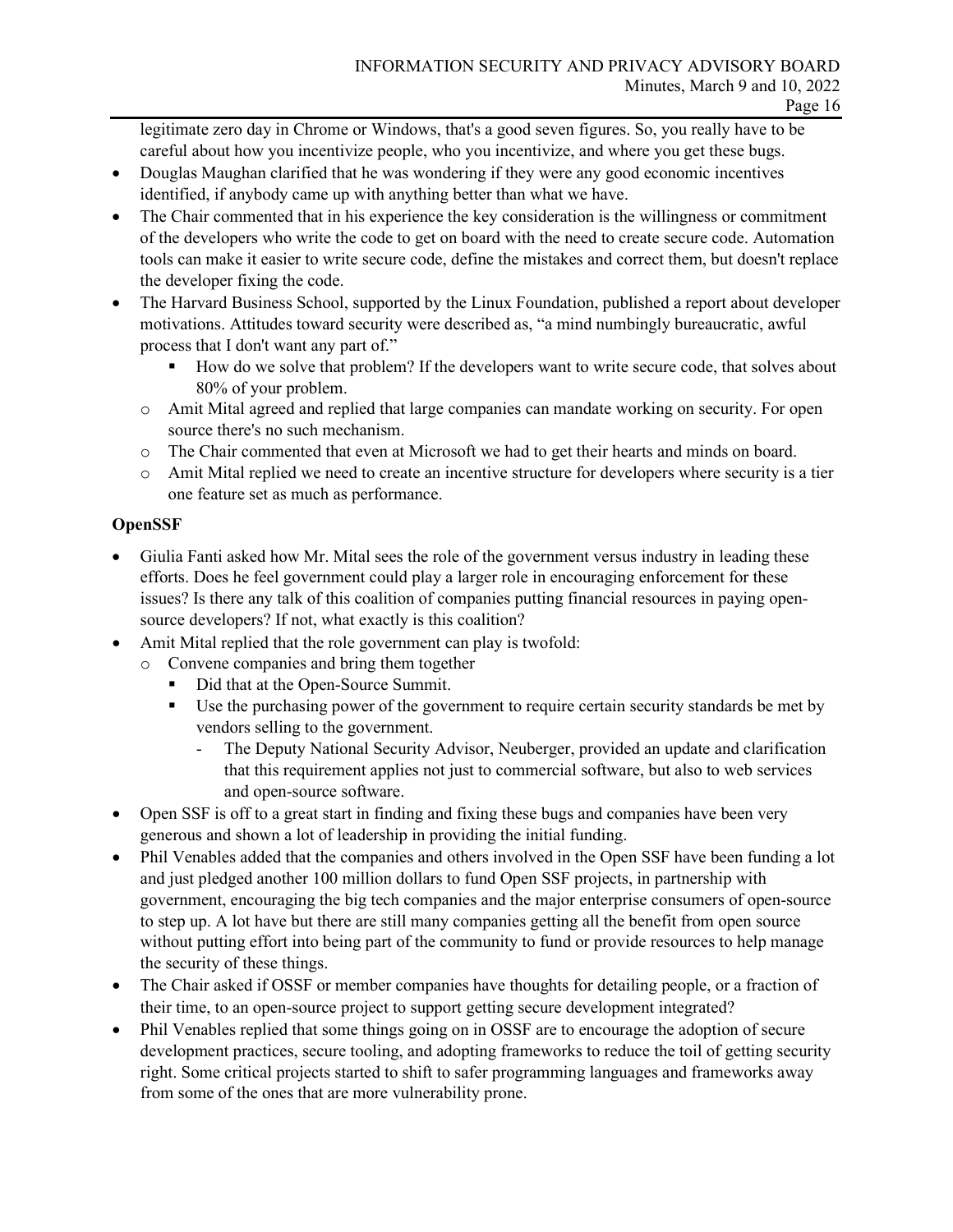legitimate zero day in Chrome or Windows, that's a good seven figures. So, you really have to be careful about how you incentivize people, who you incentivize, and where you get these bugs.

- Douglas Maughan clarified that he was wondering if they were any good economic incentives identified, if anybody came up with anything better than what we have.
- The Chair commented that in his experience the key consideration is the willingness or commitment of the developers who write the code to get on board with the need to create secure code. Automation tools can make it easier to write secure code, define the mistakes and correct them, but doesn't replace the developer fixing the code.
- The Harvard Business School, supported by the Linux Foundation, published a report about developer motivations. Attitudes toward security were described as, "a mind numbingly bureaucratic, awful process that I don't want any part of."
  - How do we solve that problem? If the developers want to write secure code, that solves about 80% of your problem.
  - Amit Mital agreed and replied that large companies can mandate working on security. For open source there's no such mechanism.
  - The Chair commented that even at Microsoft we had to get their hearts and minds on board.
  - Amit Mital replied we need to create an incentive structure for developers where security is a tier one feature set as much as performance.

**OpenSSF**

- Giulia Fanti asked how Mr. Mital sees the role of the government versus industry in leading these efforts. Does he feel government could play a larger role in encouraging enforcement for these issues? Is there any talk of this coalition of companies putting financial resources in paying open-source developers? If not, what exactly is this coalition?
- Amit Mital replied that the role government can play is twofold:
  - Convene companies and bring them together
    - Did that at the Open-Source Summit.
    - Use the purchasing power of the government to require certain security standards be met by vendors selling to the government.
      - The Deputy National Security Advisor, Neuberger, provided an update and clarification that this requirement applies not just to commercial software, but also to web services and open-source software.
- Open SSF is off to a great start in finding and fixing these bugs and companies have been very generous and shown a lot of leadership in providing the initial funding.
- Phil Venables added that the companies and others involved in the Open SSF have been funding a lot and just pledged another 100 million dollars to fund Open SSF projects, in partnership with government, encouraging the big tech companies and the major enterprise consumers of open-source to step up. A lot have but there are still many companies getting all the benefit from open source without putting effort into being part of the community to fund or provide resources to help manage the security of these things.
- The Chair asked if OSSF or member companies have thoughts for detailing people, or a fraction of their time, to an open-source project to support getting secure development integrated?
- Phil Venables replied that some things going on in OSSF are to encourage the adoption of secure development practices, secure tooling, and adopting frameworks to reduce the toil of getting security right. Some critical projects started to shift to safer programming languages and frameworks away from some of the ones that are more vulnerability prone.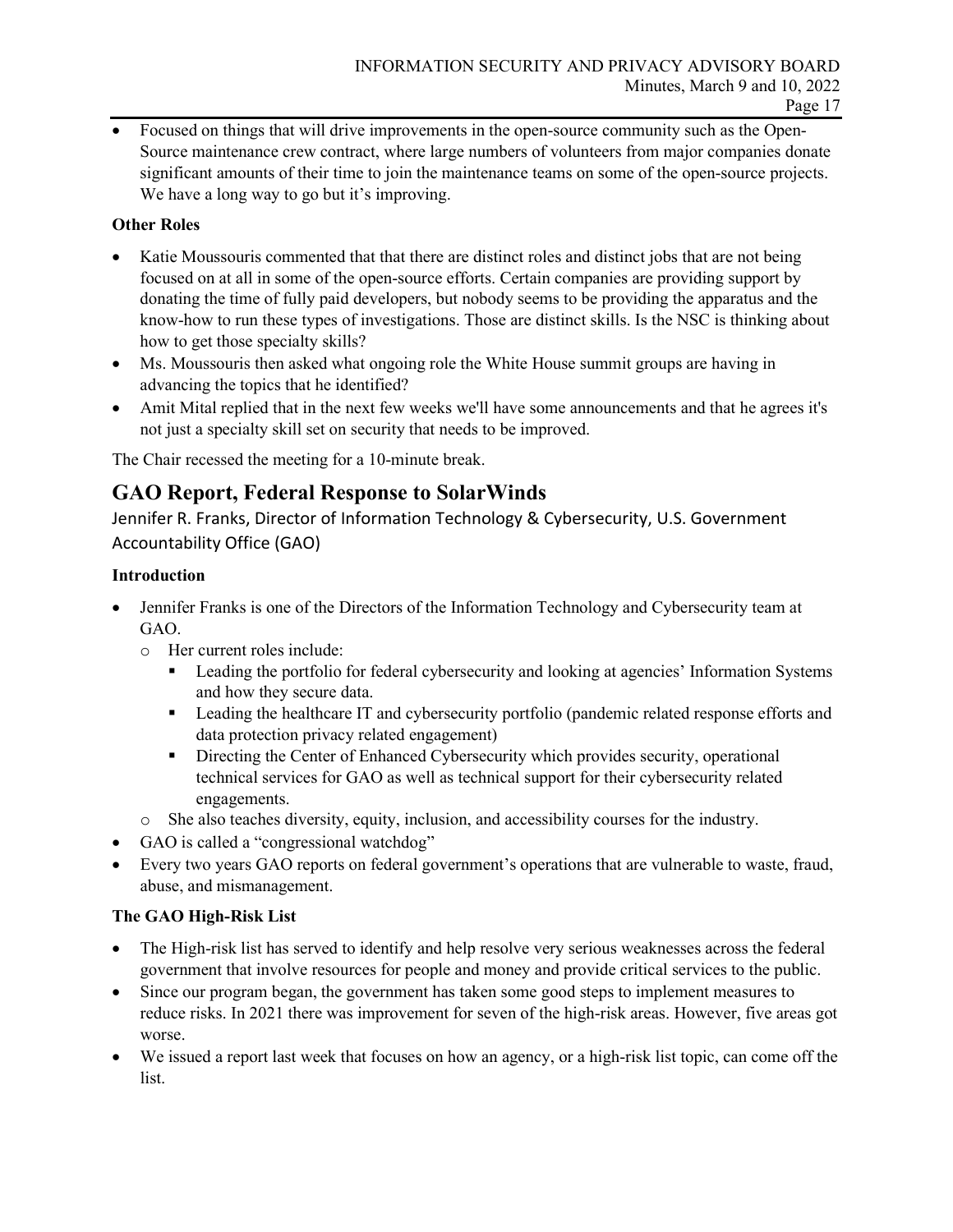- Focused on things that will drive improvements in the open-source community such as the Open-Source maintenance crew contract, where large numbers of volunteers from major companies donate significant amounts of their time to join the maintenance teams on some of the open-source projects. We have a long way to go but it's improving.

**Other Roles**

- Katie Moussouris commented that that there are distinct roles and distinct jobs that are not being focused on at all in some of the open-source efforts. Certain companies are providing support by donating the time of fully paid developers, but nobody seems to be providing the apparatus and the know-how to run these types of investigations. Those are distinct skills. Is the NSC is thinking about how to get those specialty skills?
- Ms. Moussouris then asked what ongoing role the White House summit groups are having in advancing the topics that he identified?
- Amit Mital replied that in the next few weeks we'll have some announcements and that he agrees it's not just a specialty skill set on security that needs to be improved.

The Chair recessed the meeting for a 10-minute break.

## GAO Report, Federal Response to SolarWinds

Jennifer R. Franks, Director of Information Technology & Cybersecurity, U.S. Government Accountability Office (GAO)

**Introduction**

- Jennifer Franks is one of the Directors of the Information Technology and Cybersecurity team at GAO.
  - Her current roles include:
    - Leading the portfolio for federal cybersecurity and looking at agencies' Information Systems and how they secure data.
    - Leading the healthcare IT and cybersecurity portfolio (pandemic related response efforts and data protection privacy related engagement)
    - Directing the Center of Enhanced Cybersecurity which provides security, operational technical services for GAO as well as technical support for their cybersecurity related engagements.
  - She also teaches diversity, equity, inclusion, and accessibility courses for the industry.
- GAO is called a "congressional watchdog"
- Every two years GAO reports on federal government's operations that are vulnerable to waste, fraud, abuse, and mismanagement.

**The GAO High-Risk List**

- The High-risk list has served to identify and help resolve very serious weaknesses across the federal government that involve resources for people and money and provide critical services to the public.
- Since our program began, the government has taken some good steps to implement measures to reduce risks. In 2021 there was improvement for seven of the high-risk areas. However, five areas got worse.
- We issued a report last week that focuses on how an agency, or a high-risk list topic, can come off the list.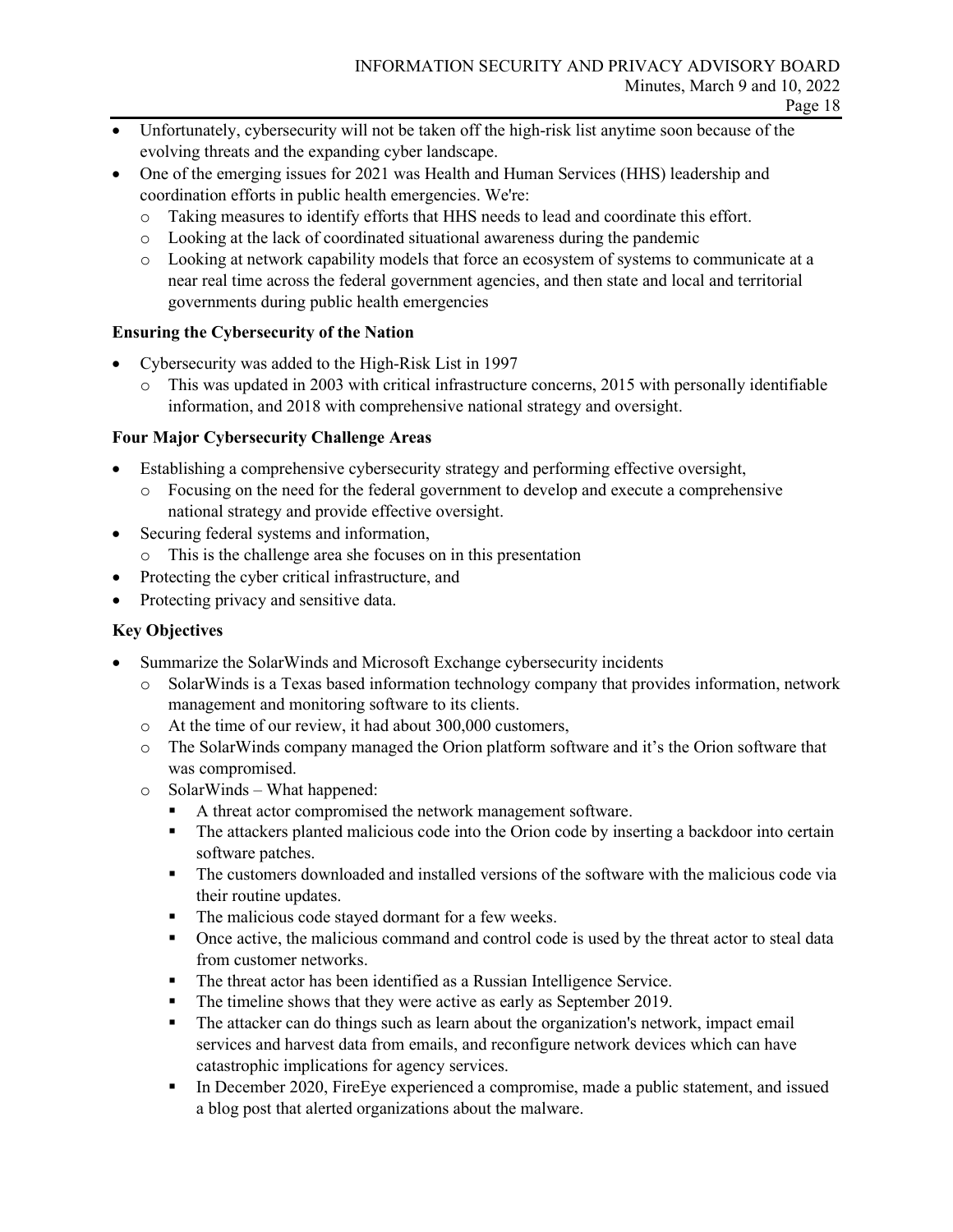- Unfortunately, cybersecurity will not be taken off the high-risk list anytime soon because of the evolving threats and the expanding cyber landscape.
- One of the emerging issues for 2021 was Health and Human Services (HHS) leadership and coordination efforts in public health emergencies. We're:
  - Taking measures to identify efforts that HHS needs to lead and coordinate this effort.
  - Looking at the lack of coordinated situational awareness during the pandemic
  - Looking at network capability models that force an ecosystem of systems to communicate at a near real time across the federal government agencies, and then state and local and territorial governments during public health emergencies

**Ensuring the Cybersecurity of the Nation**

- Cybersecurity was added to the High-Risk List in 1997
  - This was updated in 2003 with critical infrastructure concerns, 2015 with personally identifiable information, and 2018 with comprehensive national strategy and oversight.

**Four Major Cybersecurity Challenge Areas**

- Establishing a comprehensive cybersecurity strategy and performing effective oversight,
  - Focusing on the need for the federal government to develop and execute a comprehensive national strategy and provide effective oversight.
- Securing federal systems and information,
  - This is the challenge area she focuses on in this presentation
- Protecting the cyber critical infrastructure, and
- Protecting privacy and sensitive data.

**Key Objectives**

- Summarize the SolarWinds and Microsoft Exchange cybersecurity incidents
  - SolarWinds is a Texas based information technology company that provides information, network management and monitoring software to its clients.
  - At the time of our review, it had about 300,000 customers,
  - The SolarWinds company managed the Orion platform software and it's the Orion software that was compromised.
  - SolarWinds – What happened:
    - A threat actor compromised the network management software.
    - The attackers planted malicious code into the Orion code by inserting a backdoor into certain software patches.
    - The customers downloaded and installed versions of the software with the malicious code via their routine updates.
    - The malicious code stayed dormant for a few weeks.
    - Once active, the malicious command and control code is used by the threat actor to steal data from customer networks.
    - The threat actor has been identified as a Russian Intelligence Service.
    - The timeline shows that they were active as early as September 2019.
    - The attacker can do things such as learn about the organization's network, impact email services and harvest data from emails, and reconfigure network devices which can have catastrophic implications for agency services.
    - In December 2020, FireEye experienced a compromise, made a public statement, and issued a blog post that alerted organizations about the malware.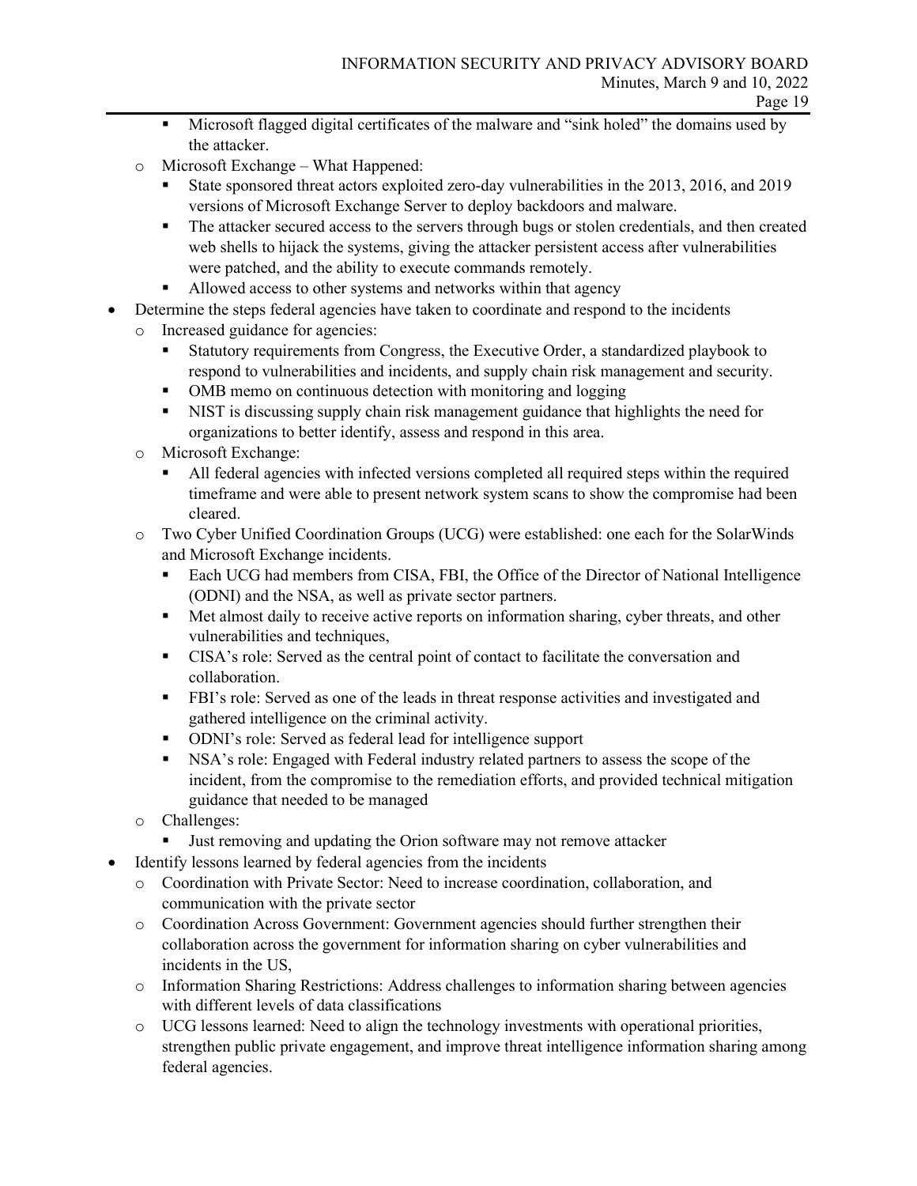- Microsoft flagged digital certificates of the malware and "sink holed" the domains used by the attacker.
  - Microsoft Exchange – What Happened:
    - State sponsored threat actors exploited zero-day vulnerabilities in the 2013, 2016, and 2019 versions of Microsoft Exchange Server to deploy backdoors and malware.
    - The attacker secured access to the servers through bugs or stolen credentials, and then created web shells to hijack the systems, giving the attacker persistent access after vulnerabilities were patched, and the ability to execute commands remotely.
    - Allowed access to other systems and networks within that agency
- Determine the steps federal agencies have taken to coordinate and respond to the incidents
  - Increased guidance for agencies:
    - Statutory requirements from Congress, the Executive Order, a standardized playbook to respond to vulnerabilities and incidents, and supply chain risk management and security.
    - OMB memo on continuous detection with monitoring and logging
    - NIST is discussing supply chain risk management guidance that highlights the need for organizations to better identify, assess and respond in this area.
  - Microsoft Exchange:
    - All federal agencies with infected versions completed all required steps within the required timeframe and were able to present network system scans to show the compromise had been cleared.
  - Two Cyber Unified Coordination Groups (UCG) were established: one each for the SolarWinds and Microsoft Exchange incidents.
    - Each UCG had members from CISA, FBI, the Office of the Director of National Intelligence (ODNI) and the NSA, as well as private sector partners.
    - Met almost daily to receive active reports on information sharing, cyber threats, and other vulnerabilities and techniques,
    - CISA's role: Served as the central point of contact to facilitate the conversation and collaboration.
    - FBI's role: Served as one of the leads in threat response activities and investigated and gathered intelligence on the criminal activity.
    - ODNI's role: Served as federal lead for intelligence support
    - NSA's role: Engaged with Federal industry related partners to assess the scope of the incident, from the compromise to the remediation efforts, and provided technical mitigation guidance that needed to be managed
  - Challenges:
    - Just removing and updating the Orion software may not remove attacker
- Identify lessons learned by federal agencies from the incidents
  - Coordination with Private Sector: Need to increase coordination, collaboration, and communication with the private sector
  - Coordination Across Government: Government agencies should further strengthen their collaboration across the government for information sharing on cyber vulnerabilities and incidents in the US,
  - Information Sharing Restrictions: Address challenges to information sharing between agencies with different levels of data classifications
  - UCG lessons learned: Need to align the technology investments with operational priorities, strengthen public private engagement, and improve threat intelligence information sharing among federal agencies.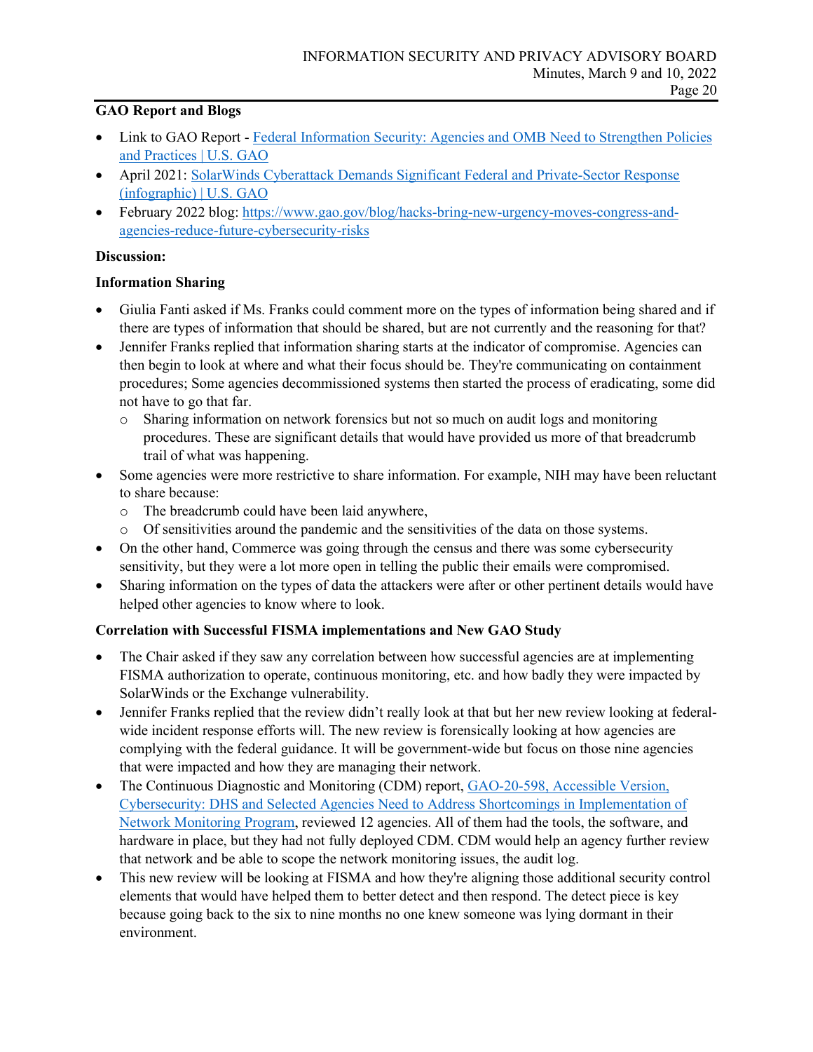**GAO Report and Blogs**

- Link to GAO Report - [Federal Information Security: Agencies and OMB Need to Strengthen Policies and Practices | U.S. GAO]()
- April 2021: [SolarWinds Cyberattack Demands Significant Federal and Private-Sector Response (infographic) | U.S. GAO]()
- February 2022 blog: [https://www.gao.gov/blog/hacks-bring-new-urgency-moves-congress-and-agencies-reduce-future-cybersecurity-risks](https://www.gao.gov/blog/hacks-bring-new-urgency-moves-congress-and-agencies-reduce-future-cybersecurity-risks)

**Discussion:**

**Information Sharing**

- Giulia Fanti asked if Ms. Franks could comment more on the types of information being shared and if there are types of information that should be shared, but are not currently and the reasoning for that?
- Jennifer Franks replied that information sharing starts at the indicator of compromise. Agencies can then begin to look at where and what their focus should be. They're communicating on containment procedures; Some agencies decommissioned systems then started the process of eradicating, some did not have to go that far.
  - Sharing information on network forensics but not so much on audit logs and monitoring procedures. These are significant details that would have provided us more of that breadcrumb trail of what was happening.
- Some agencies were more restrictive to share information. For example, NIH may have been reluctant to share because:
  - The breadcrumb could have been laid anywhere,
  - Of sensitivities around the pandemic and the sensitivities of the data on those systems.
- On the other hand, Commerce was going through the census and there was some cybersecurity sensitivity, but they were a lot more open in telling the public their emails were compromised.
- Sharing information on the types of data the attackers were after or other pertinent details would have helped other agencies to know where to look.

**Correlation with Successful FISMA implementations and New GAO Study**

- The Chair asked if they saw any correlation between how successful agencies are at implementing FISMA authorization to operate, continuous monitoring, etc. and how badly they were impacted by SolarWinds or the Exchange vulnerability.
- Jennifer Franks replied that the review didn't really look at that but her new review looking at federal-wide incident response efforts will. The new review is forensically looking at how agencies are complying with the federal guidance. It will be government-wide but focus on those nine agencies that were impacted and how they are managing their network.
- The Continuous Diagnostic and Monitoring (CDM) report, [GAO-20-598, Accessible Version, Cybersecurity: DHS and Selected Agencies Need to Address Shortcomings in Implementation of Network Monitoring Program](), reviewed 12 agencies. All of them had the tools, the software, and hardware in place, but they had not fully deployed CDM. CDM would help an agency further review that network and be able to scope the network monitoring issues, the audit log.
- This new review will be looking at FISMA and how they're aligning those additional security control elements that would have helped them to better detect and then respond. The detect piece is key because going back to the six to nine months no one knew someone was lying dormant in their environment.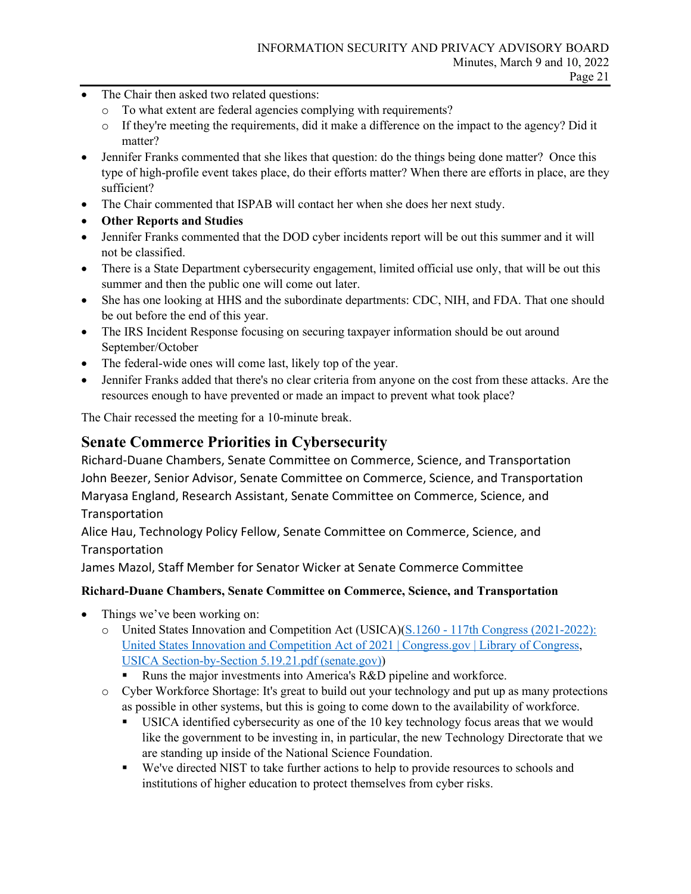- The Chair then asked two related questions:
  - To what extent are federal agencies complying with requirements?
  - If they're meeting the requirements, did it make a difference on the impact to the agency? Did it matter?
- Jennifer Franks commented that she likes that question: do the things being done matter? Once this type of high-profile event takes place, do their efforts matter? When there are efforts in place, are they sufficient?
- The Chair commented that ISPAB will contact her when she does her next study.
- **Other Reports and Studies**
- Jennifer Franks commented that the DOD cyber incidents report will be out this summer and it will not be classified.
- There is a State Department cybersecurity engagement, limited official use only, that will be out this summer and then the public one will come out later.
- She has one looking at HHS and the subordinate departments: CDC, NIH, and FDA. That one should be out before the end of this year.
- The IRS Incident Response focusing on securing taxpayer information should be out around September/October
- The federal-wide ones will come last, likely top of the year.
- Jennifer Franks added that there's no clear criteria from anyone on the cost from these attacks. Are the resources enough to have prevented or made an impact to prevent what took place?

The Chair recessed the meeting for a 10-minute break.

## Senate Commerce Priorities in Cybersecurity

Richard-Duane Chambers, Senate Committee on Commerce, Science, and Transportation
John Beezer, Senior Advisor, Senate Committee on Commerce, Science, and Transportation
Maryasa England, Research Assistant, Senate Committee on Commerce, Science, and Transportation
Alice Hau, Technology Policy Fellow, Senate Committee on Commerce, Science, and Transportation
James Mazol, Staff Member for Senator Wicker at Senate Commerce Committee

**Richard-Duane Chambers, Senate Committee on Commerce, Science, and Transportation**

- Things we've been working on:
  - United States Innovation and Competition Act (USICA)(S.1260 - 117th Congress (2021-2022): United States Innovation and Competition Act of 2021 | Congress.gov | Library of Congress, USICA Section-by-Section 5.19.21.pdf (senate.gov))
    - Runs the major investments into America's R&D pipeline and workforce.
  - Cyber Workforce Shortage: It's great to build out your technology and put up as many protections as possible in other systems, but this is going to come down to the availability of workforce.
    - USICA identified cybersecurity as one of the 10 key technology focus areas that we would like the government to be investing in, in particular, the new Technology Directorate that we are standing up inside of the National Science Foundation.
    - We've directed NIST to take further actions to help to provide resources to schools and institutions of higher education to protect themselves from cyber risks.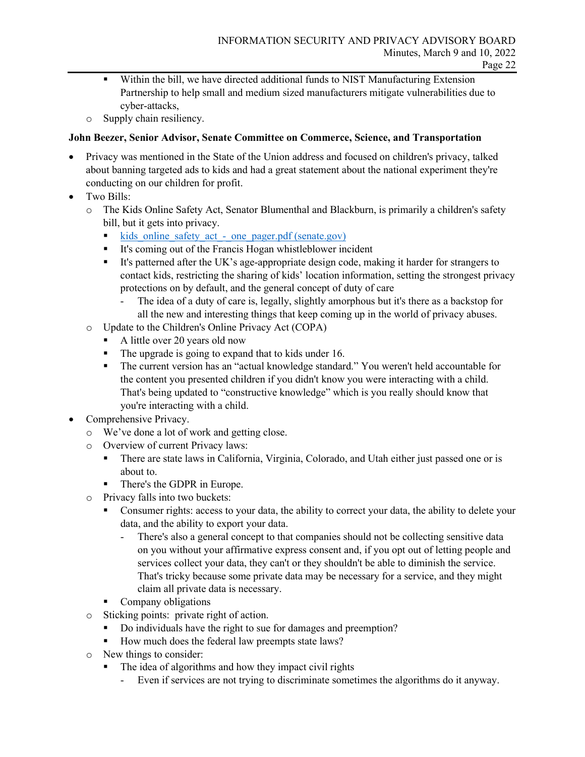- Within the bill, we have directed additional funds to NIST Manufacturing Extension Partnership to help small and medium sized manufacturers mitigate vulnerabilities due to cyber-attacks,
  - Supply chain resiliency.

**John Beezer, Senior Advisor, Senate Committee on Commerce, Science, and Transportation**

- Privacy was mentioned in the State of the Union address and focused on children's privacy, talked about banning targeted ads to kids and had a great statement about the national experiment they're conducting on our children for profit.
- Two Bills:
  - The Kids Online Safety Act, Senator Blumenthal and Blackburn, is primarily a children's safety bill, but it gets into privacy.
    - kids_online_safety_act_-_one_pager.pdf (senate.gov)
    - It's coming out of the Francis Hogan whistleblower incident
    - It's patterned after the UK's age-appropriate design code, making it harder for strangers to contact kids, restricting the sharing of kids' location information, setting the strongest privacy protections on by default, and the general concept of duty of care
      - The idea of a duty of care is, legally, slightly amorphous but it's there as a backstop for all the new and interesting things that keep coming up in the world of privacy abuses.
  - Update to the Children's Online Privacy Act (COPA)
    - A little over 20 years old now
    - The upgrade is going to expand that to kids under 16.
    - The current version has an "actual knowledge standard." You weren't held accountable for the content you presented children if you didn't know you were interacting with a child. That's being updated to "constructive knowledge" which is you really should know that you're interacting with a child.
- Comprehensive Privacy.
  - We've done a lot of work and getting close.
  - Overview of current Privacy laws:
    - There are state laws in California, Virginia, Colorado, and Utah either just passed one or is about to.
    - There's the GDPR in Europe.
  - Privacy falls into two buckets:
    - Consumer rights: access to your data, the ability to correct your data, the ability to delete your data, and the ability to export your data.
      - There's also a general concept to that companies should not be collecting sensitive data on you without your affirmative express consent and, if you opt out of letting people and services collect your data, they can't or they shouldn't be able to diminish the service. That's tricky because some private data may be necessary for a service, and they might claim all private data is necessary.
    - Company obligations
  - Sticking points: private right of action.
    - Do individuals have the right to sue for damages and preemption?
    - How much does the federal law preempts state laws?
  - New things to consider:
    - The idea of algorithms and how they impact civil rights
      - Even if services are not trying to discriminate sometimes the algorithms do it anyway.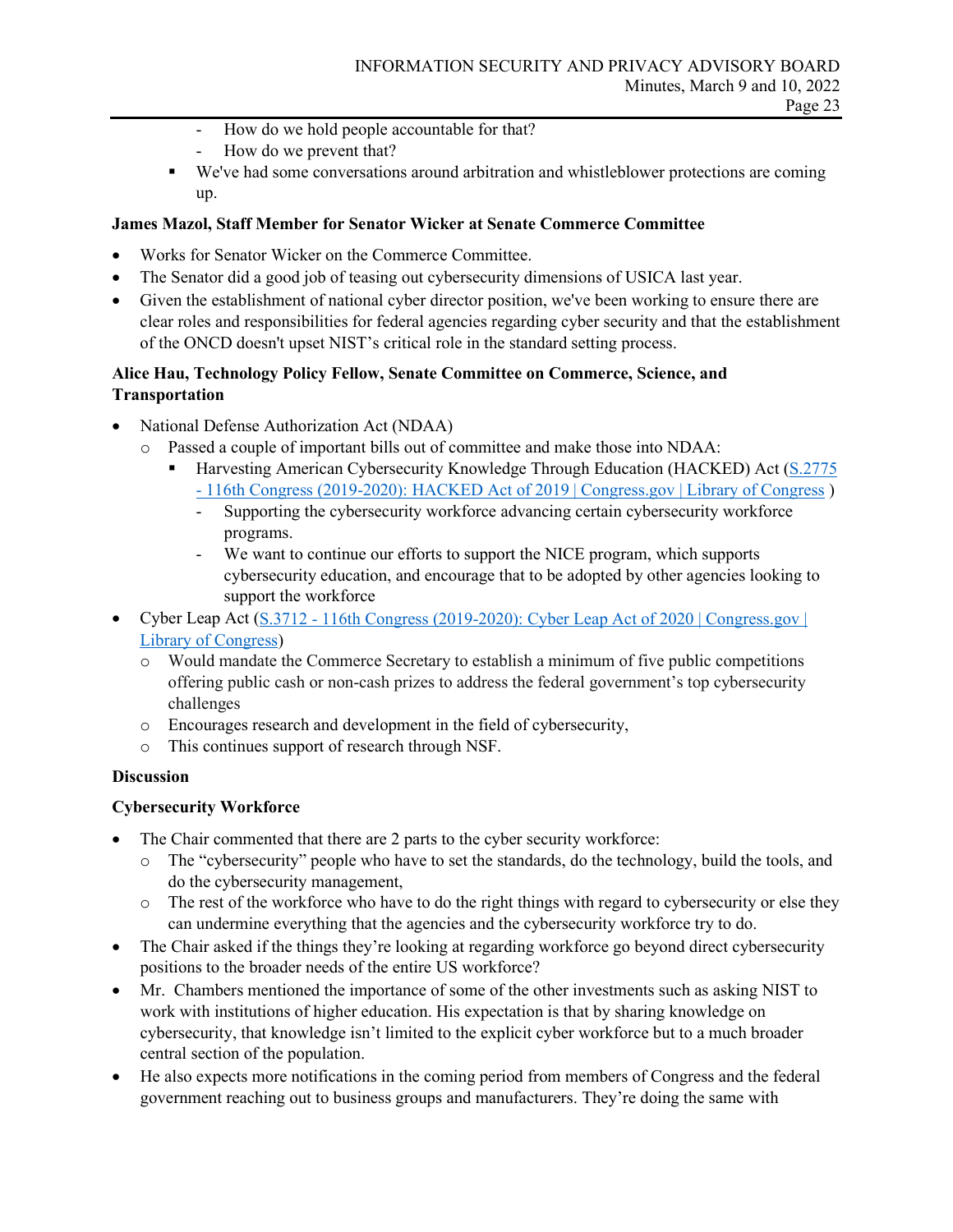- How do we hold people accountable for that?
    - How do we prevent that?
  - We've had some conversations around arbitration and whistleblower protections are coming up.

**James Mazol, Staff Member for Senator Wicker at Senate Commerce Committee**

- Works for Senator Wicker on the Commerce Committee.
- The Senator did a good job of teasing out cybersecurity dimensions of USICA last year.
- Given the establishment of national cyber director position, we've been working to ensure there are clear roles and responsibilities for federal agencies regarding cyber security and that the establishment of the ONCD doesn't upset NIST's critical role in the standard setting process.

**Alice Hau, Technology Policy Fellow, Senate Committee on Commerce, Science, and Transportation**

- National Defense Authorization Act (NDAA)
  - Passed a couple of important bills out of committee and make those into NDAA:
    - Harvesting American Cybersecurity Knowledge Through Education (HACKED) Act (S.2775 - 116th Congress (2019-2020): HACKED Act of 2019 | Congress.gov | Library of Congress )
      - Supporting the cybersecurity workforce advancing certain cybersecurity workforce programs.
      - We want to continue our efforts to support the NICE program, which supports cybersecurity education, and encourage that to be adopted by other agencies looking to support the workforce
- Cyber Leap Act (S.3712 - 116th Congress (2019-2020): Cyber Leap Act of 2020 | Congress.gov | Library of Congress)
  - Would mandate the Commerce Secretary to establish a minimum of five public competitions offering public cash or non-cash prizes to address the federal government's top cybersecurity challenges
  - Encourages research and development in the field of cybersecurity,
  - This continues support of research through NSF.

**Discussion**

**Cybersecurity Workforce**

- The Chair commented that there are 2 parts to the cyber security workforce:
  - The "cybersecurity" people who have to set the standards, do the technology, build the tools, and do the cybersecurity management,
  - The rest of the workforce who have to do the right things with regard to cybersecurity or else they can undermine everything that the agencies and the cybersecurity workforce try to do.
- The Chair asked if the things they're looking at regarding workforce go beyond direct cybersecurity positions to the broader needs of the entire US workforce?
- Mr. Chambers mentioned the importance of some of the other investments such as asking NIST to work with institutions of higher education. His expectation is that by sharing knowledge on cybersecurity, that knowledge isn't limited to the explicit cyber workforce but to a much broader central section of the population.
- He also expects more notifications in the coming period from members of Congress and the federal government reaching out to business groups and manufacturers. They're doing the same with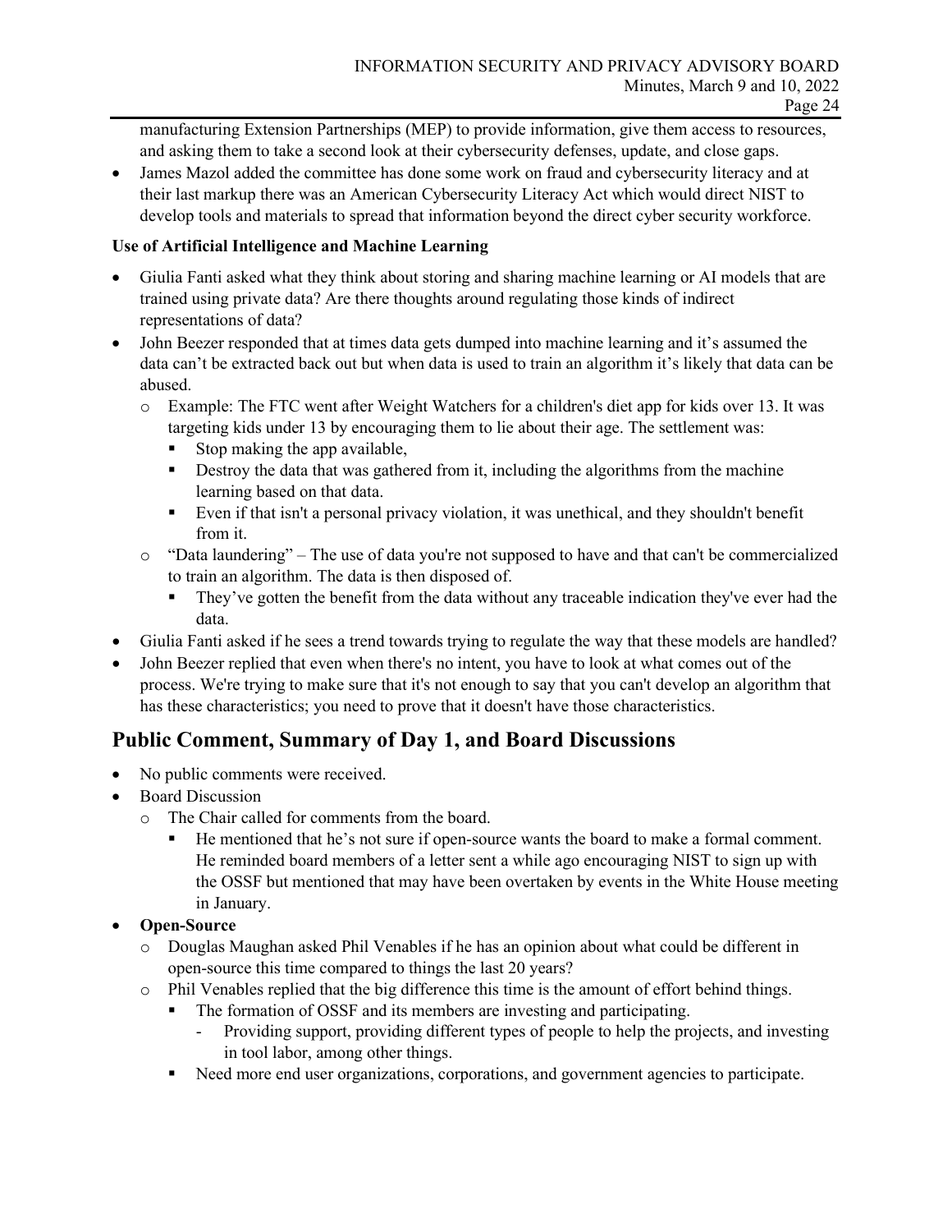manufacturing Extension Partnerships (MEP) to provide information, give them access to resources, and asking them to take a second look at their cybersecurity defenses, update, and close gaps.

- James Mazol added the committee has done some work on fraud and cybersecurity literacy and at their last markup there was an American Cybersecurity Literacy Act which would direct NIST to develop tools and materials to spread that information beyond the direct cyber security workforce.

**Use of Artificial Intelligence and Machine Learning**

- Giulia Fanti asked what they think about storing and sharing machine learning or AI models that are trained using private data? Are there thoughts around regulating those kinds of indirect representations of data?
- John Beezer responded that at times data gets dumped into machine learning and it's assumed the data can't be extracted back out but when data is used to train an algorithm it's likely that data can be abused.
  - Example: The FTC went after Weight Watchers for a children's diet app for kids over 13. It was targeting kids under 13 by encouraging them to lie about their age. The settlement was:
    - Stop making the app available,
    - Destroy the data that was gathered from it, including the algorithms from the machine learning based on that data.
    - Even if that isn't a personal privacy violation, it was unethical, and they shouldn't benefit from it.
  - "Data laundering" – The use of data you're not supposed to have and that can't be commercialized to train an algorithm. The data is then disposed of.
    - They've gotten the benefit from the data without any traceable indication they've ever had the data.
- Giulia Fanti asked if he sees a trend towards trying to regulate the way that these models are handled?
- John Beezer replied that even when there's no intent, you have to look at what comes out of the process. We're trying to make sure that it's not enough to say that you can't develop an algorithm that has these characteristics; you need to prove that it doesn't have those characteristics.

## Public Comment, Summary of Day 1, and Board Discussions

- No public comments were received.
- Board Discussion
  - The Chair called for comments from the board.
    - He mentioned that he's not sure if open-source wants the board to make a formal comment. He reminded board members of a letter sent a while ago encouraging NIST to sign up with the OSSF but mentioned that may have been overtaken by events in the White House meeting in January.
- **Open-Source**
  - Douglas Maughan asked Phil Venables if he has an opinion about what could be different in open-source this time compared to things the last 20 years?
  - Phil Venables replied that the big difference this time is the amount of effort behind things.
    - The formation of OSSF and its members are investing and participating.
      - Providing support, providing different types of people to help the projects, and investing in tool labor, among other things.
    - Need more end user organizations, corporations, and government agencies to participate.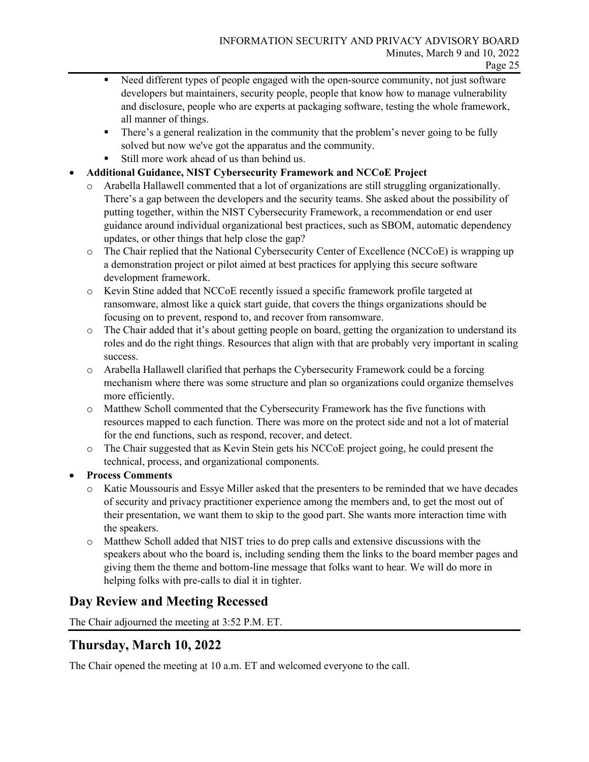- Need different types of people engaged with the open-source community, not just software developers but maintainers, security people, people that know how to manage vulnerability and disclosure, people who are experts at packaging software, testing the whole framework, all manner of things.
      - There's a general realization in the community that the problem's never going to be fully solved but now we've got the apparatus and the community.
      - Still more work ahead of us than behind us.

- **Additional Guidance, NIST Cybersecurity Framework and NCCoE Project**
  - Arabella Hallawell commented that a lot of organizations are still struggling organizationally. There's a gap between the developers and the security teams. She asked about the possibility of putting together, within the NIST Cybersecurity Framework, a recommendation or end user guidance around individual organizational best practices, such as SBOM, automatic dependency updates, or other things that help close the gap?
  - The Chair replied that the National Cybersecurity Center of Excellence (NCCoE) is wrapping up a demonstration project or pilot aimed at best practices for applying this secure software development framework.
  - Kevin Stine added that NCCoE recently issued a specific framework profile targeted at ransomware, almost like a quick start guide, that covers the things organizations should be focusing on to prevent, respond to, and recover from ransomware.
  - The Chair added that it's about getting people on board, getting the organization to understand its roles and do the right things. Resources that align with that are probably very important in scaling success.
  - Arabella Hallawell clarified that perhaps the Cybersecurity Framework could be a forcing mechanism where there was some structure and plan so organizations could organize themselves more efficiently.
  - Matthew Scholl commented that the Cybersecurity Framework has the five functions with resources mapped to each function. There was more on the protect side and not a lot of material for the end functions, such as respond, recover, and detect.
  - The Chair suggested that as Kevin Stein gets his NCCoE project going, he could present the technical, process, and organizational components.
- **Process Comments**
  - Katie Moussouris and Essye Miller asked that the presenters to be reminded that we have decades of security and privacy practitioner experience among the members and, to get the most out of their presentation, we want them to skip to the good part. She wants more interaction time with the speakers.
  - Matthew Scholl added that NIST tries to do prep calls and extensive discussions with the speakers about who the board is, including sending them the links to the board member pages and giving them the theme and bottom-line message that folks want to hear. We will do more in helping folks with pre-calls to dial it in tighter.

## Day Review and Meeting Recessed

The Chair adjourned the meeting at 3:52 P.M. ET.

## Thursday, March 10, 2022

The Chair opened the meeting at 10 a.m. ET and welcomed everyone to the call.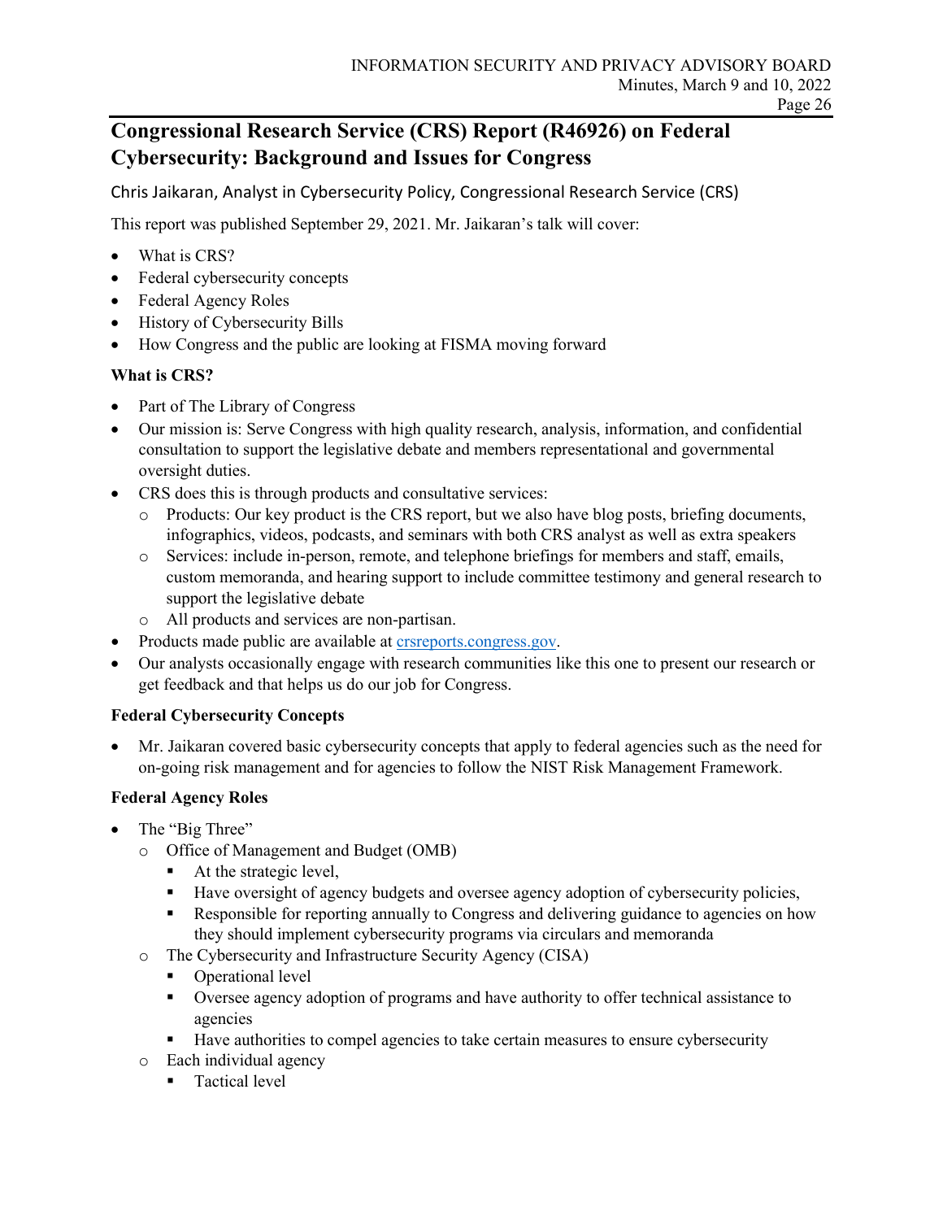## Congressional Research Service (CRS) Report (R46926) on Federal Cybersecurity: Background and Issues for Congress

Chris Jaikaran, Analyst in Cybersecurity Policy, Congressional Research Service (CRS)

This report was published September 29, 2021. Mr. Jaikaran's talk will cover:

- What is CRS?
- Federal cybersecurity concepts
- Federal Agency Roles
- History of Cybersecurity Bills
- How Congress and the public are looking at FISMA moving forward

**What is CRS?**

- Part of The Library of Congress
- Our mission is: Serve Congress with high quality research, analysis, information, and confidential consultation to support the legislative debate and members representational and governmental oversight duties.
- CRS does this is through products and consultative services:
  - Products: Our key product is the CRS report, but we also have blog posts, briefing documents, infographics, videos, podcasts, and seminars with both CRS analyst as well as extra speakers
  - Services: include in-person, remote, and telephone briefings for members and staff, emails, custom memoranda, and hearing support to include committee testimony and general research to support the legislative debate
  - All products and services are non-partisan.
- Products made public are available at [crsreports.congress.gov](https://crsreports.congress.gov).
- Our analysts occasionally engage with research communities like this one to present our research or get feedback and that helps us do our job for Congress.

**Federal Cybersecurity Concepts**

- Mr. Jaikaran covered basic cybersecurity concepts that apply to federal agencies such as the need for on-going risk management and for agencies to follow the NIST Risk Management Framework.

**Federal Agency Roles**

- The "Big Three"
  - Office of Management and Budget (OMB)
    - At the strategic level,
    - Have oversight of agency budgets and oversee agency adoption of cybersecurity policies,
    - Responsible for reporting annually to Congress and delivering guidance to agencies on how they should implement cybersecurity programs via circulars and memoranda
  - The Cybersecurity and Infrastructure Security Agency (CISA)
    - Operational level
    - Oversee agency adoption of programs and have authority to offer technical assistance to agencies
    - Have authorities to compel agencies to take certain measures to ensure cybersecurity
  - Each individual agency
    - Tactical level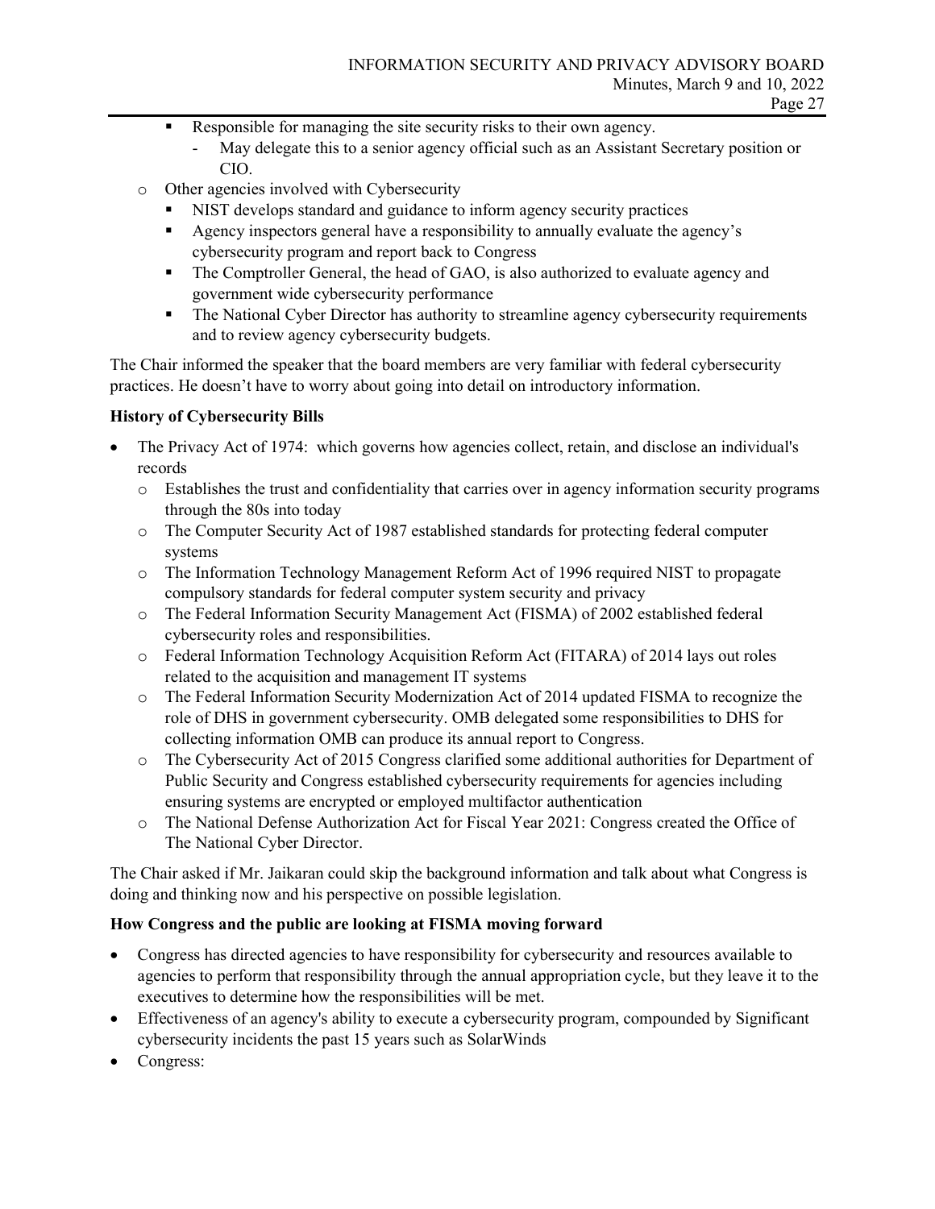- Responsible for managing the site security risks to their own agency.
            - May delegate this to a senior agency official such as an Assistant Secretary position or CIO.
    - Other agencies involved with Cybersecurity
        - NIST develops standard and guidance to inform agency security practices
        - Agency inspectors general have a responsibility to annually evaluate the agency's cybersecurity program and report back to Congress
        - The Comptroller General, the head of GAO, is also authorized to evaluate agency and government wide cybersecurity performance
        - The National Cyber Director has authority to streamline agency cybersecurity requirements and to review agency cybersecurity budgets.

The Chair informed the speaker that the board members are very familiar with federal cybersecurity practices. He doesn't have to worry about going into detail on introductory information.

**History of Cybersecurity Bills**

- The Privacy Act of 1974: which governs how agencies collect, retain, and disclose an individual's records
    - Establishes the trust and confidentiality that carries over in agency information security programs through the 80s into today
    - The Computer Security Act of 1987 established standards for protecting federal computer systems
    - The Information Technology Management Reform Act of 1996 required NIST to propagate compulsory standards for federal computer system security and privacy
    - The Federal Information Security Management Act (FISMA) of 2002 established federal cybersecurity roles and responsibilities.
    - Federal Information Technology Acquisition Reform Act (FITARA) of 2014 lays out roles related to the acquisition and management IT systems
    - The Federal Information Security Modernization Act of 2014 updated FISMA to recognize the role of DHS in government cybersecurity. OMB delegated some responsibilities to DHS for collecting information OMB can produce its annual report to Congress.
    - The Cybersecurity Act of 2015 Congress clarified some additional authorities for Department of Public Security and Congress established cybersecurity requirements for agencies including ensuring systems are encrypted or employed multifactor authentication
    - The National Defense Authorization Act for Fiscal Year 2021: Congress created the Office of The National Cyber Director.

The Chair asked if Mr. Jaikaran could skip the background information and talk about what Congress is doing and thinking now and his perspective on possible legislation.

**How Congress and the public are looking at FISMA moving forward**

- Congress has directed agencies to have responsibility for cybersecurity and resources available to agencies to perform that responsibility through the annual appropriation cycle, but they leave it to the executives to determine how the responsibilities will be met.
- Effectiveness of an agency's ability to execute a cybersecurity program, compounded by Significant cybersecurity incidents the past 15 years such as SolarWinds
- Congress: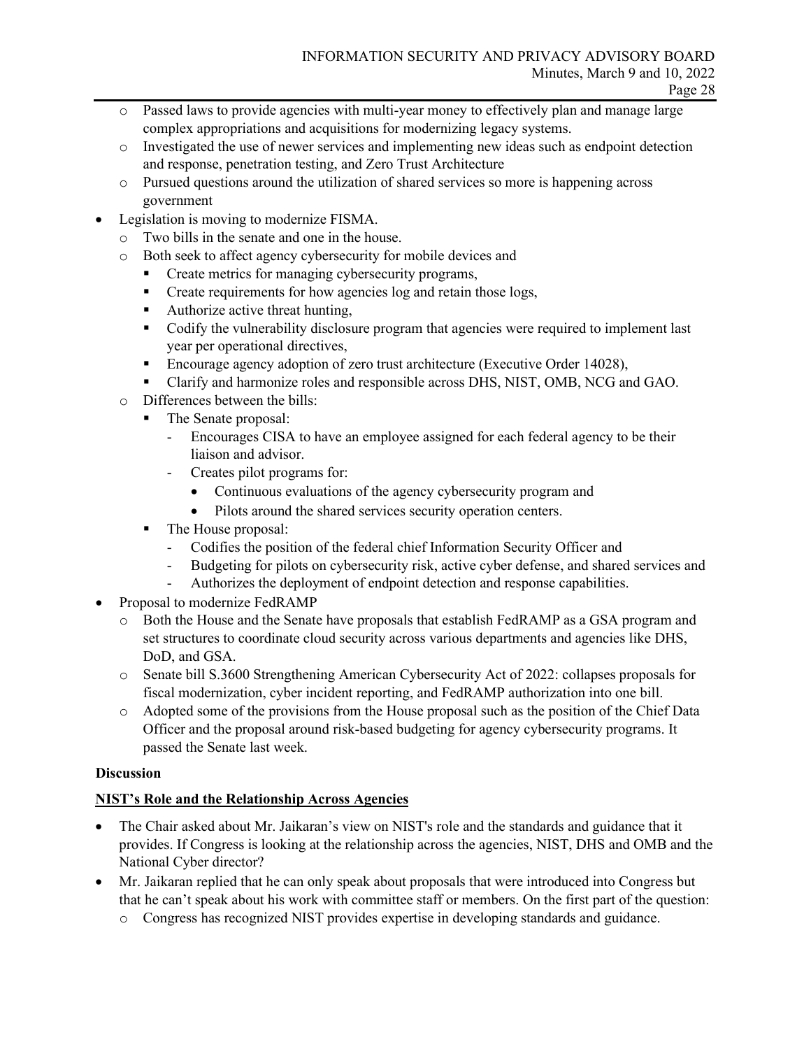- Passed laws to provide agencies with multi-year money to effectively plan and manage large complex appropriations and acquisitions for modernizing legacy systems.
  - Investigated the use of newer services and implementing new ideas such as endpoint detection and response, penetration testing, and Zero Trust Architecture
  - Pursued questions around the utilization of shared services so more is happening across government
- Legislation is moving to modernize FISMA.
  - Two bills in the senate and one in the house.
  - Both seek to affect agency cybersecurity for mobile devices and
    - Create metrics for managing cybersecurity programs,
    - Create requirements for how agencies log and retain those logs,
    - Authorize active threat hunting,
    - Codify the vulnerability disclosure program that agencies were required to implement last year per operational directives,
    - Encourage agency adoption of zero trust architecture (Executive Order 14028),
    - Clarify and harmonize roles and responsible across DHS, NIST, OMB, NCG and GAO.
  - Differences between the bills:
    - The Senate proposal:
      - Encourages CISA to have an employee assigned for each federal agency to be their liaison and advisor.
      - Creates pilot programs for:
        - Continuous evaluations of the agency cybersecurity program and
        - Pilots around the shared services security operation centers.
    - The House proposal:
      - Codifies the position of the federal chief Information Security Officer and
      - Budgeting for pilots on cybersecurity risk, active cyber defense, and shared services and
      - Authorizes the deployment of endpoint detection and response capabilities.
- Proposal to modernize FedRAMP
  - Both the House and the Senate have proposals that establish FedRAMP as a GSA program and set structures to coordinate cloud security across various departments and agencies like DHS, DoD, and GSA.
  - Senate bill S.3600 Strengthening American Cybersecurity Act of 2022: collapses proposals for fiscal modernization, cyber incident reporting, and FedRAMP authorization into one bill.
  - Adopted some of the provisions from the House proposal such as the position of the Chief Data Officer and the proposal around risk-based budgeting for agency cybersecurity programs. It passed the Senate last week.

**Discussion**

**NIST's Role and the Relationship Across Agencies**

- The Chair asked about Mr. Jaikaran's view on NIST's role and the standards and guidance that it provides. If Congress is looking at the relationship across the agencies, NIST, DHS and OMB and the National Cyber director?
- Mr. Jaikaran replied that he can only speak about proposals that were introduced into Congress but that he can't speak about his work with committee staff or members. On the first part of the question:
  - Congress has recognized NIST provides expertise in developing standards and guidance.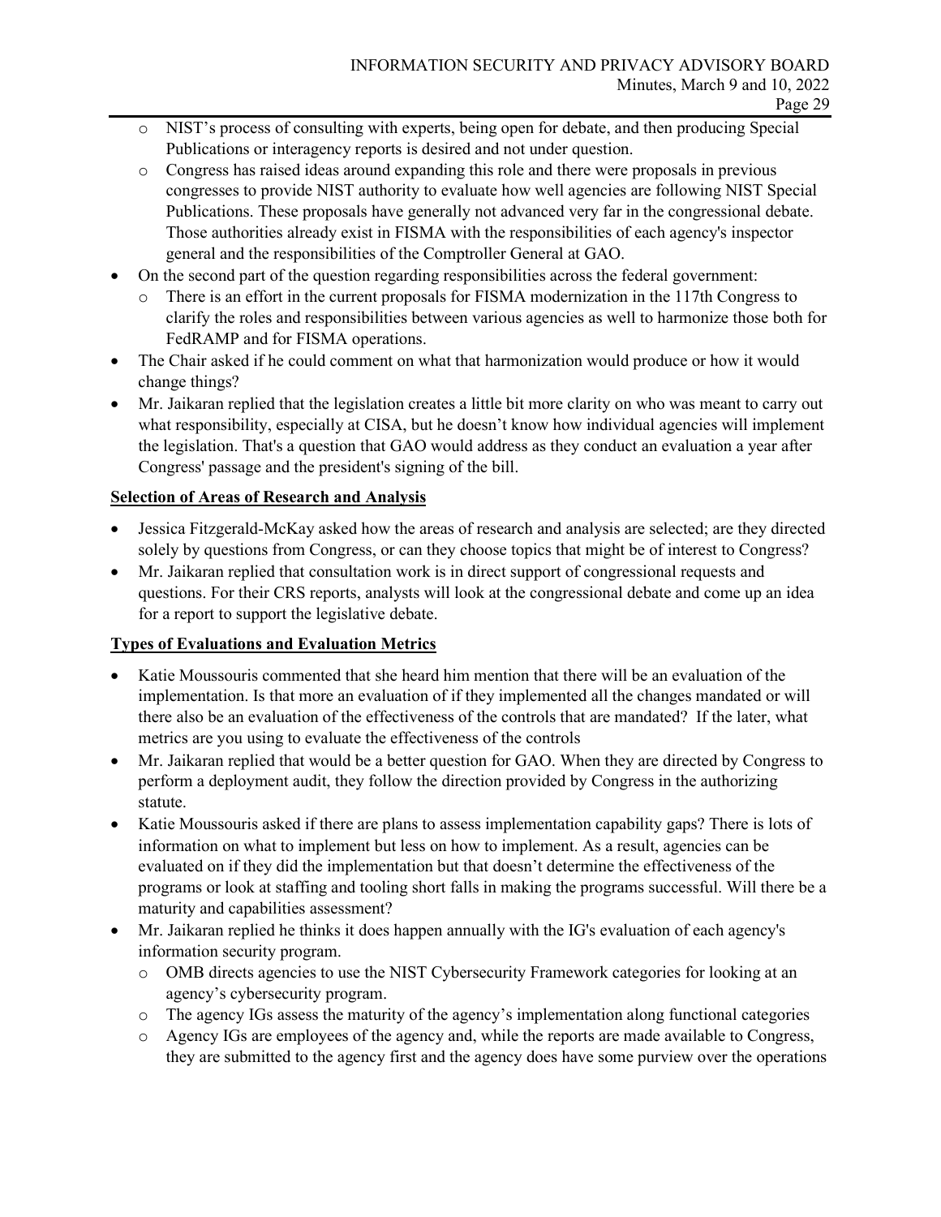- NIST's process of consulting with experts, being open for debate, and then producing Special Publications or interagency reports is desired and not under question.
  - Congress has raised ideas around expanding this role and there were proposals in previous congresses to provide NIST authority to evaluate how well agencies are following NIST Special Publications. These proposals have generally not advanced very far in the congressional debate. Those authorities already exist in FISMA with the responsibilities of each agency's inspector general and the responsibilities of the Comptroller General at GAO.
- On the second part of the question regarding responsibilities across the federal government:
  - There is an effort in the current proposals for FISMA modernization in the 117th Congress to clarify the roles and responsibilities between various agencies as well to harmonize those both for FedRAMP and for FISMA operations.
- The Chair asked if he could comment on what that harmonization would produce or how it would change things?
- Mr. Jaikaran replied that the legislation creates a little bit more clarity on who was meant to carry out what responsibility, especially at CISA, but he doesn't know how individual agencies will implement the legislation. That's a question that GAO would address as they conduct an evaluation a year after Congress' passage and the president's signing of the bill.

**Selection of Areas of Research and Analysis**

- Jessica Fitzgerald-McKay asked how the areas of research and analysis are selected; are they directed solely by questions from Congress, or can they choose topics that might be of interest to Congress?
- Mr. Jaikaran replied that consultation work is in direct support of congressional requests and questions. For their CRS reports, analysts will look at the congressional debate and come up an idea for a report to support the legislative debate.

**Types of Evaluations and Evaluation Metrics**

- Katie Moussouris commented that she heard him mention that there will be an evaluation of the implementation. Is that more an evaluation of if they implemented all the changes mandated or will there also be an evaluation of the effectiveness of the controls that are mandated? If the later, what metrics are you using to evaluate the effectiveness of the controls
- Mr. Jaikaran replied that would be a better question for GAO. When they are directed by Congress to perform a deployment audit, they follow the direction provided by Congress in the authorizing statute.
- Katie Moussouris asked if there are plans to assess implementation capability gaps? There is lots of information on what to implement but less on how to implement. As a result, agencies can be evaluated on if they did the implementation but that doesn't determine the effectiveness of the programs or look at staffing and tooling short falls in making the programs successful. Will there be a maturity and capabilities assessment?
- Mr. Jaikaran replied he thinks it does happen annually with the IG's evaluation of each agency's information security program.
  - OMB directs agencies to use the NIST Cybersecurity Framework categories for looking at an agency's cybersecurity program.
  - The agency IGs assess the maturity of the agency's implementation along functional categories
  - Agency IGs are employees of the agency and, while the reports are made available to Congress, they are submitted to the agency first and the agency does have some purview over the operations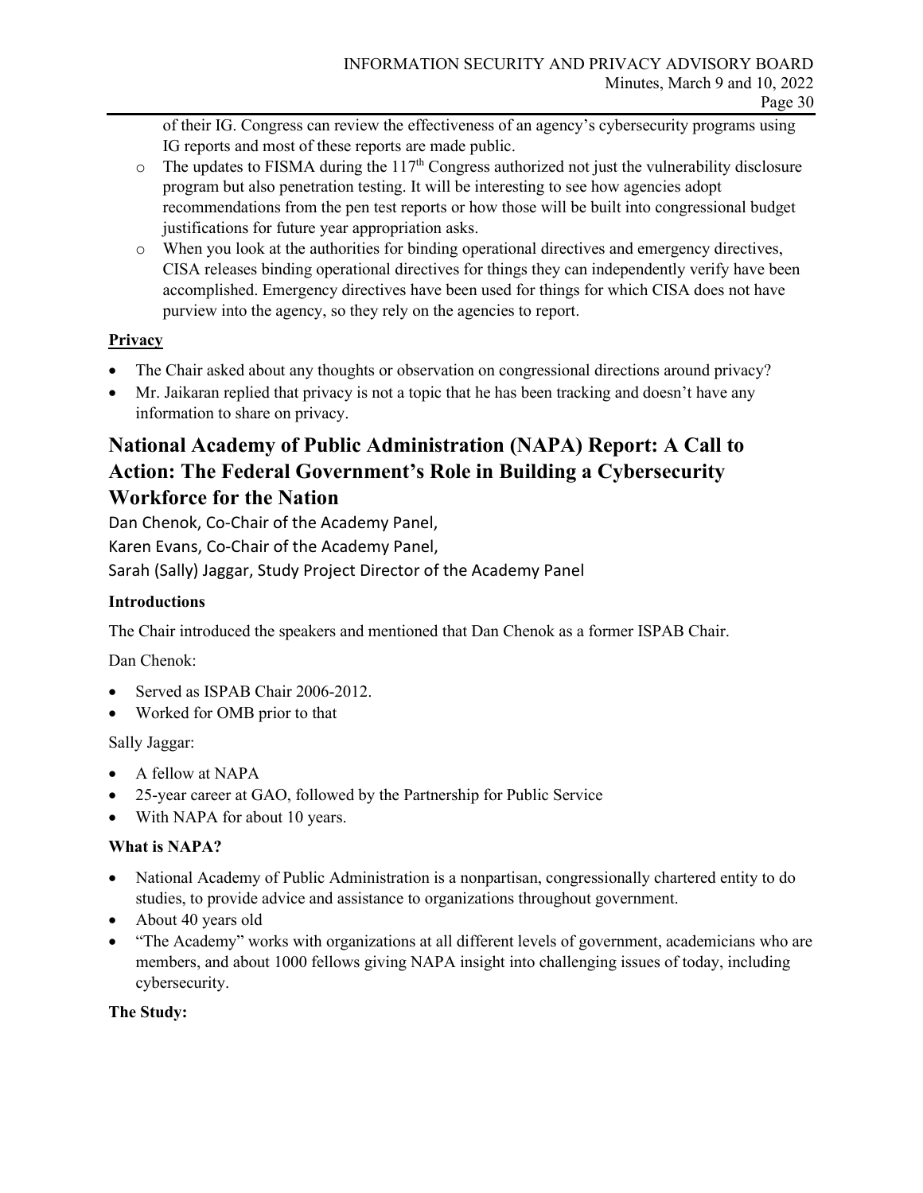of their IG. Congress can review the effectiveness of an agency's cybersecurity programs using IG reports and most of these reports are made public.

- The updates to FISMA during the 117th Congress authorized not just the vulnerability disclosure program but also penetration testing. It will be interesting to see how agencies adopt recommendations from the pen test reports or how those will be built into congressional budget justifications for future year appropriation asks.
- When you look at the authorities for binding operational directives and emergency directives, CISA releases binding operational directives for things they can independently verify have been accomplished. Emergency directives have been used for things for which CISA does not have purview into the agency, so they rely on the agencies to report.

**Privacy**

- The Chair asked about any thoughts or observation on congressional directions around privacy?
- Mr. Jaikaran replied that privacy is not a topic that he has been tracking and doesn't have any information to share on privacy.

## National Academy of Public Administration (NAPA) Report: A Call to Action: The Federal Government's Role in Building a Cybersecurity Workforce for the Nation

Dan Chenok, Co-Chair of the Academy Panel,
Karen Evans, Co-Chair of the Academy Panel,
Sarah (Sally) Jaggar, Study Project Director of the Academy Panel

**Introductions**

The Chair introduced the speakers and mentioned that Dan Chenok as a former ISPAB Chair.

Dan Chenok:

- Served as ISPAB Chair 2006-2012.
- Worked for OMB prior to that

Sally Jaggar:

- A fellow at NAPA
- 25-year career at GAO, followed by the Partnership for Public Service
- With NAPA for about 10 years.

**What is NAPA?**

- National Academy of Public Administration is a nonpartisan, congressionally chartered entity to do studies, to provide advice and assistance to organizations throughout government.
- About 40 years old
- "The Academy" works with organizations at all different levels of government, academicians who are members, and about 1000 fellows giving NAPA insight into challenging issues of today, including cybersecurity.

**The Study:**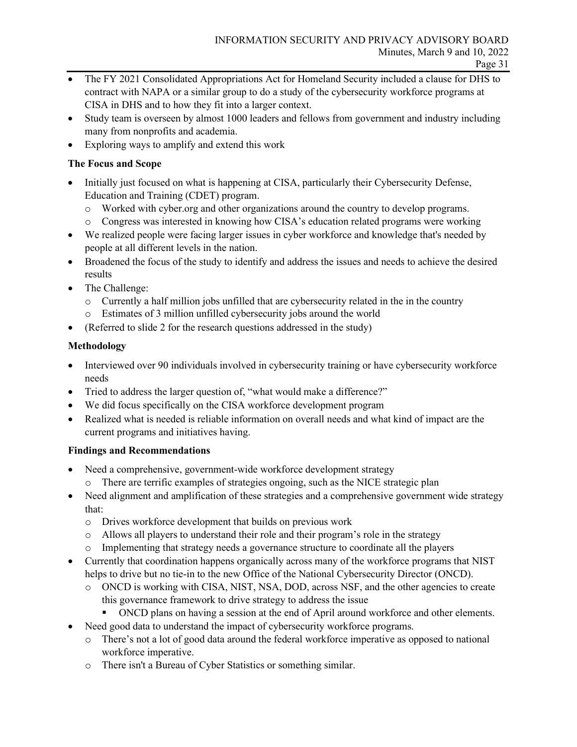- The FY 2021 Consolidated Appropriations Act for Homeland Security included a clause for DHS to contract with NAPA or a similar group to do a study of the cybersecurity workforce programs at CISA in DHS and to how they fit into a larger context.
- Study team is overseen by almost 1000 leaders and fellows from government and industry including many from nonprofits and academia.
- Exploring ways to amplify and extend this work

**The Focus and Scope**

- Initially just focused on what is happening at CISA, particularly their Cybersecurity Defense, Education and Training (CDET) program.
  - Worked with cyber.org and other organizations around the country to develop programs.
  - Congress was interested in knowing how CISA's education related programs were working
- We realized people were facing larger issues in cyber workforce and knowledge that's needed by people at all different levels in the nation.
- Broadened the focus of the study to identify and address the issues and needs to achieve the desired results
- The Challenge:
  - Currently a half million jobs unfilled that are cybersecurity related in the in the country
  - Estimates of 3 million unfilled cybersecurity jobs around the world
- (Referred to slide 2 for the research questions addressed in the study)

**Methodology**

- Interviewed over 90 individuals involved in cybersecurity training or have cybersecurity workforce needs
- Tried to address the larger question of, "what would make a difference?"
- We did focus specifically on the CISA workforce development program
- Realized what is needed is reliable information on overall needs and what kind of impact are the current programs and initiatives having.

**Findings and Recommendations**

- Need a comprehensive, government-wide workforce development strategy
  - There are terrific examples of strategies ongoing, such as the NICE strategic plan
- Need alignment and amplification of these strategies and a comprehensive government wide strategy that:
  - Drives workforce development that builds on previous work
  - Allows all players to understand their role and their program's role in the strategy
  - Implementing that strategy needs a governance structure to coordinate all the players
- Currently that coordination happens organically across many of the workforce programs that NIST helps to drive but no tie-in to the new Office of the National Cybersecurity Director (ONCD).
  - ONCD is working with CISA, NIST, NSA, DOD, across NSF, and the other agencies to create this governance framework to drive strategy to address the issue
    - ONCD plans on having a session at the end of April around workforce and other elements.
- Need good data to understand the impact of cybersecurity workforce programs.
  - There's not a lot of good data around the federal workforce imperative as opposed to national workforce imperative.
  - There isn't a Bureau of Cyber Statistics or something similar.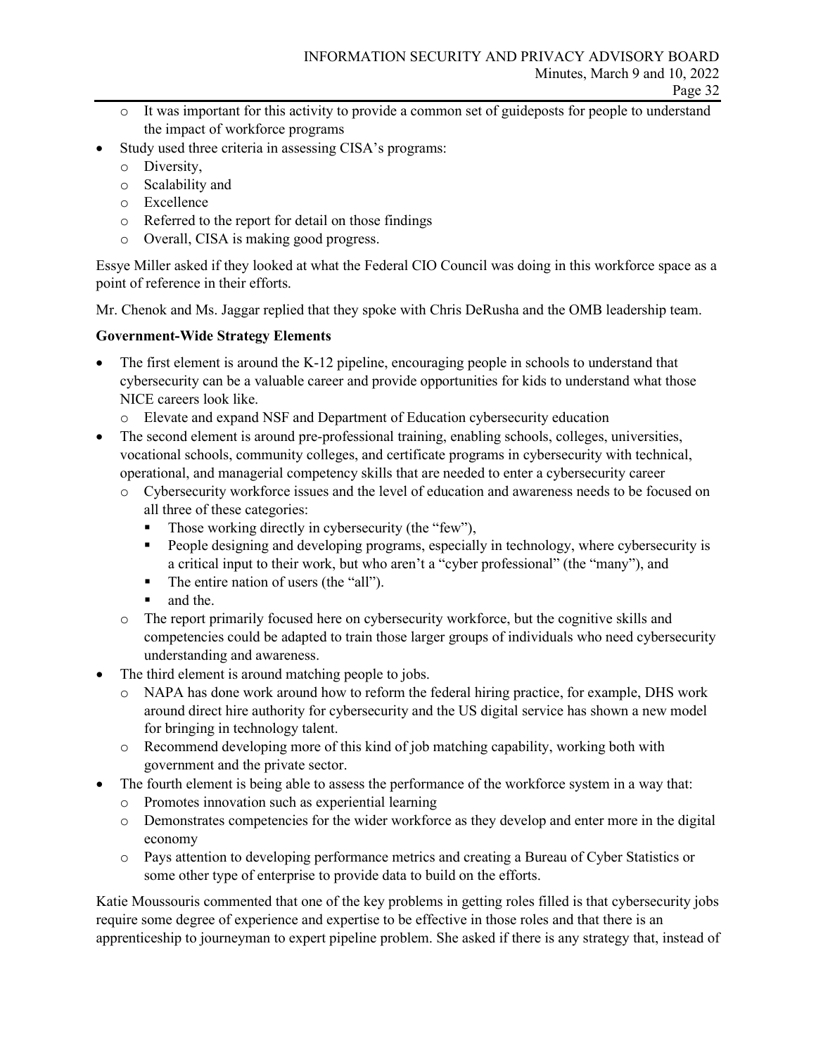- It was important for this activity to provide a common set of guideposts for people to understand the impact of workforce programs
- Study used three criteria in assessing CISA's programs:
  - Diversity,
  - Scalability and
  - Excellence
  - Referred to the report for detail on those findings
  - Overall, CISA is making good progress.

Essye Miller asked if they looked at what the Federal CIO Council was doing in this workforce space as a point of reference in their efforts.

Mr. Chenok and Ms. Jaggar replied that they spoke with Chris DeRusha and the OMB leadership team.

**Government-Wide Strategy Elements**

- The first element is around the K-12 pipeline, encouraging people in schools to understand that cybersecurity can be a valuable career and provide opportunities for kids to understand what those NICE careers look like.
  - Elevate and expand NSF and Department of Education cybersecurity education
- The second element is around pre-professional training, enabling schools, colleges, universities, vocational schools, community colleges, and certificate programs in cybersecurity with technical, operational, and managerial competency skills that are needed to enter a cybersecurity career
  - Cybersecurity workforce issues and the level of education and awareness needs to be focused on all three of these categories:
    - Those working directly in cybersecurity (the "few"),
    - People designing and developing programs, especially in technology, where cybersecurity is a critical input to their work, but who aren't a "cyber professional" (the "many"), and
    - The entire nation of users (the "all").
    - and the.
  - The report primarily focused here on cybersecurity workforce, but the cognitive skills and competencies could be adapted to train those larger groups of individuals who need cybersecurity understanding and awareness.
- The third element is around matching people to jobs.
  - NAPA has done work around how to reform the federal hiring practice, for example, DHS work around direct hire authority for cybersecurity and the US digital service has shown a new model for bringing in technology talent.
  - Recommend developing more of this kind of job matching capability, working both with government and the private sector.
- The fourth element is being able to assess the performance of the workforce system in a way that:
  - Promotes innovation such as experiential learning
  - Demonstrates competencies for the wider workforce as they develop and enter more in the digital economy
  - Pays attention to developing performance metrics and creating a Bureau of Cyber Statistics or some other type of enterprise to provide data to build on the efforts.

Katie Moussouris commented that one of the key problems in getting roles filled is that cybersecurity jobs require some degree of experience and expertise to be effective in those roles and that there is an apprenticeship to journeyman to expert pipeline problem. She asked if there is any strategy that, instead of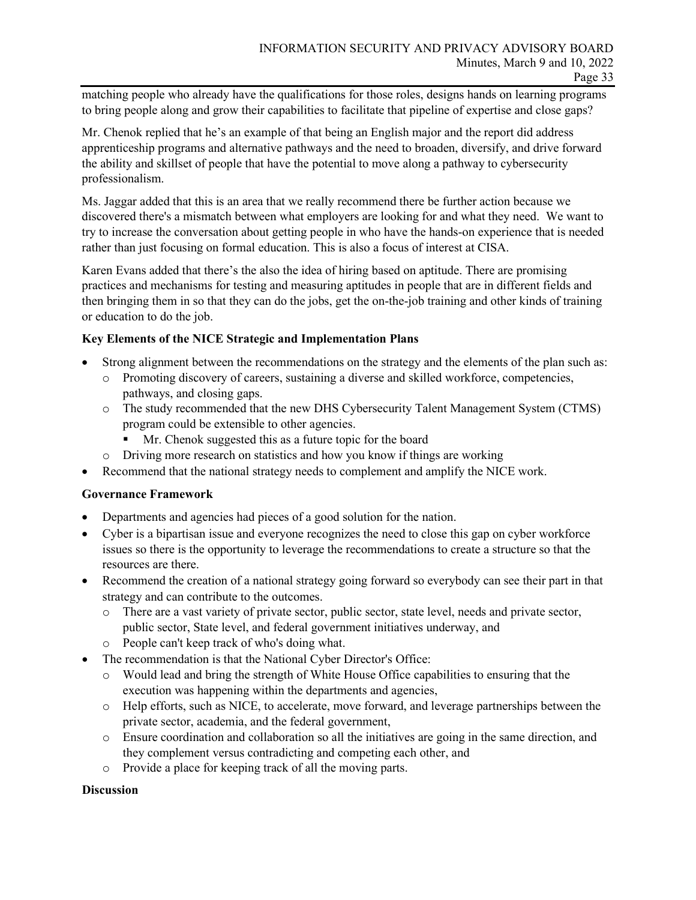matching people who already have the qualifications for those roles, designs hands on learning programs to bring people along and grow their capabilities to facilitate that pipeline of expertise and close gaps?

Mr. Chenok replied that he's an example of that being an English major and the report did address apprenticeship programs and alternative pathways and the need to broaden, diversify, and drive forward the ability and skillset of people that have the potential to move along a pathway to cybersecurity professionalism.

Ms. Jaggar added that this is an area that we really recommend there be further action because we discovered there's a mismatch between what employers are looking for and what they need. We want to try to increase the conversation about getting people in who have the hands-on experience that is needed rather than just focusing on formal education. This is also a focus of interest at CISA.

Karen Evans added that there's the also the idea of hiring based on aptitude. There are promising practices and mechanisms for testing and measuring aptitudes in people that are in different fields and then bringing them in so that they can do the jobs, get the on-the-job training and other kinds of training or education to do the job.

**Key Elements of the NICE Strategic and Implementation Plans**

- Strong alignment between the recommendations on the strategy and the elements of the plan such as:
  - Promoting discovery of careers, sustaining a diverse and skilled workforce, competencies, pathways, and closing gaps.
  - The study recommended that the new DHS Cybersecurity Talent Management System (CTMS) program could be extensible to other agencies.
    - Mr. Chenok suggested this as a future topic for the board
  - Driving more research on statistics and how you know if things are working
- Recommend that the national strategy needs to complement and amplify the NICE work.

**Governance Framework**

- Departments and agencies had pieces of a good solution for the nation.
- Cyber is a bipartisan issue and everyone recognizes the need to close this gap on cyber workforce issues so there is the opportunity to leverage the recommendations to create a structure so that the resources are there.
- Recommend the creation of a national strategy going forward so everybody can see their part in that strategy and can contribute to the outcomes.
  - There are a vast variety of private sector, public sector, state level, needs and private sector, public sector, State level, and federal government initiatives underway, and
  - People can't keep track of who's doing what.
- The recommendation is that the National Cyber Director's Office:
  - Would lead and bring the strength of White House Office capabilities to ensuring that the execution was happening within the departments and agencies,
  - Help efforts, such as NICE, to accelerate, move forward, and leverage partnerships between the private sector, academia, and the federal government,
  - Ensure coordination and collaboration so all the initiatives are going in the same direction, and they complement versus contradicting and competing each other, and
  - Provide a place for keeping track of all the moving parts.

**Discussion**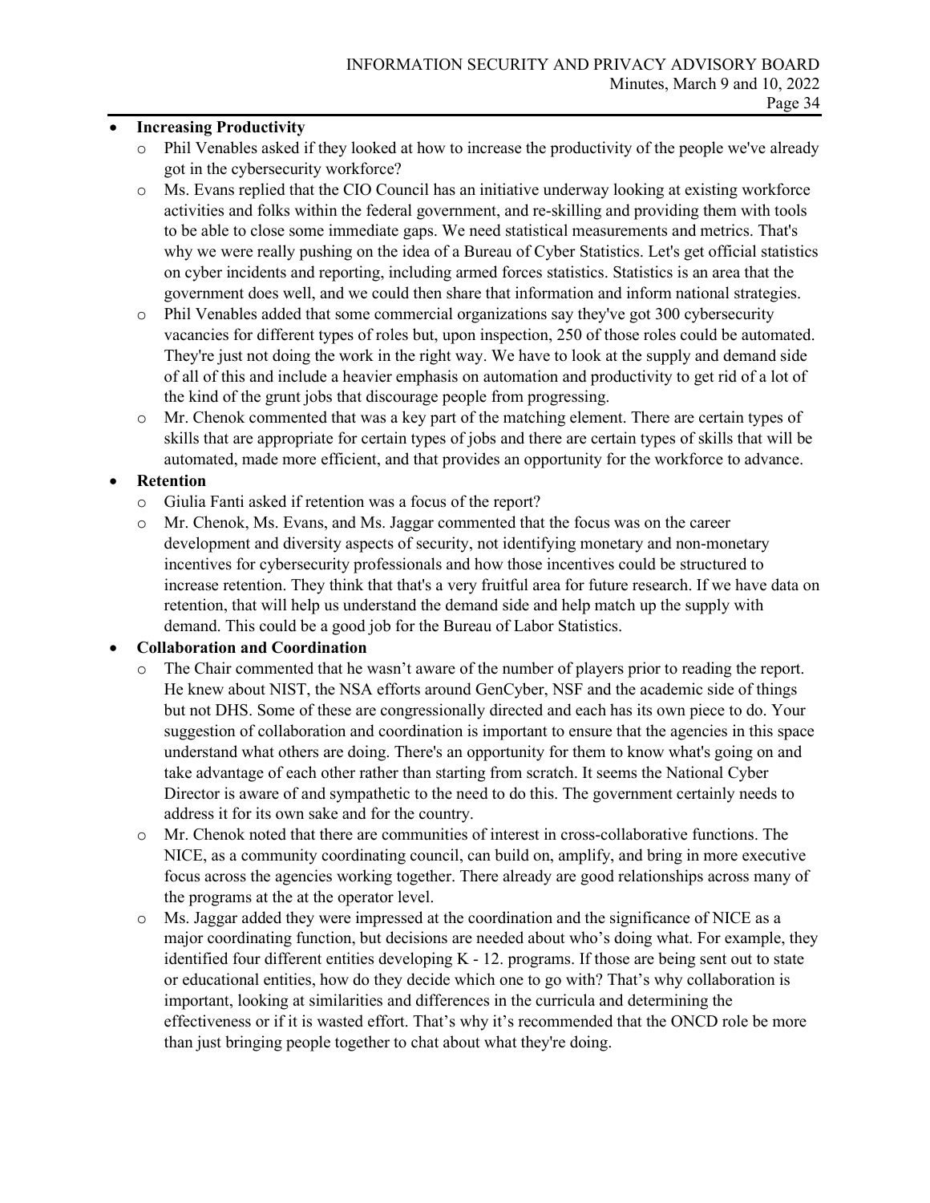- **Increasing Productivity**
  - Phil Venables asked if they looked at how to increase the productivity of the people we've already got in the cybersecurity workforce?
  - Ms. Evans replied that the CIO Council has an initiative underway looking at existing workforce activities and folks within the federal government, and re-skilling and providing them with tools to be able to close some immediate gaps. We need statistical measurements and metrics. That's why we were really pushing on the idea of a Bureau of Cyber Statistics. Let's get official statistics on cyber incidents and reporting, including armed forces statistics. Statistics is an area that the government does well, and we could then share that information and inform national strategies.
  - Phil Venables added that some commercial organizations say they've got 300 cybersecurity vacancies for different types of roles but, upon inspection, 250 of those roles could be automated. They're just not doing the work in the right way. We have to look at the supply and demand side of all of this and include a heavier emphasis on automation and productivity to get rid of a lot of the kind of the grunt jobs that discourage people from progressing.
  - Mr. Chenok commented that was a key part of the matching element. There are certain types of skills that are appropriate for certain types of jobs and there are certain types of skills that will be automated, made more efficient, and that provides an opportunity for the workforce to advance.
- **Retention**
  - Giulia Fanti asked if retention was a focus of the report?
  - Mr. Chenok, Ms. Evans, and Ms. Jaggar commented that the focus was on the career development and diversity aspects of security, not identifying monetary and non-monetary incentives for cybersecurity professionals and how those incentives could be structured to increase retention. They think that that's a very fruitful area for future research. If we have data on retention, that will help us understand the demand side and help match up the supply with demand. This could be a good job for the Bureau of Labor Statistics.
- **Collaboration and Coordination**
  - The Chair commented that he wasn't aware of the number of players prior to reading the report. He knew about NIST, the NSA efforts around GenCyber, NSF and the academic side of things but not DHS. Some of these are congressionally directed and each has its own piece to do. Your suggestion of collaboration and coordination is important to ensure that the agencies in this space understand what others are doing. There's an opportunity for them to know what's going on and take advantage of each other rather than starting from scratch. It seems the National Cyber Director is aware of and sympathetic to the need to do this. The government certainly needs to address it for its own sake and for the country.
  - Mr. Chenok noted that there are communities of interest in cross-collaborative functions. The NICE, as a community coordinating council, can build on, amplify, and bring in more executive focus across the agencies working together. There already are good relationships across many of the programs at the at the operator level.
  - Ms. Jaggar added they were impressed at the coordination and the significance of NICE as a major coordinating function, but decisions are needed about who's doing what. For example, they identified four different entities developing K - 12. programs. If those are being sent out to state or educational entities, how do they decide which one to go with? That's why collaboration is important, looking at similarities and differences in the curricula and determining the effectiveness or if it is wasted effort. That's why it's recommended that the ONCD role be more than just bringing people together to chat about what they're doing.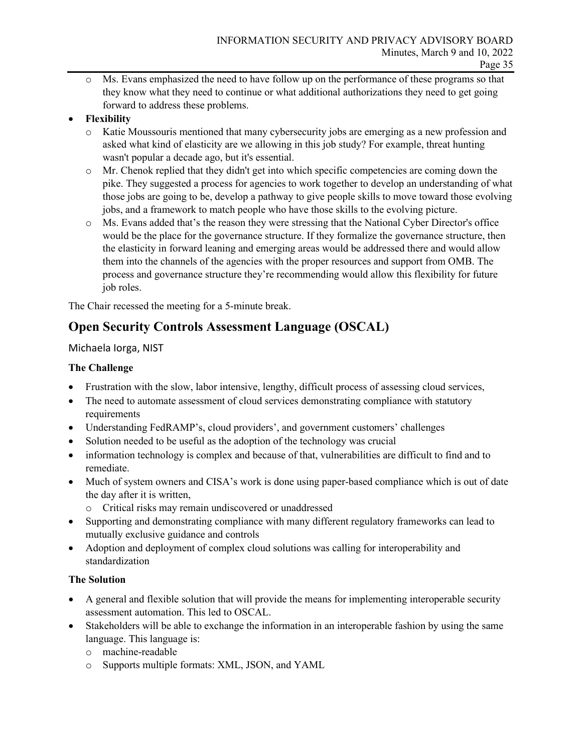- Ms. Evans emphasized the need to have follow up on the performance of these programs so that they know what they need to continue or what additional authorizations they need to get going forward to address these problems.
- **Flexibility**
  - Katie Moussouris mentioned that many cybersecurity jobs are emerging as a new profession and asked what kind of elasticity are we allowing in this job study? For example, threat hunting wasn't popular a decade ago, but it's essential.
  - Mr. Chenok replied that they didn't get into which specific competencies are coming down the pike. They suggested a process for agencies to work together to develop an understanding of what those jobs are going to be, develop a pathway to give people skills to move toward those evolving jobs, and a framework to match people who have those skills to the evolving picture.
  - Ms. Evans added that's the reason they were stressing that the National Cyber Director's office would be the place for the governance structure. If they formalize the governance structure, then the elasticity in forward leaning and emerging areas would be addressed there and would allow them into the channels of the agencies with the proper resources and support from OMB. The process and governance structure they're recommending would allow this flexibility for future job roles.

The Chair recessed the meeting for a 5-minute break.

## Open Security Controls Assessment Language (OSCAL)

Michaela Iorga, NIST

**The Challenge**

- Frustration with the slow, labor intensive, lengthy, difficult process of assessing cloud services,
- The need to automate assessment of cloud services demonstrating compliance with statutory requirements
- Understanding FedRAMP's, cloud providers', and government customers' challenges
- Solution needed to be useful as the adoption of the technology was crucial
- information technology is complex and because of that, vulnerabilities are difficult to find and to remediate.
- Much of system owners and CISA's work is done using paper-based compliance which is out of date the day after it is written,
  - Critical risks may remain undiscovered or unaddressed
- Supporting and demonstrating compliance with many different regulatory frameworks can lead to mutually exclusive guidance and controls
- Adoption and deployment of complex cloud solutions was calling for interoperability and standardization

**The Solution**

- A general and flexible solution that will provide the means for implementing interoperable security assessment automation. This led to OSCAL.
- Stakeholders will be able to exchange the information in an interoperable fashion by using the same language. This language is:
  - machine-readable
  - Supports multiple formats: XML, JSON, and YAML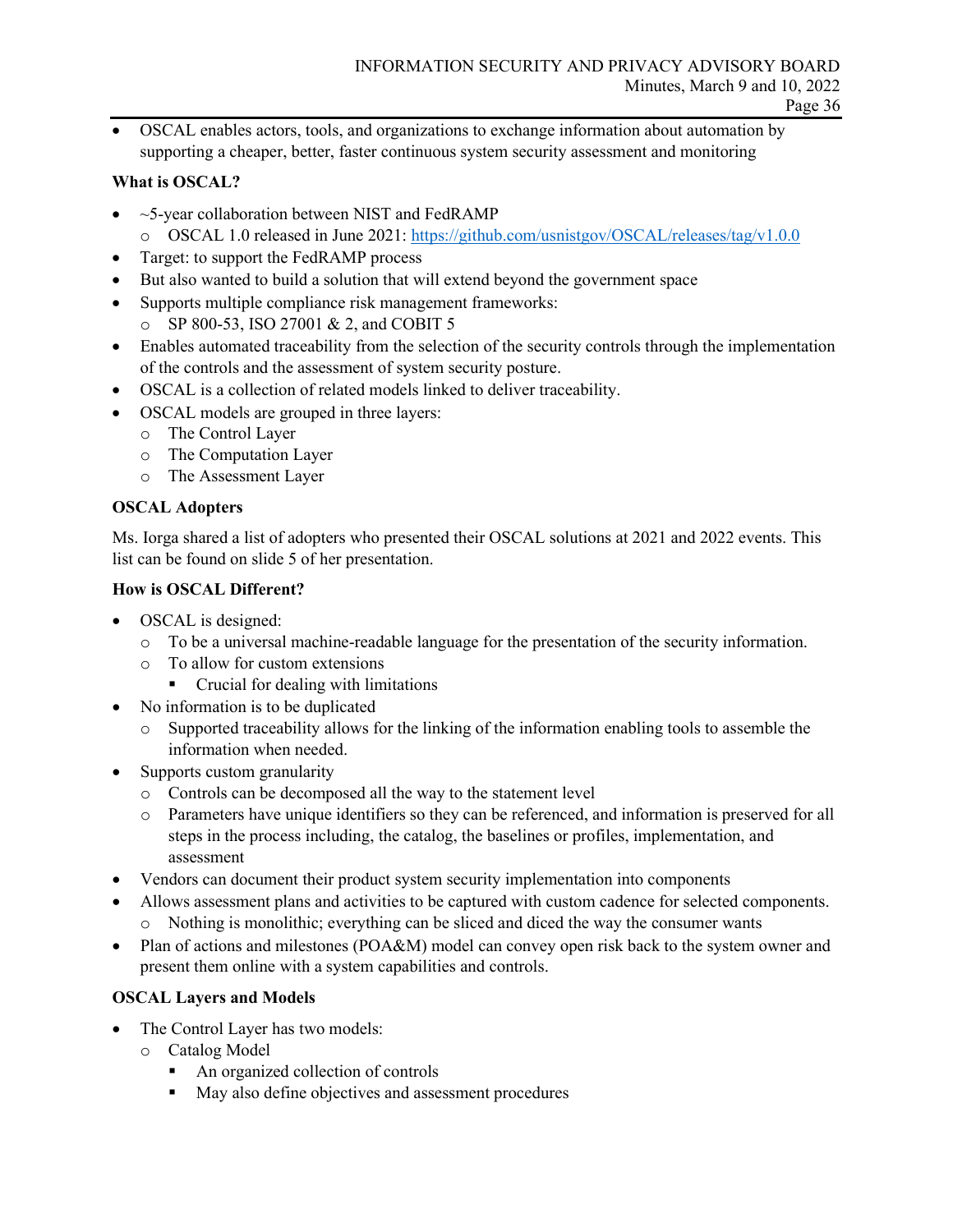- OSCAL enables actors, tools, and organizations to exchange information about automation by supporting a cheaper, better, faster continuous system security assessment and monitoring

**What is OSCAL?**

- ~5-year collaboration between NIST and FedRAMP
  - OSCAL 1.0 released in June 2021: https://github.com/usnistgov/OSCAL/releases/tag/v1.0.0
- Target: to support the FedRAMP process
- But also wanted to build a solution that will extend beyond the government space
- Supports multiple compliance risk management frameworks:
  - SP 800-53, ISO 27001 & 2, and COBIT 5
- Enables automated traceability from the selection of the security controls through the implementation of the controls and the assessment of system security posture.
- OSCAL is a collection of related models linked to deliver traceability.
- OSCAL models are grouped in three layers:
  - The Control Layer
  - The Computation Layer
  - The Assessment Layer

**OSCAL Adopters**

Ms. Iorga shared a list of adopters who presented their OSCAL solutions at 2021 and 2022 events. This list can be found on slide 5 of her presentation.

**How is OSCAL Different?**

- OSCAL is designed:
  - To be a universal machine-readable language for the presentation of the security information.
  - To allow for custom extensions
    - Crucial for dealing with limitations
- No information is to be duplicated
  - Supported traceability allows for the linking of the information enabling tools to assemble the information when needed.
- Supports custom granularity
  - Controls can be decomposed all the way to the statement level
  - Parameters have unique identifiers so they can be referenced, and information is preserved for all steps in the process including, the catalog, the baselines or profiles, implementation, and assessment
- Vendors can document their product system security implementation into components
- Allows assessment plans and activities to be captured with custom cadence for selected components.
  - Nothing is monolithic; everything can be sliced and diced the way the consumer wants
- Plan of actions and milestones (POA&M) model can convey open risk back to the system owner and present them online with a system capabilities and controls.

**OSCAL Layers and Models**

- The Control Layer has two models:
  - Catalog Model
    - An organized collection of controls
    - May also define objectives and assessment procedures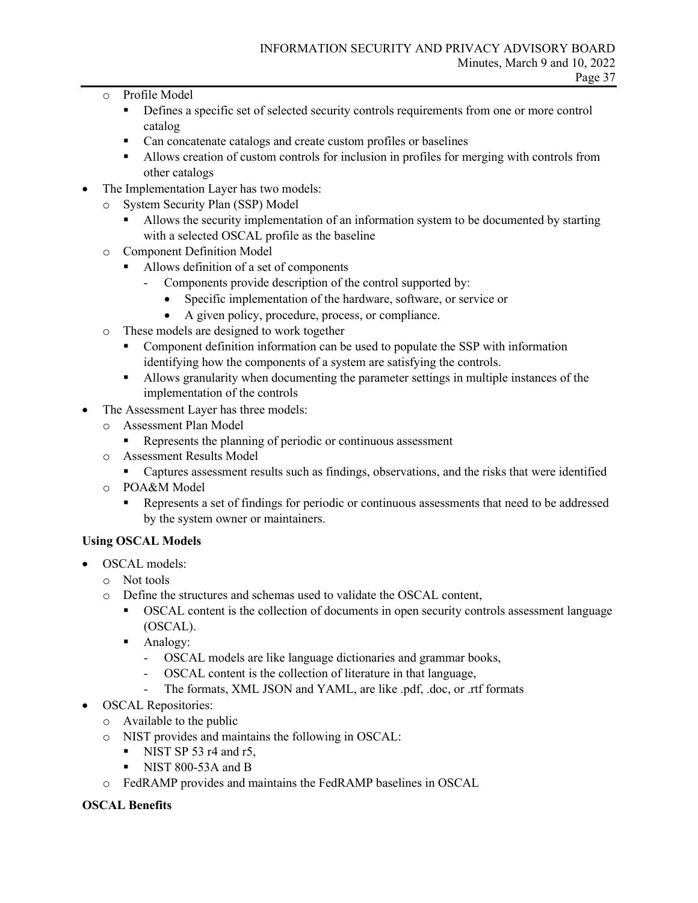- Profile Model
  - Defines a specific set of selected security controls requirements from one or more control catalog
  - Can concatenate catalogs and create custom profiles or baselines
  - Allows creation of custom controls for inclusion in profiles for merging with controls from other catalogs
- The Implementation Layer has two models:
  - System Security Plan (SSP) Model
    - Allows the security implementation of an information system to be documented by starting with a selected OSCAL profile as the baseline
  - Component Definition Model
    - Allows definition of a set of components
      - Components provide description of the control supported by:
        - Specific implementation of the hardware, software, or service or
        - A given policy, procedure, process, or compliance.
  - These models are designed to work together
    - Component definition information can be used to populate the SSP with information identifying how the components of a system are satisfying the controls.
    - Allows granularity when documenting the parameter settings in multiple instances of the implementation of the controls
- The Assessment Layer has three models:
  - Assessment Plan Model
    - Represents the planning of periodic or continuous assessment
  - Assessment Results Model
    - Captures assessment results such as findings, observations, and the risks that were identified
  - POA&M Model
    - Represents a set of findings for periodic or continuous assessments that need to be addressed by the system owner or maintainers.

**Using OSCAL Models**

- OSCAL models:
  - Not tools
  - Define the structures and schemas used to validate the OSCAL content,
    - OSCAL content is the collection of documents in open security controls assessment language (OSCAL).
    - Analogy:
      - OSCAL models are like language dictionaries and grammar books,
      - OSCAL content is the collection of literature in that language,
      - The formats, XML JSON and YAML, are like .pdf, .doc, or .rtf formats
- OSCAL Repositories:
  - Available to the public
  - NIST provides and maintains the following in OSCAL:
    - NIST SP 53 r4 and r5,
    - NIST 800-53A and B
  - FedRAMP provides and maintains the FedRAMP baselines in OSCAL

**OSCAL Benefits**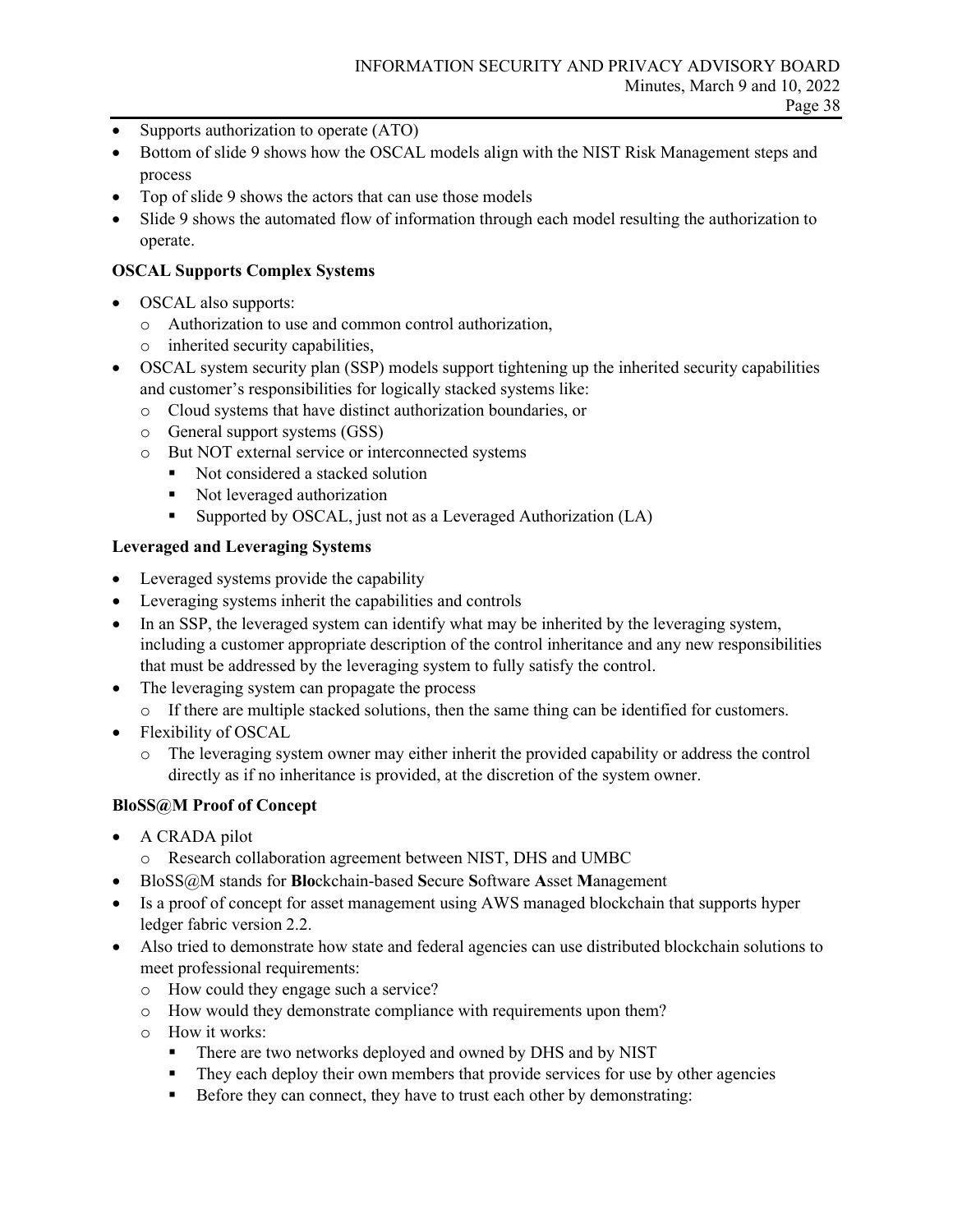- Supports authorization to operate (ATO)
- Bottom of slide 9 shows how the OSCAL models align with the NIST Risk Management steps and process
- Top of slide 9 shows the actors that can use those models
- Slide 9 shows the automated flow of information through each model resulting the authorization to operate.

**OSCAL Supports Complex Systems**

- OSCAL also supports:
  - Authorization to use and common control authorization,
  - inherited security capabilities,
- OSCAL system security plan (SSP) models support tightening up the inherited security capabilities and customer's responsibilities for logically stacked systems like:
  - Cloud systems that have distinct authorization boundaries, or
  - General support systems (GSS)
  - But NOT external service or interconnected systems
    - Not considered a stacked solution
    - Not leveraged authorization
    - Supported by OSCAL, just not as a Leveraged Authorization (LA)

**Leveraged and Leveraging Systems**

- Leveraged systems provide the capability
- Leveraging systems inherit the capabilities and controls
- In an SSP, the leveraged system can identify what may be inherited by the leveraging system, including a customer appropriate description of the control inheritance and any new responsibilities that must be addressed by the leveraging system to fully satisfy the control.
- The leveraging system can propagate the process
  - If there are multiple stacked solutions, then the same thing can be identified for customers.
- Flexibility of OSCAL
  - The leveraging system owner may either inherit the provided capability or address the control directly as if no inheritance is provided, at the discretion of the system owner.

**BloSS@M Proof of Concept**

- A CRADA pilot
  - Research collaboration agreement between NIST, DHS and UMBC
- BloSS@M stands for **Blo**ckchain-based **S**ecure **S**oftware **A**sset **M**anagement
- Is a proof of concept for asset management using AWS managed blockchain that supports hyper ledger fabric version 2.2.
- Also tried to demonstrate how state and federal agencies can use distributed blockchain solutions to meet professional requirements:
  - How could they engage such a service?
  - How would they demonstrate compliance with requirements upon them?
  - How it works:
    - There are two networks deployed and owned by DHS and by NIST
    - They each deploy their own members that provide services for use by other agencies
    - Before they can connect, they have to trust each other by demonstrating: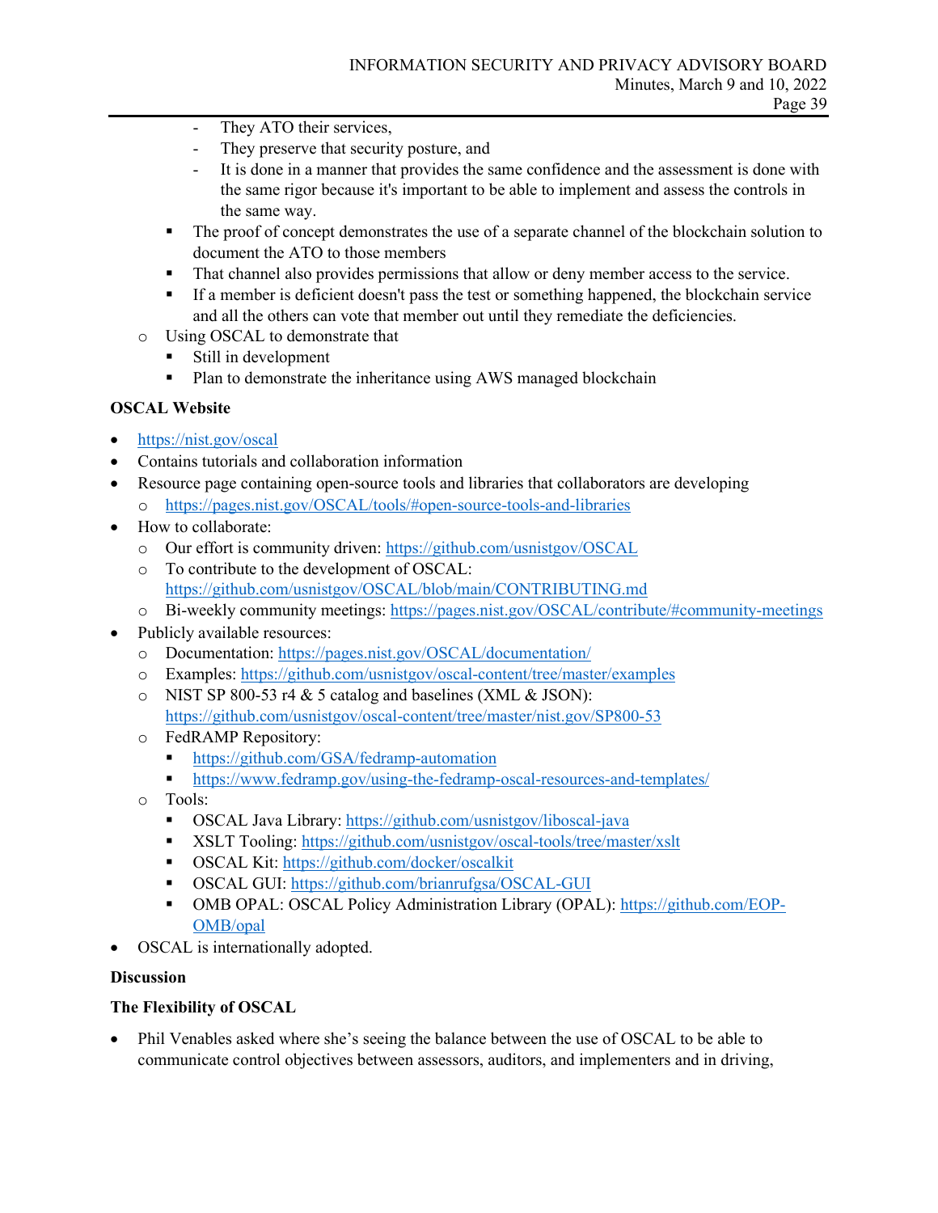- They ATO their services,
            - They preserve that security posture, and
            - It is done in a manner that provides the same confidence and the assessment is done with the same rigor because it's important to be able to implement and assess the controls in the same way.
        - The proof of concept demonstrates the use of a separate channel of the blockchain solution to document the ATO to those members
        - That channel also provides permissions that allow or deny member access to the service.
        - If a member is deficient doesn't pass the test or something happened, the blockchain service and all the others can vote that member out until they remediate the deficiencies.
    - Using OSCAL to demonstrate that
        - Still in development
        - Plan to demonstrate the inheritance using AWS managed blockchain

**OSCAL Website**

- https://nist.gov/oscal
- Contains tutorials and collaboration information
- Resource page containing open-source tools and libraries that collaborators are developing
    - https://pages.nist.gov/OSCAL/tools/#open-source-tools-and-libraries
- How to collaborate:
    - Our effort is community driven: https://github.com/usnistgov/OSCAL
    - To contribute to the development of OSCAL: https://github.com/usnistgov/OSCAL/blob/main/CONTRIBUTING.md
    - Bi-weekly community meetings: https://pages.nist.gov/OSCAL/contribute/#community-meetings
- Publicly available resources:
    - Documentation: https://pages.nist.gov/OSCAL/documentation/
    - Examples: https://github.com/usnistgov/oscal-content/tree/master/examples
    - NIST SP 800-53 r4 & 5 catalog and baselines (XML & JSON): https://github.com/usnistgov/oscal-content/tree/master/nist.gov/SP800-53
    - FedRAMP Repository:
        - https://github.com/GSA/fedramp-automation
        - https://www.fedramp.gov/using-the-fedramp-oscal-resources-and-templates/
    - Tools:
        - OSCAL Java Library: https://github.com/usnistgov/liboscal-java
        - XSLT Tooling: https://github.com/usnistgov/oscal-tools/tree/master/xslt
        - OSCAL Kit: https://github.com/docker/oscalkit
        - OSCAL GUI: https://github.com/brianrufgsa/OSCAL-GUI
        - OMB OPAL: OSCAL Policy Administration Library (OPAL): https://github.com/EOP-OMB/opal
- OSCAL is internationally adopted.

**Discussion**

**The Flexibility of OSCAL**

- Phil Venables asked where she's seeing the balance between the use of OSCAL to be able to communicate control objectives between assessors, auditors, and implementers and in driving,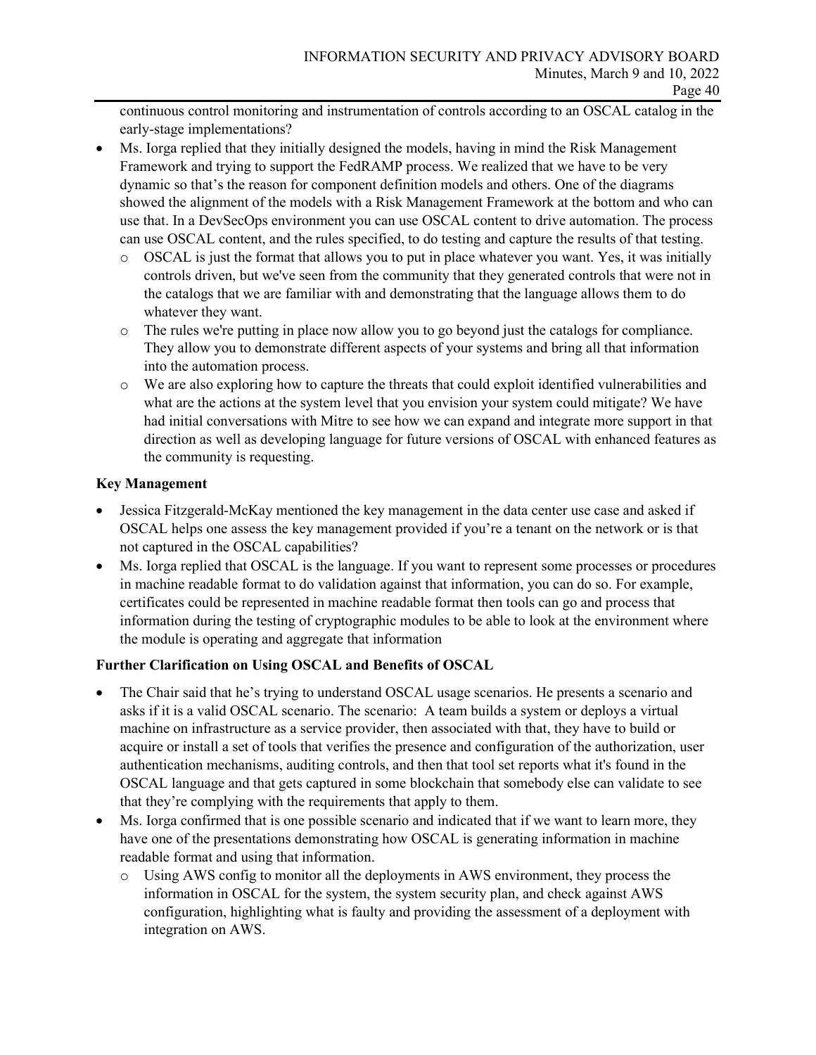continuous control monitoring and instrumentation of controls according to an OSCAL catalog in the early-stage implementations?

- Ms. Iorga replied that they initially designed the models, having in mind the Risk Management Framework and trying to support the FedRAMP process. We realized that we have to be very dynamic so that's the reason for component definition models and others. One of the diagrams showed the alignment of the models with a Risk Management Framework at the bottom and who can use that. In a DevSecOps environment you can use OSCAL content to drive automation. The process can use OSCAL content, and the rules specified, to do testing and capture the results of that testing.
  - OSCAL is just the format that allows you to put in place whatever you want. Yes, it was initially controls driven, but we've seen from the community that they generated controls that were not in the catalogs that we are familiar with and demonstrating that the language allows them to do whatever they want.
  - The rules we're putting in place now allow you to go beyond just the catalogs for compliance. They allow you to demonstrate different aspects of your systems and bring all that information into the automation process.
  - We are also exploring how to capture the threats that could exploit identified vulnerabilities and what are the actions at the system level that you envision your system could mitigate? We have had initial conversations with Mitre to see how we can expand and integrate more support in that direction as well as developing language for future versions of OSCAL with enhanced features as the community is requesting.

**Key Management**

- Jessica Fitzgerald-McKay mentioned the key management in the data center use case and asked if OSCAL helps one assess the key management provided if you're a tenant on the network or is that not captured in the OSCAL capabilities?
- Ms. Iorga replied that OSCAL is the language. If you want to represent some processes or procedures in machine readable format to do validation against that information, you can do so. For example, certificates could be represented in machine readable format then tools can go and process that information during the testing of cryptographic modules to be able to look at the environment where the module is operating and aggregate that information

**Further Clarification on Using OSCAL and Benefits of OSCAL**

- The Chair said that he's trying to understand OSCAL usage scenarios. He presents a scenario and asks if it is a valid OSCAL scenario. The scenario: A team builds a system or deploys a virtual machine on infrastructure as a service provider, then associated with that, they have to build or acquire or install a set of tools that verifies the presence and configuration of the authorization, user authentication mechanisms, auditing controls, and then that tool set reports what it's found in the OSCAL language and that gets captured in some blockchain that somebody else can validate to see that they're complying with the requirements that apply to them.
- Ms. Iorga confirmed that is one possible scenario and indicated that if we want to learn more, they have one of the presentations demonstrating how OSCAL is generating information in machine readable format and using that information.
  - Using AWS config to monitor all the deployments in AWS environment, they process the information in OSCAL for the system, the system security plan, and check against AWS configuration, highlighting what is faulty and providing the assessment of a deployment with integration on AWS.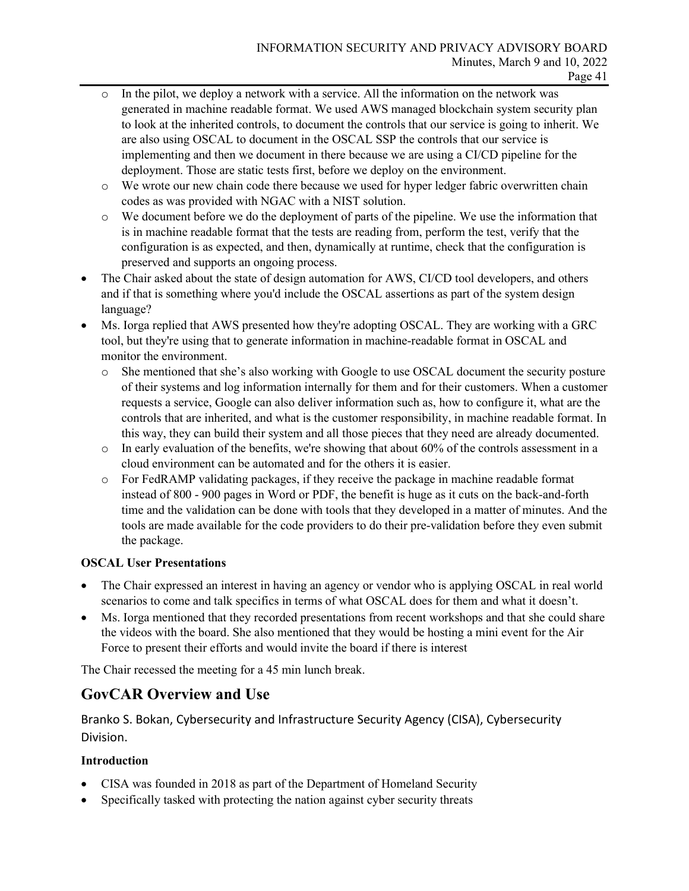- In the pilot, we deploy a network with a service. All the information on the network was generated in machine readable format. We used AWS managed blockchain system security plan to look at the inherited controls, to document the controls that our service is going to inherit. We are also using OSCAL to document in the OSCAL SSP the controls that our service is implementing and then we document in there because we are using a CI/CD pipeline for the deployment. Those are static tests first, before we deploy on the environment.
  - We wrote our new chain code there because we used for hyper ledger fabric overwritten chain codes as was provided with NGAC with a NIST solution.
  - We document before we do the deployment of parts of the pipeline. We use the information that is in machine readable format that the tests are reading from, perform the test, verify that the configuration is as expected, and then, dynamically at runtime, check that the configuration is preserved and supports an ongoing process.
- The Chair asked about the state of design automation for AWS, CI/CD tool developers, and others and if that is something where you'd include the OSCAL assertions as part of the system design language?
- Ms. Iorga replied that AWS presented how they're adopting OSCAL. They are working with a GRC tool, but they're using that to generate information in machine-readable format in OSCAL and monitor the environment.
  - She mentioned that she's also working with Google to use OSCAL document the security posture of their systems and log information internally for them and for their customers. When a customer requests a service, Google can also deliver information such as, how to configure it, what are the controls that are inherited, and what is the customer responsibility, in machine readable format. In this way, they can build their system and all those pieces that they need are already documented.
  - In early evaluation of the benefits, we're showing that about 60% of the controls assessment in a cloud environment can be automated and for the others it is easier.
  - For FedRAMP validating packages, if they receive the package in machine readable format instead of 800 - 900 pages in Word or PDF, the benefit is huge as it cuts on the back-and-forth time and the validation can be done with tools that they developed in a matter of minutes. And the tools are made available for the code providers to do their pre-validation before they even submit the package.

**OSCAL User Presentations**

- The Chair expressed an interest in having an agency or vendor who is applying OSCAL in real world scenarios to come and talk specifics in terms of what OSCAL does for them and what it doesn't.
- Ms. Iorga mentioned that they recorded presentations from recent workshops and that she could share the videos with the board. She also mentioned that they would be hosting a mini event for the Air Force to present their efforts and would invite the board if there is interest

The Chair recessed the meeting for a 45 min lunch break.

## GovCAR Overview and Use

Branko S. Bokan, Cybersecurity and Infrastructure Security Agency (CISA), Cybersecurity Division.

**Introduction**

- CISA was founded in 2018 as part of the Department of Homeland Security
- Specifically tasked with protecting the nation against cyber security threats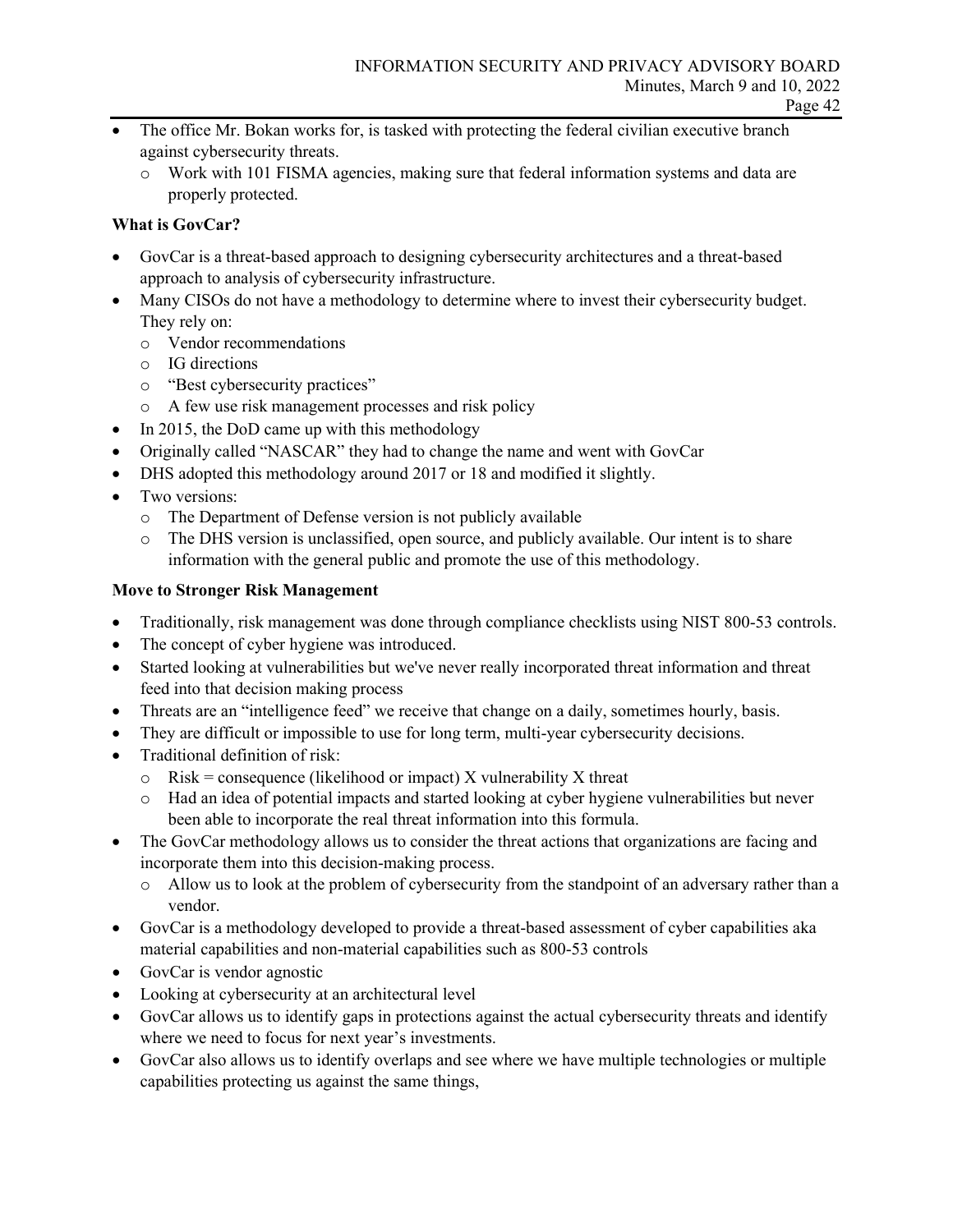- The office Mr. Bokan works for, is tasked with protecting the federal civilian executive branch against cybersecurity threats.
  - Work with 101 FISMA agencies, making sure that federal information systems and data are properly protected.

**What is GovCar?**

- GovCar is a threat-based approach to designing cybersecurity architectures and a threat-based approach to analysis of cybersecurity infrastructure.
- Many CISOs do not have a methodology to determine where to invest their cybersecurity budget. They rely on:
  - Vendor recommendations
  - IG directions
  - "Best cybersecurity practices"
  - A few use risk management processes and risk policy
- In 2015, the DoD came up with this methodology
- Originally called "NASCAR" they had to change the name and went with GovCar
- DHS adopted this methodology around 2017 or 18 and modified it slightly.
- Two versions:
  - The Department of Defense version is not publicly available
  - The DHS version is unclassified, open source, and publicly available. Our intent is to share information with the general public and promote the use of this methodology.

**Move to Stronger Risk Management**

- Traditionally, risk management was done through compliance checklists using NIST 800-53 controls.
- The concept of cyber hygiene was introduced.
- Started looking at vulnerabilities but we've never really incorporated threat information and threat feed into that decision making process
- Threats are an "intelligence feed" we receive that change on a daily, sometimes hourly, basis.
- They are difficult or impossible to use for long term, multi-year cybersecurity decisions.
- Traditional definition of risk:
  - Risk = consequence (likelihood or impact) X vulnerability X threat
  - Had an idea of potential impacts and started looking at cyber hygiene vulnerabilities but never been able to incorporate the real threat information into this formula.
- The GovCar methodology allows us to consider the threat actions that organizations are facing and incorporate them into this decision-making process.
  - Allow us to look at the problem of cybersecurity from the standpoint of an adversary rather than a vendor.
- GovCar is a methodology developed to provide a threat-based assessment of cyber capabilities aka material capabilities and non-material capabilities such as 800-53 controls
- GovCar is vendor agnostic
- Looking at cybersecurity at an architectural level
- GovCar allows us to identify gaps in protections against the actual cybersecurity threats and identify where we need to focus for next year's investments.
- GovCar also allows us to identify overlaps and see where we have multiple technologies or multiple capabilities protecting us against the same things,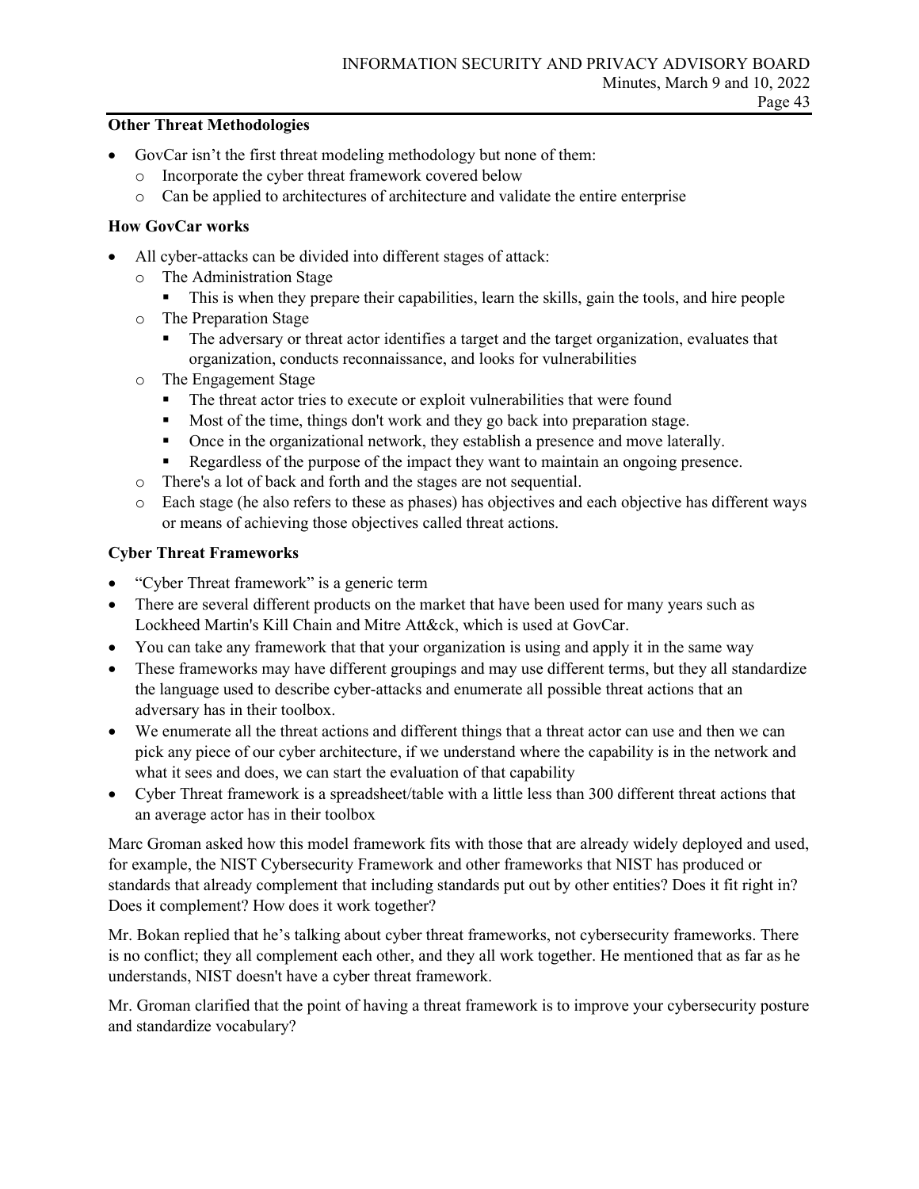**Other Threat Methodologies**

- GovCar isn't the first threat modeling methodology but none of them:
  - Incorporate the cyber threat framework covered below
  - Can be applied to architectures of architecture and validate the entire enterprise

**How GovCar works**

- All cyber-attacks can be divided into different stages of attack:
  - The Administration Stage
    - This is when they prepare their capabilities, learn the skills, gain the tools, and hire people
  - The Preparation Stage
    - The adversary or threat actor identifies a target and the target organization, evaluates that organization, conducts reconnaissance, and looks for vulnerabilities
  - The Engagement Stage
    - The threat actor tries to execute or exploit vulnerabilities that were found
    - Most of the time, things don't work and they go back into preparation stage.
    - Once in the organizational network, they establish a presence and move laterally.
    - Regardless of the purpose of the impact they want to maintain an ongoing presence.
  - There's a lot of back and forth and the stages are not sequential.
  - Each stage (he also refers to these as phases) has objectives and each objective has different ways or means of achieving those objectives called threat actions.

**Cyber Threat Frameworks**

- "Cyber Threat framework" is a generic term
- There are several different products on the market that have been used for many years such as Lockheed Martin's Kill Chain and Mitre Att&ck, which is used at GovCar.
- You can take any framework that that your organization is using and apply it in the same way
- These frameworks may have different groupings and may use different terms, but they all standardize the language used to describe cyber-attacks and enumerate all possible threat actions that an adversary has in their toolbox.
- We enumerate all the threat actions and different things that a threat actor can use and then we can pick any piece of our cyber architecture, if we understand where the capability is in the network and what it sees and does, we can start the evaluation of that capability
- Cyber Threat framework is a spreadsheet/table with a little less than 300 different threat actions that an average actor has in their toolbox

Marc Groman asked how this model framework fits with those that are already widely deployed and used, for example, the NIST Cybersecurity Framework and other frameworks that NIST has produced or standards that already complement that including standards put out by other entities? Does it fit right in? Does it complement? How does it work together?

Mr. Bokan replied that he's talking about cyber threat frameworks, not cybersecurity frameworks. There is no conflict; they all complement each other, and they all work together. He mentioned that as far as he understands, NIST doesn't have a cyber threat framework.

Mr. Groman clarified that the point of having a threat framework is to improve your cybersecurity posture and standardize vocabulary?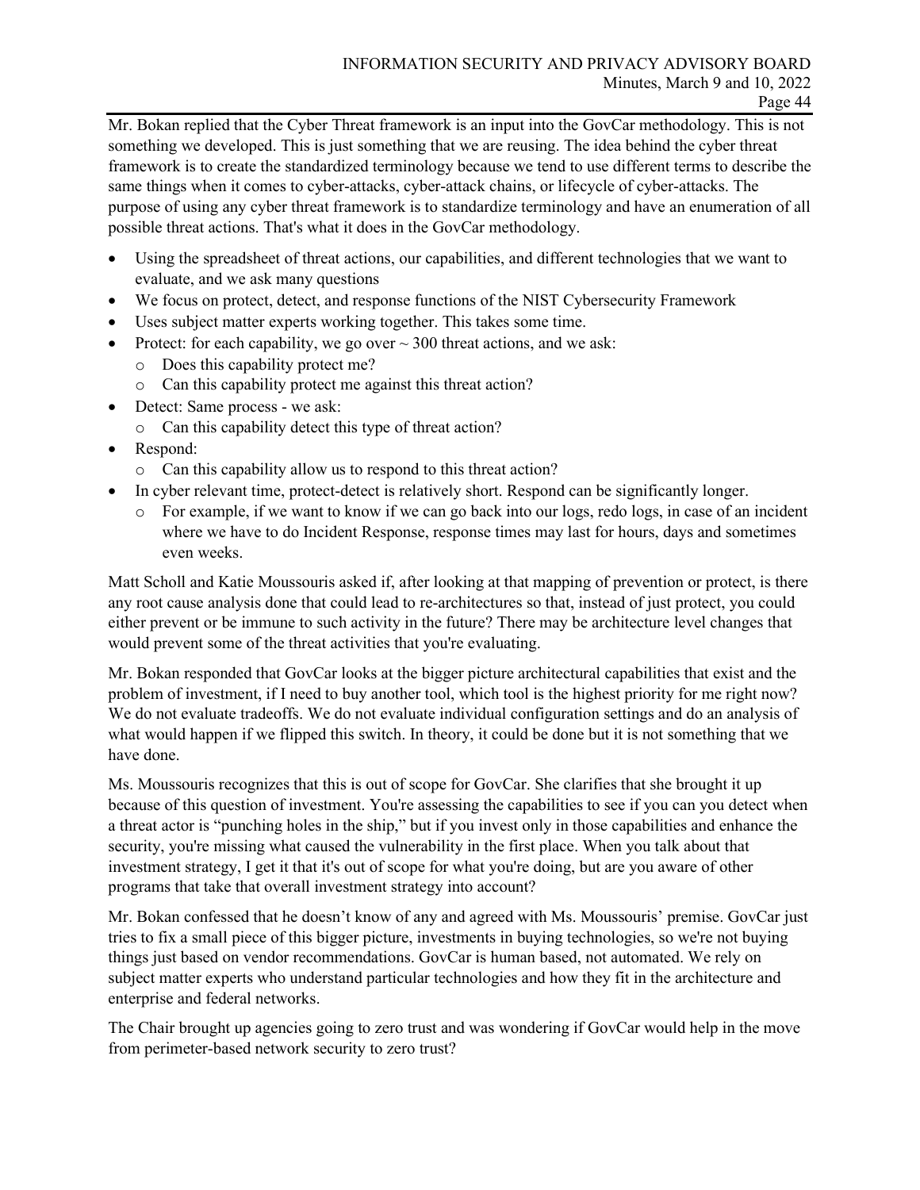Mr. Bokan replied that the Cyber Threat framework is an input into the GovCar methodology. This is not something we developed. This is just something that we are reusing. The idea behind the cyber threat framework is to create the standardized terminology because we tend to use different terms to describe the same things when it comes to cyber-attacks, cyber-attack chains, or lifecycle of cyber-attacks. The purpose of using any cyber threat framework is to standardize terminology and have an enumeration of all possible threat actions. That's what it does in the GovCar methodology.

- Using the spreadsheet of threat actions, our capabilities, and different technologies that we want to evaluate, and we ask many questions
- We focus on protect, detect, and response functions of the NIST Cybersecurity Framework
- Uses subject matter experts working together. This takes some time.
- Protect: for each capability, we go over ~ 300 threat actions, and we ask:
  - Does this capability protect me?
  - Can this capability protect me against this threat action?
- Detect: Same process - we ask:
  - Can this capability detect this type of threat action?
- Respond:
  - Can this capability allow us to respond to this threat action?
- In cyber relevant time, protect-detect is relatively short. Respond can be significantly longer.
  - For example, if we want to know if we can go back into our logs, redo logs, in case of an incident where we have to do Incident Response, response times may last for hours, days and sometimes even weeks.

Matt Scholl and Katie Moussouris asked if, after looking at that mapping of prevention or protect, is there any root cause analysis done that could lead to re-architectures so that, instead of just protect, you could either prevent or be immune to such activity in the future? There may be architecture level changes that would prevent some of the threat activities that you're evaluating.

Mr. Bokan responded that GovCar looks at the bigger picture architectural capabilities that exist and the problem of investment, if I need to buy another tool, which tool is the highest priority for me right now? We do not evaluate tradeoffs. We do not evaluate individual configuration settings and do an analysis of what would happen if we flipped this switch. In theory, it could be done but it is not something that we have done.

Ms. Moussouris recognizes that this is out of scope for GovCar. She clarifies that she brought it up because of this question of investment. You're assessing the capabilities to see if you can you detect when a threat actor is "punching holes in the ship," but if you invest only in those capabilities and enhance the security, you're missing what caused the vulnerability in the first place. When you talk about that investment strategy, I get it that it's out of scope for what you're doing, but are you aware of other programs that take that overall investment strategy into account?

Mr. Bokan confessed that he doesn't know of any and agreed with Ms. Moussouris' premise. GovCar just tries to fix a small piece of this bigger picture, investments in buying technologies, so we're not buying things just based on vendor recommendations. GovCar is human based, not automated. We rely on subject matter experts who understand particular technologies and how they fit in the architecture and enterprise and federal networks.

The Chair brought up agencies going to zero trust and was wondering if GovCar would help in the move from perimeter-based network security to zero trust?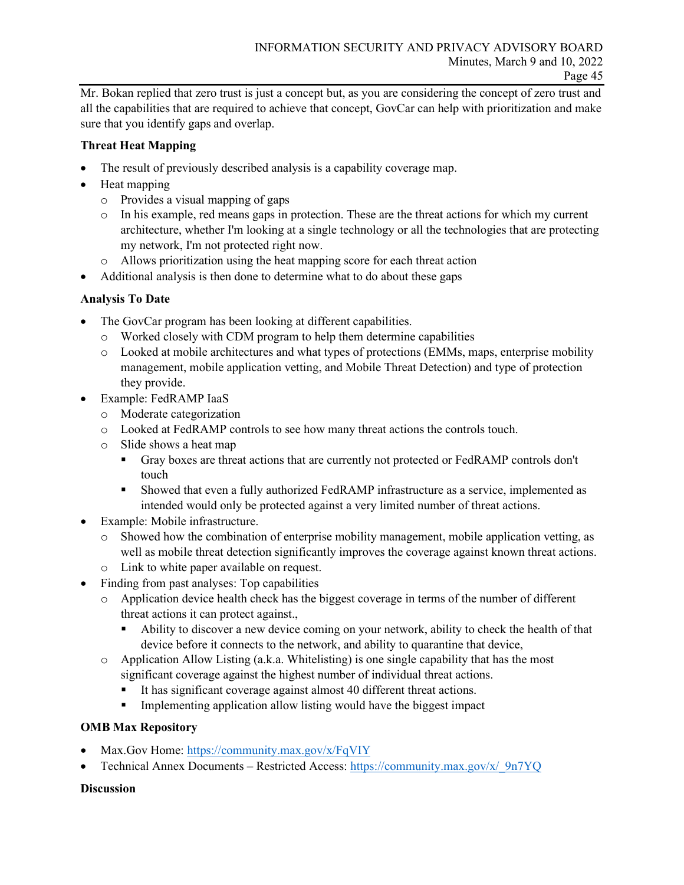Mr. Bokan replied that zero trust is just a concept but, as you are considering the concept of zero trust and all the capabilities that are required to achieve that concept, GovCar can help with prioritization and make sure that you identify gaps and overlap.

**Threat Heat Mapping**

- The result of previously described analysis is a capability coverage map.
- Heat mapping
  - Provides a visual mapping of gaps
  - In his example, red means gaps in protection. These are the threat actions for which my current architecture, whether I'm looking at a single technology or all the technologies that are protecting my network, I'm not protected right now.
  - Allows prioritization using the heat mapping score for each threat action
- Additional analysis is then done to determine what to do about these gaps

**Analysis To Date**

- The GovCar program has been looking at different capabilities.
  - Worked closely with CDM program to help them determine capabilities
  - Looked at mobile architectures and what types of protections (EMMs, maps, enterprise mobility management, mobile application vetting, and Mobile Threat Detection) and type of protection they provide.
- Example: FedRAMP IaaS
  - Moderate categorization
  - Looked at FedRAMP controls to see how many threat actions the controls touch.
  - Slide shows a heat map
    - Gray boxes are threat actions that are currently not protected or FedRAMP controls don't touch
    - Showed that even a fully authorized FedRAMP infrastructure as a service, implemented as intended would only be protected against a very limited number of threat actions.
- Example: Mobile infrastructure.
  - Showed how the combination of enterprise mobility management, mobile application vetting, as well as mobile threat detection significantly improves the coverage against known threat actions.
  - Link to white paper available on request.
- Finding from past analyses: Top capabilities
  - Application device health check has the biggest coverage in terms of the number of different threat actions it can protect against.,
    - Ability to discover a new device coming on your network, ability to check the health of that device before it connects to the network, and ability to quarantine that device,
  - Application Allow Listing (a.k.a. Whitelisting) is one single capability that has the most significant coverage against the highest number of individual threat actions.
    - It has significant coverage against almost 40 different threat actions.
    - Implementing application allow listing would have the biggest impact

**OMB Max Repository**

- Max.Gov Home: https://community.max.gov/x/FqVIY
- Technical Annex Documents – Restricted Access: https://community.max.gov/x/_9n7YQ

**Discussion**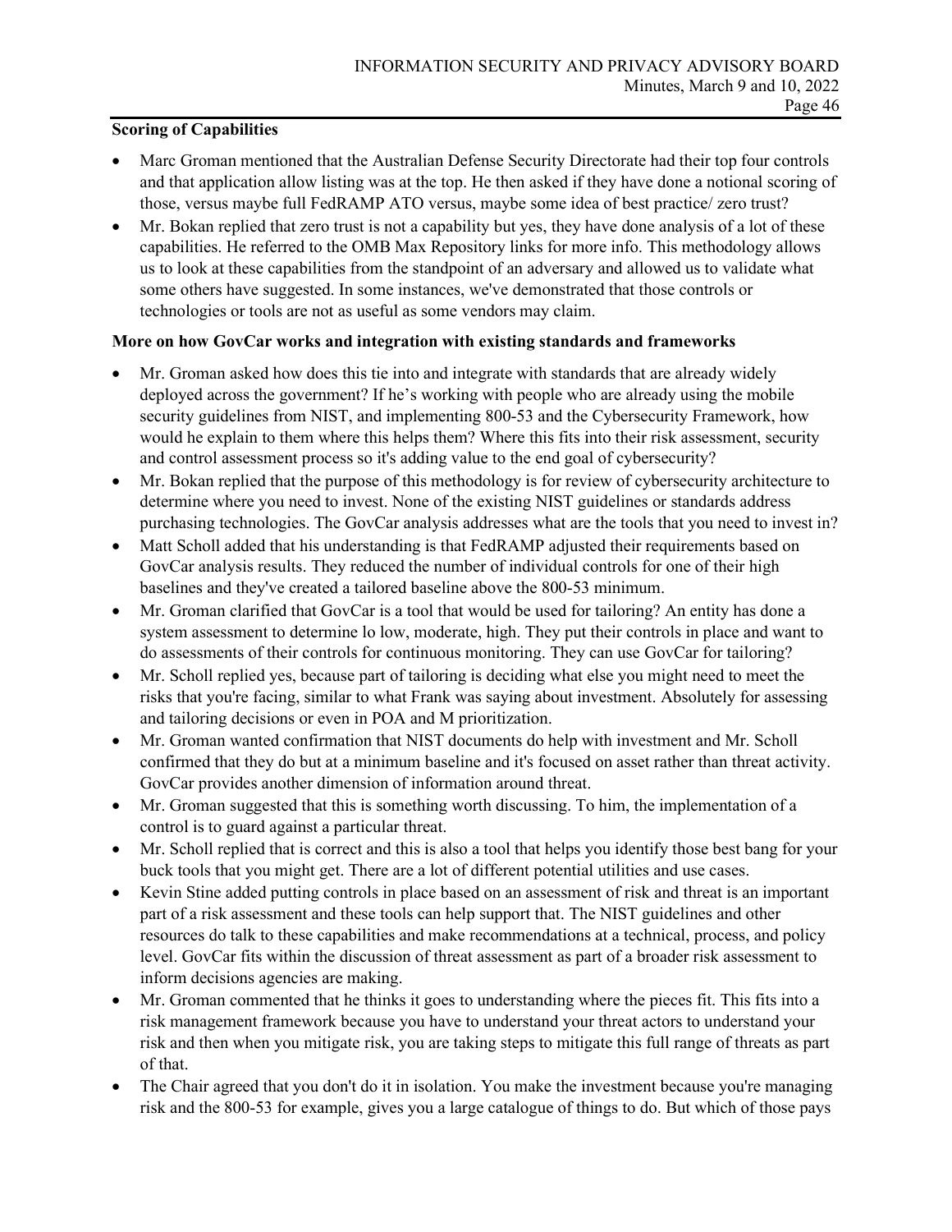**Scoring of Capabilities**

- Marc Groman mentioned that the Australian Defense Security Directorate had their top four controls and that application allow listing was at the top. He then asked if they have done a notional scoring of those, versus maybe full FedRAMP ATO versus, maybe some idea of best practice/ zero trust?
- Mr. Bokan replied that zero trust is not a capability but yes, they have done analysis of a lot of these capabilities. He referred to the OMB Max Repository links for more info. This methodology allows us to look at these capabilities from the standpoint of an adversary and allowed us to validate what some others have suggested. In some instances, we've demonstrated that those controls or technologies or tools are not as useful as some vendors may claim.

**More on how GovCar works and integration with existing standards and frameworks**

- Mr. Groman asked how does this tie into and integrate with standards that are already widely deployed across the government? If he's working with people who are already using the mobile security guidelines from NIST, and implementing 800-53 and the Cybersecurity Framework, how would he explain to them where this helps them? Where this fits into their risk assessment, security and control assessment process so it's adding value to the end goal of cybersecurity?
- Mr. Bokan replied that the purpose of this methodology is for review of cybersecurity architecture to determine where you need to invest. None of the existing NIST guidelines or standards address purchasing technologies. The GovCar analysis addresses what are the tools that you need to invest in?
- Matt Scholl added that his understanding is that FedRAMP adjusted their requirements based on GovCar analysis results. They reduced the number of individual controls for one of their high baselines and they've created a tailored baseline above the 800-53 minimum.
- Mr. Groman clarified that GovCar is a tool that would be used for tailoring? An entity has done a system assessment to determine lo low, moderate, high. They put their controls in place and want to do assessments of their controls for continuous monitoring. They can use GovCar for tailoring?
- Mr. Scholl replied yes, because part of tailoring is deciding what else you might need to meet the risks that you're facing, similar to what Frank was saying about investment. Absolutely for assessing and tailoring decisions or even in POA and M prioritization.
- Mr. Groman wanted confirmation that NIST documents do help with investment and Mr. Scholl confirmed that they do but at a minimum baseline and it's focused on asset rather than threat activity. GovCar provides another dimension of information around threat.
- Mr. Groman suggested that this is something worth discussing. To him, the implementation of a control is to guard against a particular threat.
- Mr. Scholl replied that is correct and this is also a tool that helps you identify those best bang for your buck tools that you might get. There are a lot of different potential utilities and use cases.
- Kevin Stine added putting controls in place based on an assessment of risk and threat is an important part of a risk assessment and these tools can help support that. The NIST guidelines and other resources do talk to these capabilities and make recommendations at a technical, process, and policy level. GovCar fits within the discussion of threat assessment as part of a broader risk assessment to inform decisions agencies are making.
- Mr. Groman commented that he thinks it goes to understanding where the pieces fit. This fits into a risk management framework because you have to understand your threat actors to understand your risk and then when you mitigate risk, you are taking steps to mitigate this full range of threats as part of that.
- The Chair agreed that you don't do it in isolation. You make the investment because you're managing risk and the 800-53 for example, gives you a large catalogue of things to do. But which of those pays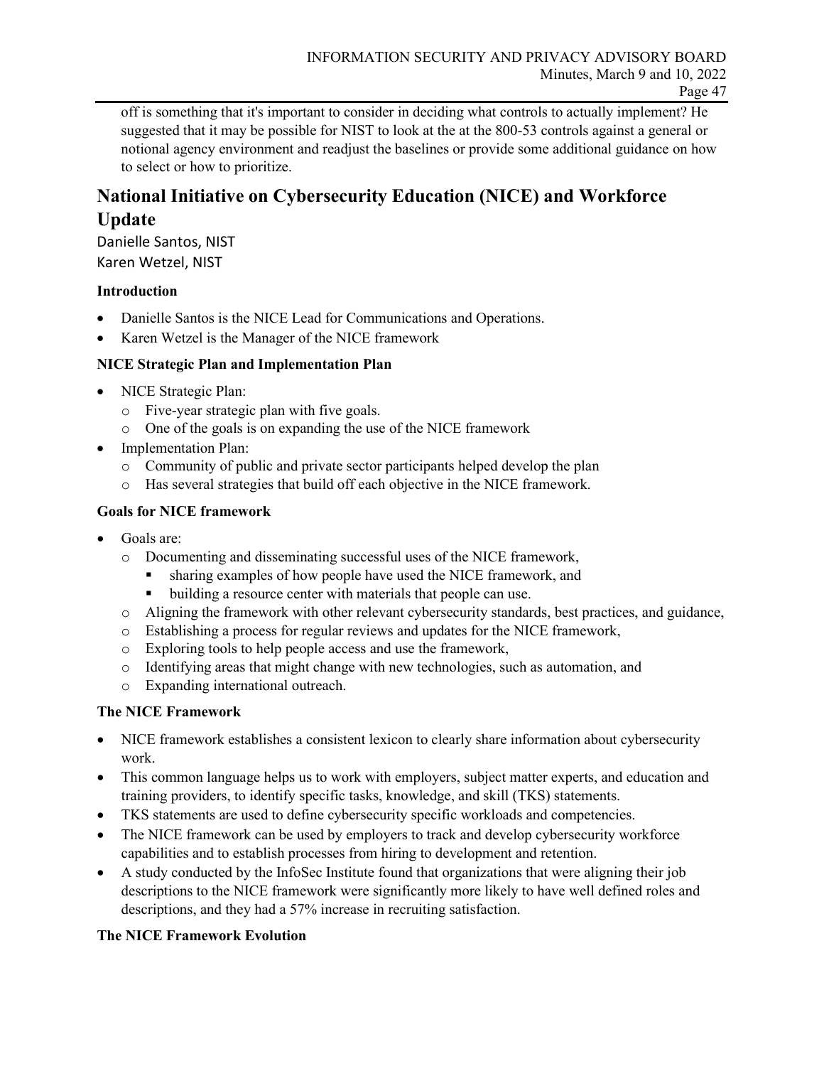off is something that it's important to consider in deciding what controls to actually implement? He suggested that it may be possible for NIST to look at the at the 800-53 controls against a general or notional agency environment and readjust the baselines or provide some additional guidance on how to select or how to prioritize.

## National Initiative on Cybersecurity Education (NICE) and Workforce Update

Danielle Santos, NIST
Karen Wetzel, NIST

**Introduction**

- Danielle Santos is the NICE Lead for Communications and Operations.
- Karen Wetzel is the Manager of the NICE framework

**NICE Strategic Plan and Implementation Plan**

- NICE Strategic Plan:
  - Five-year strategic plan with five goals.
  - One of the goals is on expanding the use of the NICE framework
- Implementation Plan:
  - Community of public and private sector participants helped develop the plan
  - Has several strategies that build off each objective in the NICE framework.

**Goals for NICE framework**

- Goals are:
  - Documenting and disseminating successful uses of the NICE framework,
    - sharing examples of how people have used the NICE framework, and
    - building a resource center with materials that people can use.
  - Aligning the framework with other relevant cybersecurity standards, best practices, and guidance,
  - Establishing a process for regular reviews and updates for the NICE framework,
  - Exploring tools to help people access and use the framework,
  - Identifying areas that might change with new technologies, such as automation, and
  - Expanding international outreach.

**The NICE Framework**

- NICE framework establishes a consistent lexicon to clearly share information about cybersecurity work.
- This common language helps us to work with employers, subject matter experts, and education and training providers, to identify specific tasks, knowledge, and skill (TKS) statements.
- TKS statements are used to define cybersecurity specific workloads and competencies.
- The NICE framework can be used by employers to track and develop cybersecurity workforce capabilities and to establish processes from hiring to development and retention.
- A study conducted by the InfoSec Institute found that organizations that were aligning their job descriptions to the NICE framework were significantly more likely to have well defined roles and descriptions, and they had a 57% increase in recruiting satisfaction.

**The NICE Framework Evolution**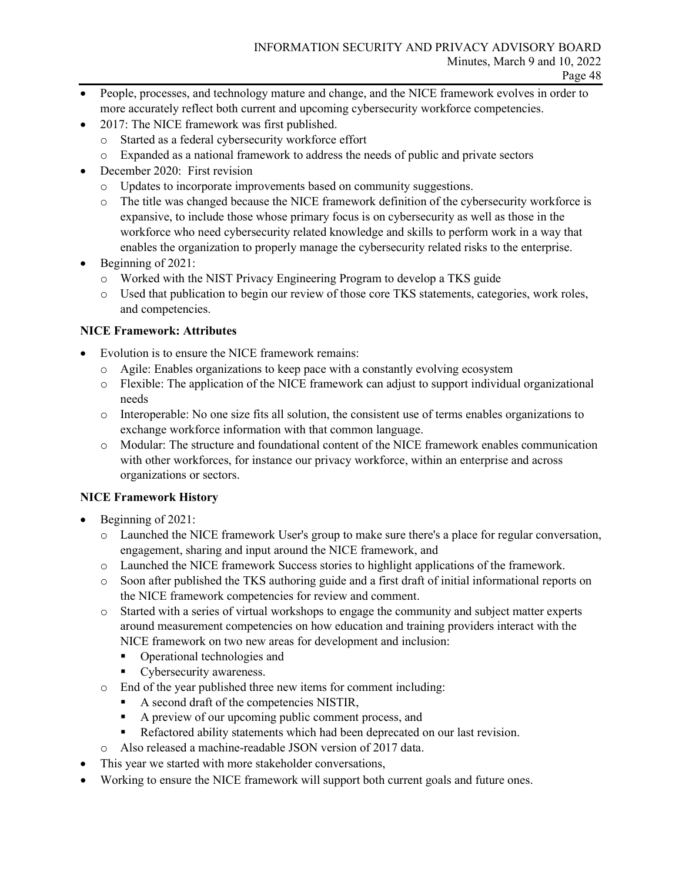- People, processes, and technology mature and change, and the NICE framework evolves in order to more accurately reflect both current and upcoming cybersecurity workforce competencies.
- 2017: The NICE framework was first published.
  - Started as a federal cybersecurity workforce effort
  - Expanded as a national framework to address the needs of public and private sectors
- December 2020: First revision
  - Updates to incorporate improvements based on community suggestions.
  - The title was changed because the NICE framework definition of the cybersecurity workforce is expansive, to include those whose primary focus is on cybersecurity as well as those in the workforce who need cybersecurity related knowledge and skills to perform work in a way that enables the organization to properly manage the cybersecurity related risks to the enterprise.
- Beginning of 2021:
  - Worked with the NIST Privacy Engineering Program to develop a TKS guide
  - Used that publication to begin our review of those core TKS statements, categories, work roles, and competencies.

**NICE Framework: Attributes**

- Evolution is to ensure the NICE framework remains:
  - Agile: Enables organizations to keep pace with a constantly evolving ecosystem
  - Flexible: The application of the NICE framework can adjust to support individual organizational needs
  - Interoperable: No one size fits all solution, the consistent use of terms enables organizations to exchange workforce information with that common language.
  - Modular: The structure and foundational content of the NICE framework enables communication with other workforces, for instance our privacy workforce, within an enterprise and across organizations or sectors.

**NICE Framework History**

- Beginning of 2021:
  - Launched the NICE framework User's group to make sure there's a place for regular conversation, engagement, sharing and input around the NICE framework, and
  - Launched the NICE framework Success stories to highlight applications of the framework.
  - Soon after published the TKS authoring guide and a first draft of initial informational reports on the NICE framework competencies for review and comment.
  - Started with a series of virtual workshops to engage the community and subject matter experts around measurement competencies on how education and training providers interact with the NICE framework on two new areas for development and inclusion:
    - Operational technologies and
    - Cybersecurity awareness.
  - End of the year published three new items for comment including:
    - A second draft of the competencies NISTIR,
    - A preview of our upcoming public comment process, and
    - Refactored ability statements which had been deprecated on our last revision.
  - Also released a machine-readable JSON version of 2017 data.
- This year we started with more stakeholder conversations,
- Working to ensure the NICE framework will support both current goals and future ones.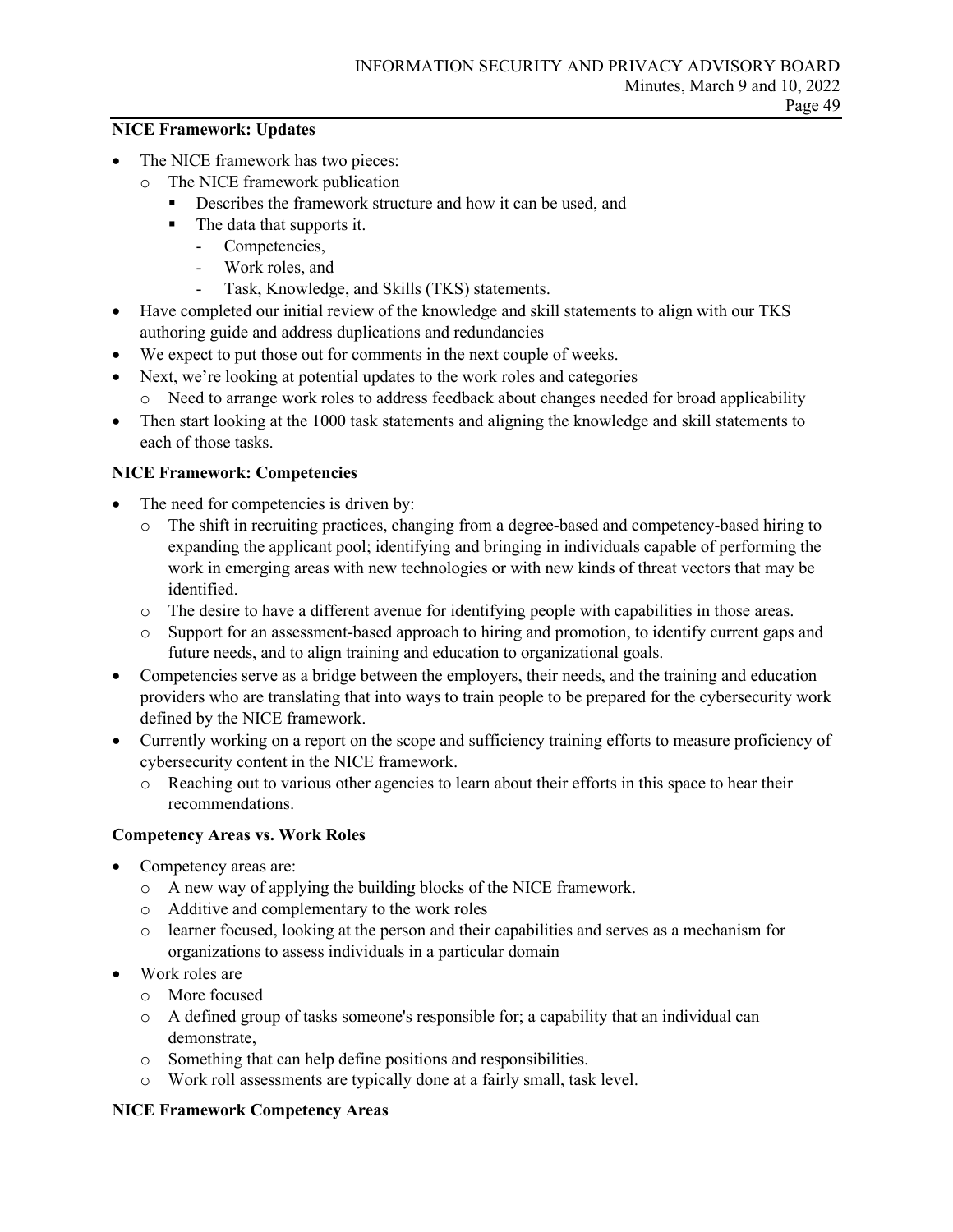**NICE Framework: Updates**

- The NICE framework has two pieces:
    - The NICE framework publication
        - Describes the framework structure and how it can be used, and
        - The data that supports it.
            - Competencies,
            - Work roles, and
            - Task, Knowledge, and Skills (TKS) statements.
- Have completed our initial review of the knowledge and skill statements to align with our TKS authoring guide and address duplications and redundancies
- We expect to put those out for comments in the next couple of weeks.
- Next, we're looking at potential updates to the work roles and categories
    - Need to arrange work roles to address feedback about changes needed for broad applicability
- Then start looking at the 1000 task statements and aligning the knowledge and skill statements to each of those tasks.

**NICE Framework: Competencies**

- The need for competencies is driven by:
    - The shift in recruiting practices, changing from a degree-based and competency-based hiring to expanding the applicant pool; identifying and bringing in individuals capable of performing the work in emerging areas with new technologies or with new kinds of threat vectors that may be identified.
    - The desire to have a different avenue for identifying people with capabilities in those areas.
    - Support for an assessment-based approach to hiring and promotion, to identify current gaps and future needs, and to align training and education to organizational goals.
- Competencies serve as a bridge between the employers, their needs, and the training and education providers who are translating that into ways to train people to be prepared for the cybersecurity work defined by the NICE framework.
- Currently working on a report on the scope and sufficiency training efforts to measure proficiency of cybersecurity content in the NICE framework.
    - Reaching out to various other agencies to learn about their efforts in this space to hear their recommendations.

**Competency Areas vs. Work Roles**

- Competency areas are:
    - A new way of applying the building blocks of the NICE framework.
    - Additive and complementary to the work roles
    - learner focused, looking at the person and their capabilities and serves as a mechanism for organizations to assess individuals in a particular domain
- Work roles are
    - More focused
    - A defined group of tasks someone's responsible for; a capability that an individual can demonstrate,
    - Something that can help define positions and responsibilities.
    - Work roll assessments are typically done at a fairly small, task level.

**NICE Framework Competency Areas**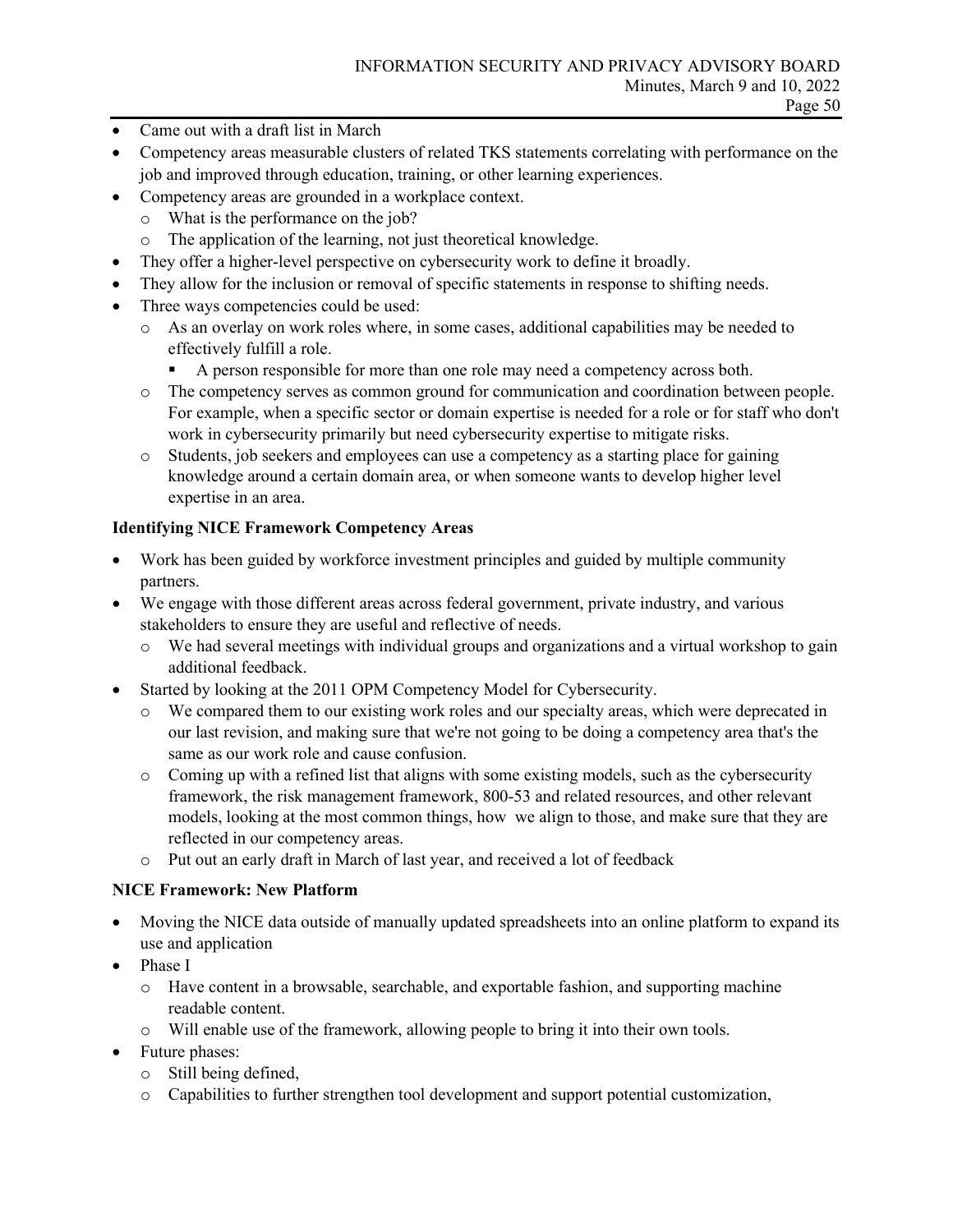- Came out with a draft list in March
- Competency areas measurable clusters of related TKS statements correlating with performance on the job and improved through education, training, or other learning experiences.
- Competency areas are grounded in a workplace context.
  - What is the performance on the job?
  - The application of the learning, not just theoretical knowledge.
- They offer a higher-level perspective on cybersecurity work to define it broadly.
- They allow for the inclusion or removal of specific statements in response to shifting needs.
- Three ways competencies could be used:
  - As an overlay on work roles where, in some cases, additional capabilities may be needed to effectively fulfill a role.
    - A person responsible for more than one role may need a competency across both.
  - The competency serves as common ground for communication and coordination between people. For example, when a specific sector or domain expertise is needed for a role or for staff who don't work in cybersecurity primarily but need cybersecurity expertise to mitigate risks.
  - Students, job seekers and employees can use a competency as a starting place for gaining knowledge around a certain domain area, or when someone wants to develop higher level expertise in an area.

**Identifying NICE Framework Competency Areas**

- Work has been guided by workforce investment principles and guided by multiple community partners.
- We engage with those different areas across federal government, private industry, and various stakeholders to ensure they are useful and reflective of needs.
  - We had several meetings with individual groups and organizations and a virtual workshop to gain additional feedback.
- Started by looking at the 2011 OPM Competency Model for Cybersecurity.
  - We compared them to our existing work roles and our specialty areas, which were deprecated in our last revision, and making sure that we're not going to be doing a competency area that's the same as our work role and cause confusion.
  - Coming up with a refined list that aligns with some existing models, such as the cybersecurity framework, the risk management framework, 800-53 and related resources, and other relevant models, looking at the most common things, how we align to those, and make sure that they are reflected in our competency areas.
  - Put out an early draft in March of last year, and received a lot of feedback

**NICE Framework: New Platform**

- Moving the NICE data outside of manually updated spreadsheets into an online platform to expand its use and application
- Phase I
  - Have content in a browsable, searchable, and exportable fashion, and supporting machine readable content.
  - Will enable use of the framework, allowing people to bring it into their own tools.
- Future phases:
  - Still being defined,
  - Capabilities to further strengthen tool development and support potential customization,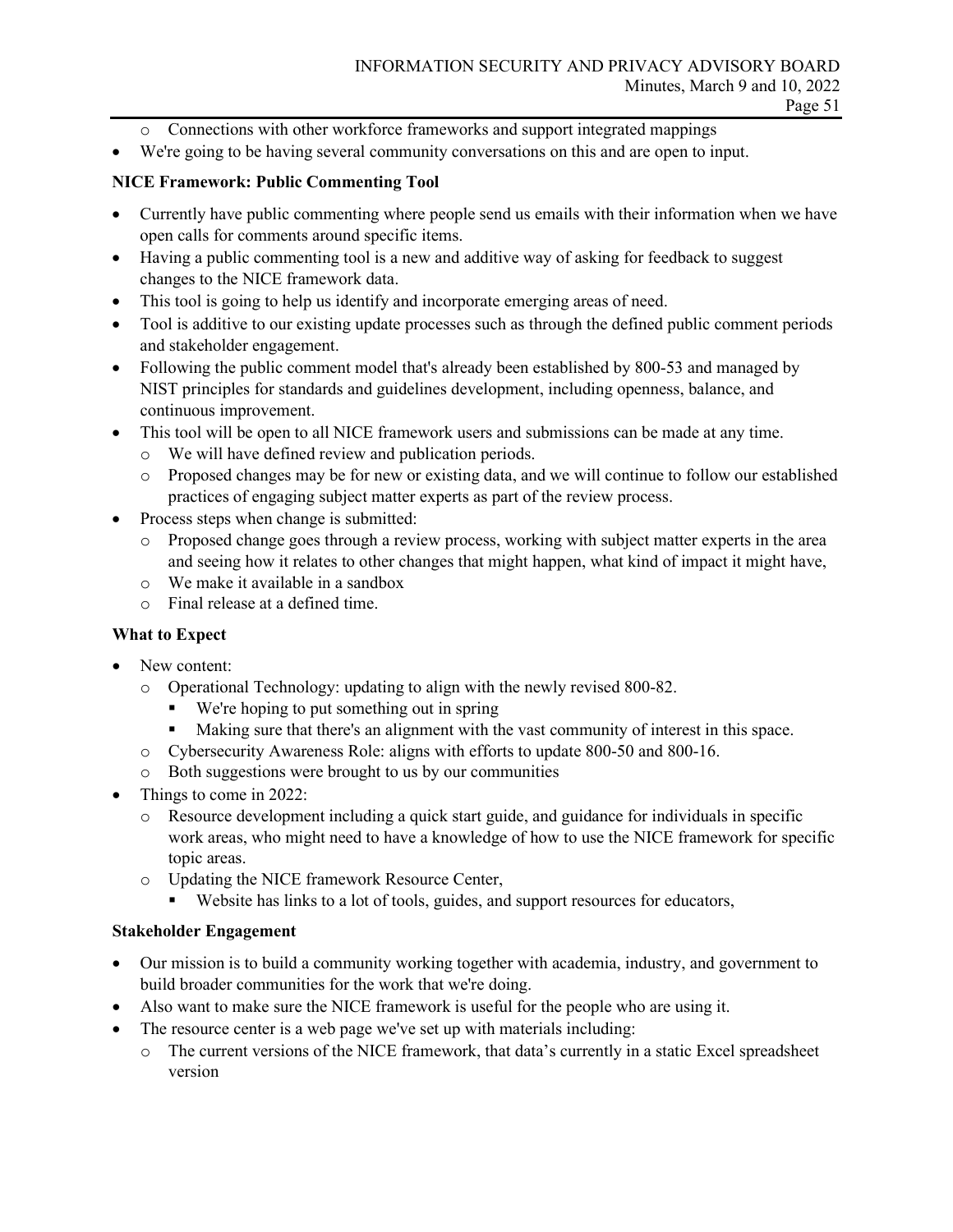- Connections with other workforce frameworks and support integrated mappings
- We're going to be having several community conversations on this and are open to input.

**NICE Framework: Public Commenting Tool**

- Currently have public commenting where people send us emails with their information when we have open calls for comments around specific items.
- Having a public commenting tool is a new and additive way of asking for feedback to suggest changes to the NICE framework data.
- This tool is going to help us identify and incorporate emerging areas of need.
- Tool is additive to our existing update processes such as through the defined public comment periods and stakeholder engagement.
- Following the public comment model that's already been established by 800-53 and managed by NIST principles for standards and guidelines development, including openness, balance, and continuous improvement.
- This tool will be open to all NICE framework users and submissions can be made at any time.
  - We will have defined review and publication periods.
  - Proposed changes may be for new or existing data, and we will continue to follow our established practices of engaging subject matter experts as part of the review process.
- Process steps when change is submitted:
  - Proposed change goes through a review process, working with subject matter experts in the area and seeing how it relates to other changes that might happen, what kind of impact it might have,
  - We make it available in a sandbox
  - Final release at a defined time.

**What to Expect**

- New content:
  - Operational Technology: updating to align with the newly revised 800-82.
    - We're hoping to put something out in spring
    - Making sure that there's an alignment with the vast community of interest in this space.
  - Cybersecurity Awareness Role: aligns with efforts to update 800-50 and 800-16.
  - Both suggestions were brought to us by our communities
- Things to come in 2022:
  - Resource development including a quick start guide, and guidance for individuals in specific work areas, who might need to have a knowledge of how to use the NICE framework for specific topic areas.
  - Updating the NICE framework Resource Center,
    - Website has links to a lot of tools, guides, and support resources for educators,

**Stakeholder Engagement**

- Our mission is to build a community working together with academia, industry, and government to build broader communities for the work that we're doing.
- Also want to make sure the NICE framework is useful for the people who are using it.
- The resource center is a web page we've set up with materials including:
  - The current versions of the NICE framework, that data's currently in a static Excel spreadsheet version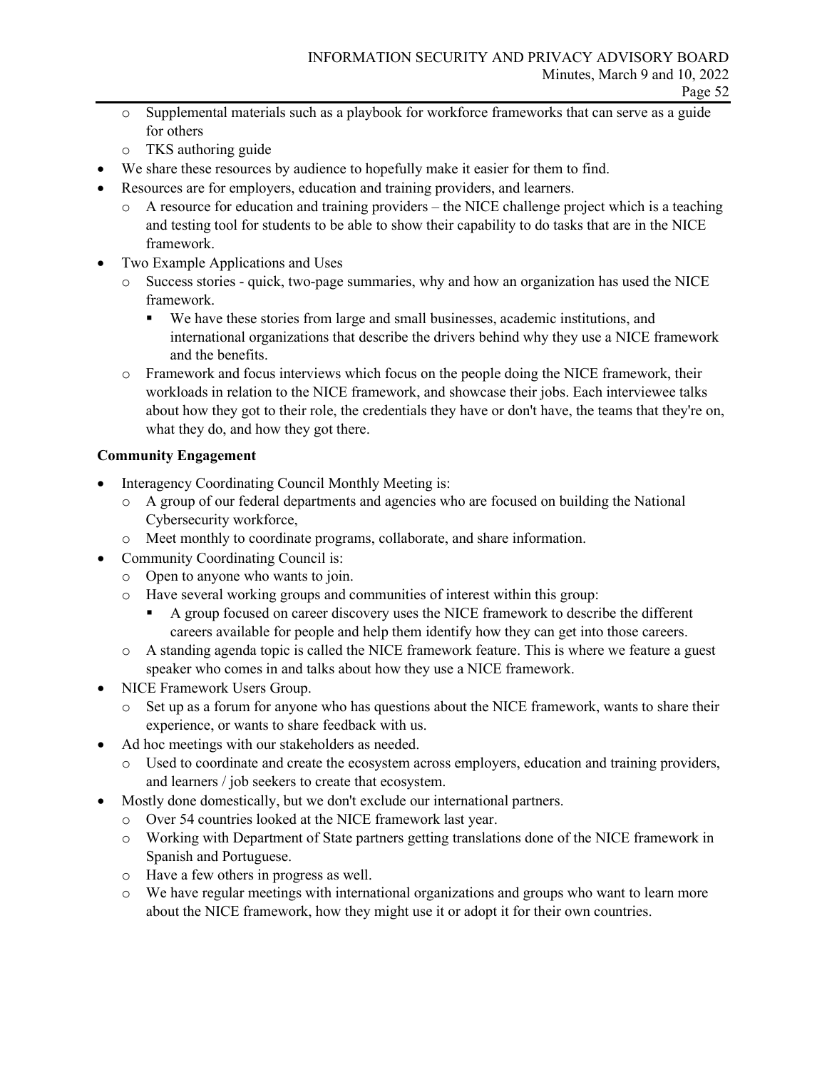- Supplemental materials such as a playbook for workforce frameworks that can serve as a guide for others
  - TKS authoring guide
- We share these resources by audience to hopefully make it easier for them to find.
- Resources are for employers, education and training providers, and learners.
  - A resource for education and training providers – the NICE challenge project which is a teaching and testing tool for students to be able to show their capability to do tasks that are in the NICE framework.
- Two Example Applications and Uses
  - Success stories - quick, two-page summaries, why and how an organization has used the NICE framework.
    - We have these stories from large and small businesses, academic institutions, and international organizations that describe the drivers behind why they use a NICE framework and the benefits.
  - Framework and focus interviews which focus on the people doing the NICE framework, their workloads in relation to the NICE framework, and showcase their jobs. Each interviewee talks about how they got to their role, the credentials they have or don't have, the teams that they're on, what they do, and how they got there.

**Community Engagement**

- Interagency Coordinating Council Monthly Meeting is:
  - A group of our federal departments and agencies who are focused on building the National Cybersecurity workforce,
  - Meet monthly to coordinate programs, collaborate, and share information.
- Community Coordinating Council is:
  - Open to anyone who wants to join.
  - Have several working groups and communities of interest within this group:
    - A group focused on career discovery uses the NICE framework to describe the different careers available for people and help them identify how they can get into those careers.
  - A standing agenda topic is called the NICE framework feature. This is where we feature a guest speaker who comes in and talks about how they use a NICE framework.
- NICE Framework Users Group.
  - Set up as a forum for anyone who has questions about the NICE framework, wants to share their experience, or wants to share feedback with us.
- Ad hoc meetings with our stakeholders as needed.
  - Used to coordinate and create the ecosystem across employers, education and training providers, and learners / job seekers to create that ecosystem.
- Mostly done domestically, but we don't exclude our international partners.
  - Over 54 countries looked at the NICE framework last year.
  - Working with Department of State partners getting translations done of the NICE framework in Spanish and Portuguese.
  - Have a few others in progress as well.
  - We have regular meetings with international organizations and groups who want to learn more about the NICE framework, how they might use it or adopt it for their own countries.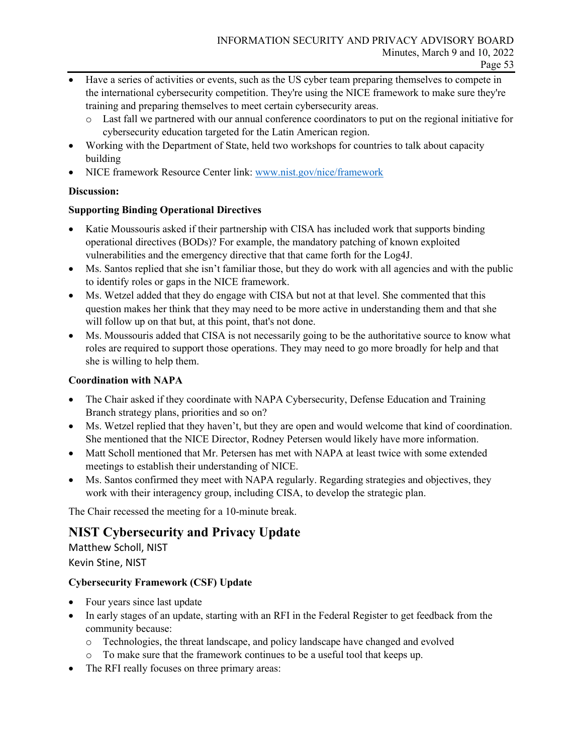- Have a series of activities or events, such as the US cyber team preparing themselves to compete in the international cybersecurity competition. They're using the NICE framework to make sure they're training and preparing themselves to meet certain cybersecurity areas.
    - Last fall we partnered with our annual conference coordinators to put on the regional initiative for cybersecurity education targeted for the Latin American region.
- Working with the Department of State, held two workshops for countries to talk about capacity building
- NICE framework Resource Center link: [www.nist.gov/nice/framework](www.nist.gov/nice/framework)

**Discussion:**

**Supporting Binding Operational Directives**

- Katie Moussouris asked if their partnership with CISA has included work that supports binding operational directives (BODs)? For example, the mandatory patching of known exploited vulnerabilities and the emergency directive that that came forth for the Log4J.
- Ms. Santos replied that she isn't familiar those, but they do work with all agencies and with the public to identify roles or gaps in the NICE framework.
- Ms. Wetzel added that they do engage with CISA but not at that level. She commented that this question makes her think that they may need to be more active in understanding them and that she will follow up on that but, at this point, that's not done.
- Ms. Moussouris added that CISA is not necessarily going to be the authoritative source to know what roles are required to support those operations. They may need to go more broadly for help and that she is willing to help them.

**Coordination with NAPA**

- The Chair asked if they coordinate with NAPA Cybersecurity, Defense Education and Training Branch strategy plans, priorities and so on?
- Ms. Wetzel replied that they haven't, but they are open and would welcome that kind of coordination. She mentioned that the NICE Director, Rodney Petersen would likely have more information.
- Matt Scholl mentioned that Mr. Petersen has met with NAPA at least twice with some extended meetings to establish their understanding of NICE.
- Ms. Santos confirmed they meet with NAPA regularly. Regarding strategies and objectives, they work with their interagency group, including CISA, to develop the strategic plan.

The Chair recessed the meeting for a 10-minute break.

## NIST Cybersecurity and Privacy Update

Matthew Scholl, NIST
Kevin Stine, NIST

**Cybersecurity Framework (CSF) Update**

- Four years since last update
- In early stages of an update, starting with an RFI in the Federal Register to get feedback from the community because:
    - Technologies, the threat landscape, and policy landscape have changed and evolved
    - To make sure that the framework continues to be a useful tool that keeps up.
- The RFI really focuses on three primary areas: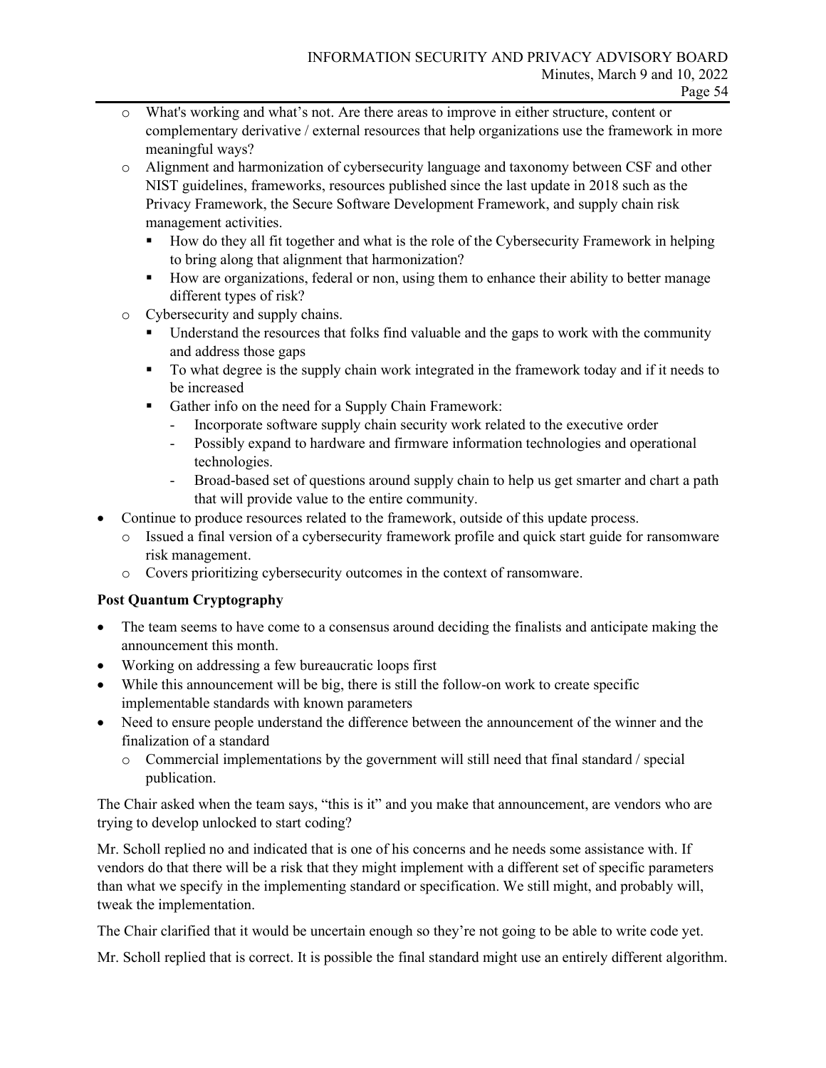- What's working and what's not. Are there areas to improve in either structure, content or complementary derivative / external resources that help organizations use the framework in more meaningful ways?
- Alignment and harmonization of cybersecurity language and taxonomy between CSF and other NIST guidelines, frameworks, resources published since the last update in 2018 such as the Privacy Framework, the Secure Software Development Framework, and supply chain risk management activities.
  - How do they all fit together and what is the role of the Cybersecurity Framework in helping to bring along that alignment that harmonization?
  - How are organizations, federal or non, using them to enhance their ability to better manage different types of risk?
- Cybersecurity and supply chains.
  - Understand the resources that folks find valuable and the gaps to work with the community and address those gaps
  - To what degree is the supply chain work integrated in the framework today and if it needs to be increased
  - Gather info on the need for a Supply Chain Framework:
    - Incorporate software supply chain security work related to the executive order
    - Possibly expand to hardware and firmware information technologies and operational technologies.
    - Broad-based set of questions around supply chain to help us get smarter and chart a path that will provide value to the entire community.

- Continue to produce resources related to the framework, outside of this update process.
  - Issued a final version of a cybersecurity framework profile and quick start guide for ransomware risk management.
  - Covers prioritizing cybersecurity outcomes in the context of ransomware.

**Post Quantum Cryptography**

- The team seems to have come to a consensus around deciding the finalists and anticipate making the announcement this month.
- Working on addressing a few bureaucratic loops first
- While this announcement will be big, there is still the follow-on work to create specific implementable standards with known parameters
- Need to ensure people understand the difference between the announcement of the winner and the finalization of a standard
  - Commercial implementations by the government will still need that final standard / special publication.

The Chair asked when the team says, "this is it" and you make that announcement, are vendors who are trying to develop unlocked to start coding?

Mr. Scholl replied no and indicated that is one of his concerns and he needs some assistance with. If vendors do that there will be a risk that they might implement with a different set of specific parameters than what we specify in the implementing standard or specification. We still might, and probably will, tweak the implementation.

The Chair clarified that it would be uncertain enough so they're not going to be able to write code yet.

Mr. Scholl replied that is correct. It is possible the final standard might use an entirely different algorithm.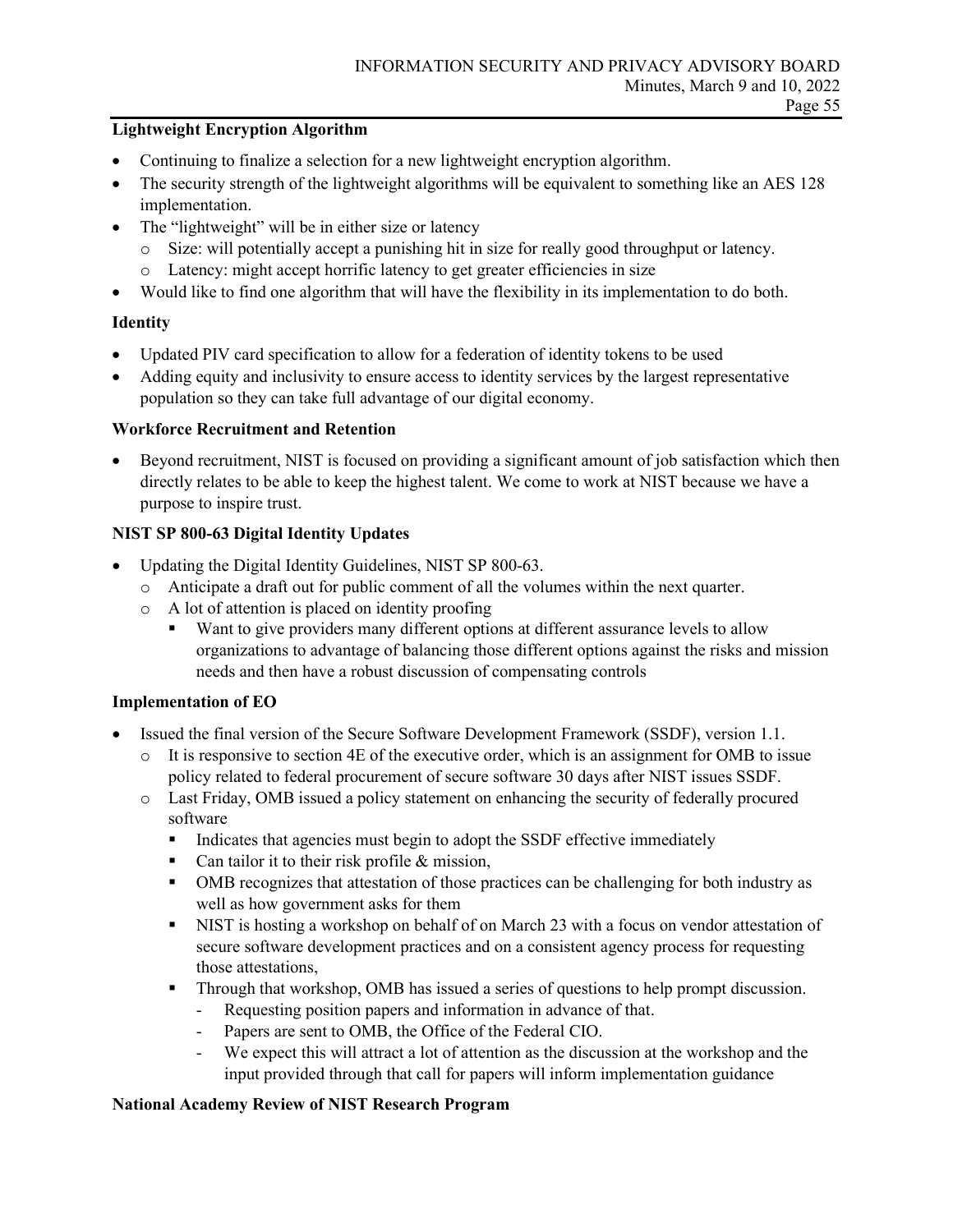**Lightweight Encryption Algorithm**

- Continuing to finalize a selection for a new lightweight encryption algorithm.
- The security strength of the lightweight algorithms will be equivalent to something like an AES 128 implementation.
- The "lightweight" will be in either size or latency
  - Size: will potentially accept a punishing hit in size for really good throughput or latency.
  - Latency: might accept horrific latency to get greater efficiencies in size
- Would like to find one algorithm that will have the flexibility in its implementation to do both.

**Identity**

- Updated PIV card specification to allow for a federation of identity tokens to be used
- Adding equity and inclusivity to ensure access to identity services by the largest representative population so they can take full advantage of our digital economy.

**Workforce Recruitment and Retention**

- Beyond recruitment, NIST is focused on providing a significant amount of job satisfaction which then directly relates to be able to keep the highest talent. We come to work at NIST because we have a purpose to inspire trust.

**NIST SP 800-63 Digital Identity Updates**

- Updating the Digital Identity Guidelines, NIST SP 800-63.
  - Anticipate a draft out for public comment of all the volumes within the next quarter.
  - A lot of attention is placed on identity proofing
    - Want to give providers many different options at different assurance levels to allow organizations to advantage of balancing those different options against the risks and mission needs and then have a robust discussion of compensating controls

**Implementation of EO**

- Issued the final version of the Secure Software Development Framework (SSDF), version 1.1.
  - It is responsive to section 4E of the executive order, which is an assignment for OMB to issue policy related to federal procurement of secure software 30 days after NIST issues SSDF.
  - Last Friday, OMB issued a policy statement on enhancing the security of federally procured software
    - Indicates that agencies must begin to adopt the SSDF effective immediately
    - Can tailor it to their risk profile & mission,
    - OMB recognizes that attestation of those practices can be challenging for both industry as well as how government asks for them
    - NIST is hosting a workshop on behalf of on March 23 with a focus on vendor attestation of secure software development practices and on a consistent agency process for requesting those attestations,
    - Through that workshop, OMB has issued a series of questions to help prompt discussion.
      - Requesting position papers and information in advance of that.
      - Papers are sent to OMB, the Office of the Federal CIO.
      - We expect this will attract a lot of attention as the discussion at the workshop and the input provided through that call for papers will inform implementation guidance

**National Academy Review of NIST Research Program**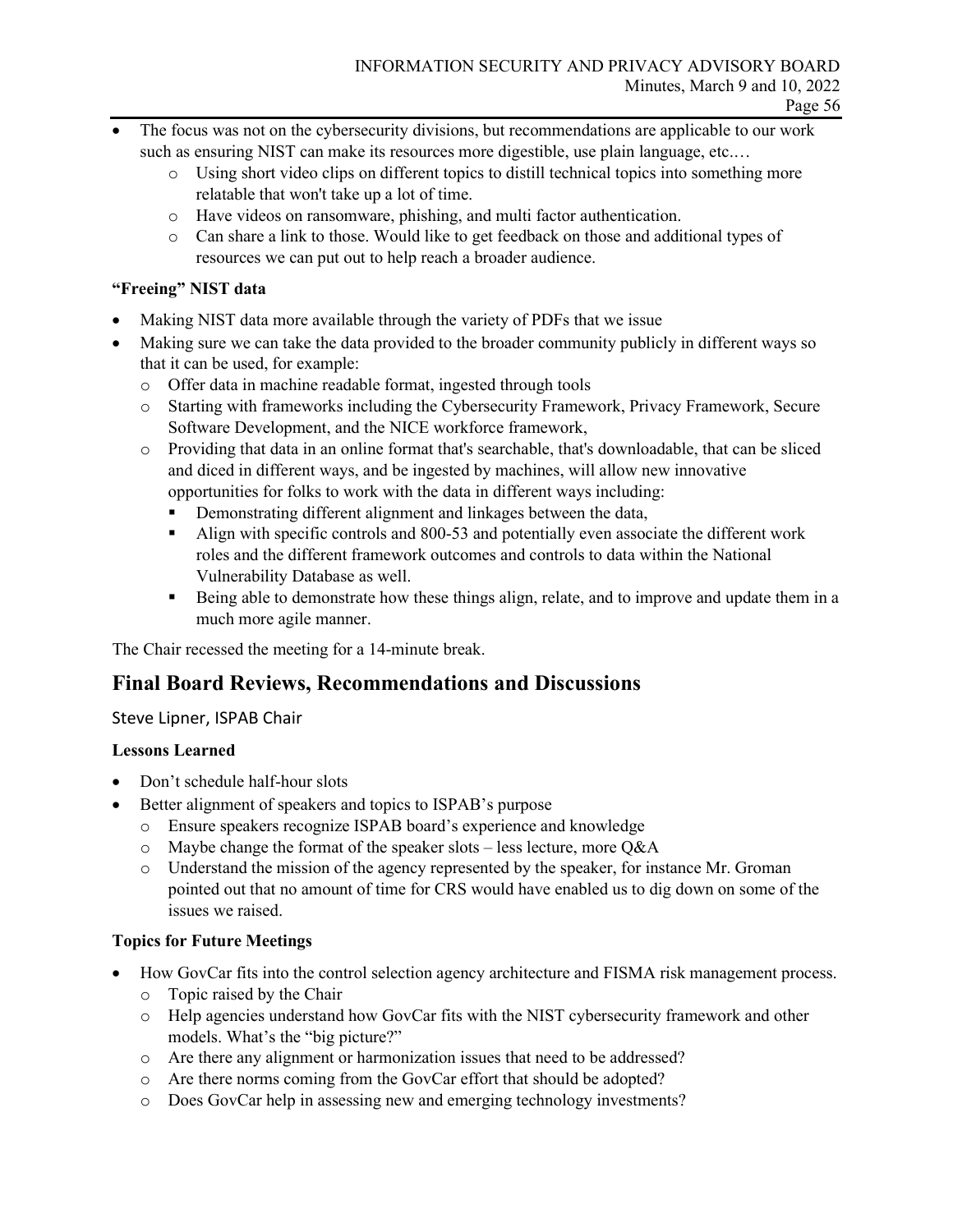- The focus was not on the cybersecurity divisions, but recommendations are applicable to our work such as ensuring NIST can make its resources more digestible, use plain language, etc.…
    - Using short video clips on different topics to distill technical topics into something more relatable that won't take up a lot of time.
    - Have videos on ransomware, phishing, and multi factor authentication.
    - Can share a link to those. Would like to get feedback on those and additional types of resources we can put out to help reach a broader audience.

**"Freeing" NIST data**

- Making NIST data more available through the variety of PDFs that we issue
- Making sure we can take the data provided to the broader community publicly in different ways so that it can be used, for example:
    - Offer data in machine readable format, ingested through tools
    - Starting with frameworks including the Cybersecurity Framework, Privacy Framework, Secure Software Development, and the NICE workforce framework,
    - Providing that data in an online format that's searchable, that's downloadable, that can be sliced and diced in different ways, and be ingested by machines, will allow new innovative opportunities for folks to work with the data in different ways including:
        - Demonstrating different alignment and linkages between the data,
        - Align with specific controls and 800-53 and potentially even associate the different work roles and the different framework outcomes and controls to data within the National Vulnerability Database as well.
        - Being able to demonstrate how these things align, relate, and to improve and update them in a much more agile manner.

The Chair recessed the meeting for a 14-minute break.

## Final Board Reviews, Recommendations and Discussions

Steve Lipner, ISPAB Chair

**Lessons Learned**

- Don't schedule half-hour slots
- Better alignment of speakers and topics to ISPAB's purpose
    - Ensure speakers recognize ISPAB board's experience and knowledge
    - Maybe change the format of the speaker slots – less lecture, more Q&A
    - Understand the mission of the agency represented by the speaker, for instance Mr. Groman pointed out that no amount of time for CRS would have enabled us to dig down on some of the issues we raised.

**Topics for Future Meetings**

- How GovCar fits into the control selection agency architecture and FISMA risk management process.
    - Topic raised by the Chair
    - Help agencies understand how GovCar fits with the NIST cybersecurity framework and other models. What's the "big picture?"
    - Are there any alignment or harmonization issues that need to be addressed?
    - Are there norms coming from the GovCar effort that should be adopted?
    - Does GovCar help in assessing new and emerging technology investments?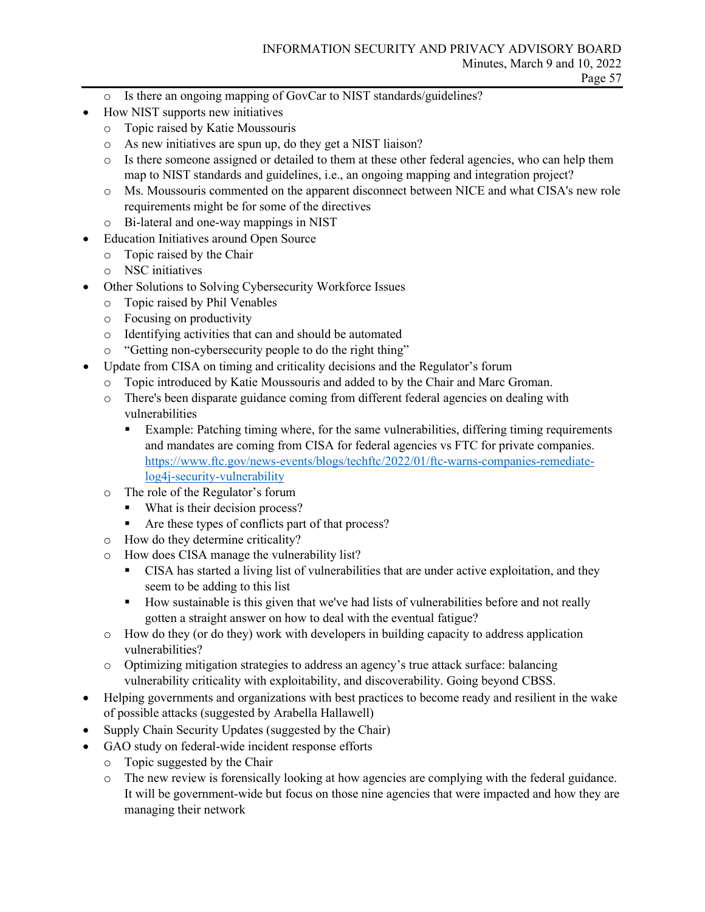- Is there an ongoing mapping of GovCar to NIST standards/guidelines?
- How NIST supports new initiatives
    - Topic raised by Katie Moussouris
    - As new initiatives are spun up, do they get a NIST liaison?
    - Is there someone assigned or detailed to them at these other federal agencies, who can help them map to NIST standards and guidelines, i.e., an ongoing mapping and integration project?
    - Ms. Moussouris commented on the apparent disconnect between NICE and what CISA's new role requirements might be for some of the directives
    - Bi-lateral and one-way mappings in NIST
- Education Initiatives around Open Source
    - Topic raised by the Chair
    - NSC initiatives
- Other Solutions to Solving Cybersecurity Workforce Issues
    - Topic raised by Phil Venables
    - Focusing on productivity
    - Identifying activities that can and should be automated
    - "Getting non-cybersecurity people to do the right thing"
- Update from CISA on timing and criticality decisions and the Regulator's forum
    - Topic introduced by Katie Moussouris and added to by the Chair and Marc Groman.
    - There's been disparate guidance coming from different federal agencies on dealing with vulnerabilities
        - Example: Patching timing where, for the same vulnerabilities, differing timing requirements and mandates are coming from CISA for federal agencies vs FTC for private companies. [https://www.ftc.gov/news-events/blogs/techftc/2022/01/ftc-warns-companies-remediate-log4j-security-vulnerability](https://www.ftc.gov/news-events/blogs/techftc/2022/01/ftc-warns-companies-remediate-log4j-security-vulnerability)
    - The role of the Regulator's forum
        - What is their decision process?
        - Are these types of conflicts part of that process?
    - How do they determine criticality?
    - How does CISA manage the vulnerability list?
        - CISA has started a living list of vulnerabilities that are under active exploitation, and they seem to be adding to this list
        - How sustainable is this given that we've had lists of vulnerabilities before and not really gotten a straight answer on how to deal with the eventual fatigue?
    - How do they (or do they) work with developers in building capacity to address application vulnerabilities?
    - Optimizing mitigation strategies to address an agency's true attack surface: balancing vulnerability criticality with exploitability, and discoverability. Going beyond CBSS.
- Helping governments and organizations with best practices to become ready and resilient in the wake of possible attacks (suggested by Arabella Hallawell)
- Supply Chain Security Updates (suggested by the Chair)
- GAO study on federal-wide incident response efforts
    - Topic suggested by the Chair
    - The new review is forensically looking at how agencies are complying with the federal guidance. It will be government-wide but focus on those nine agencies that were impacted and how they are managing their network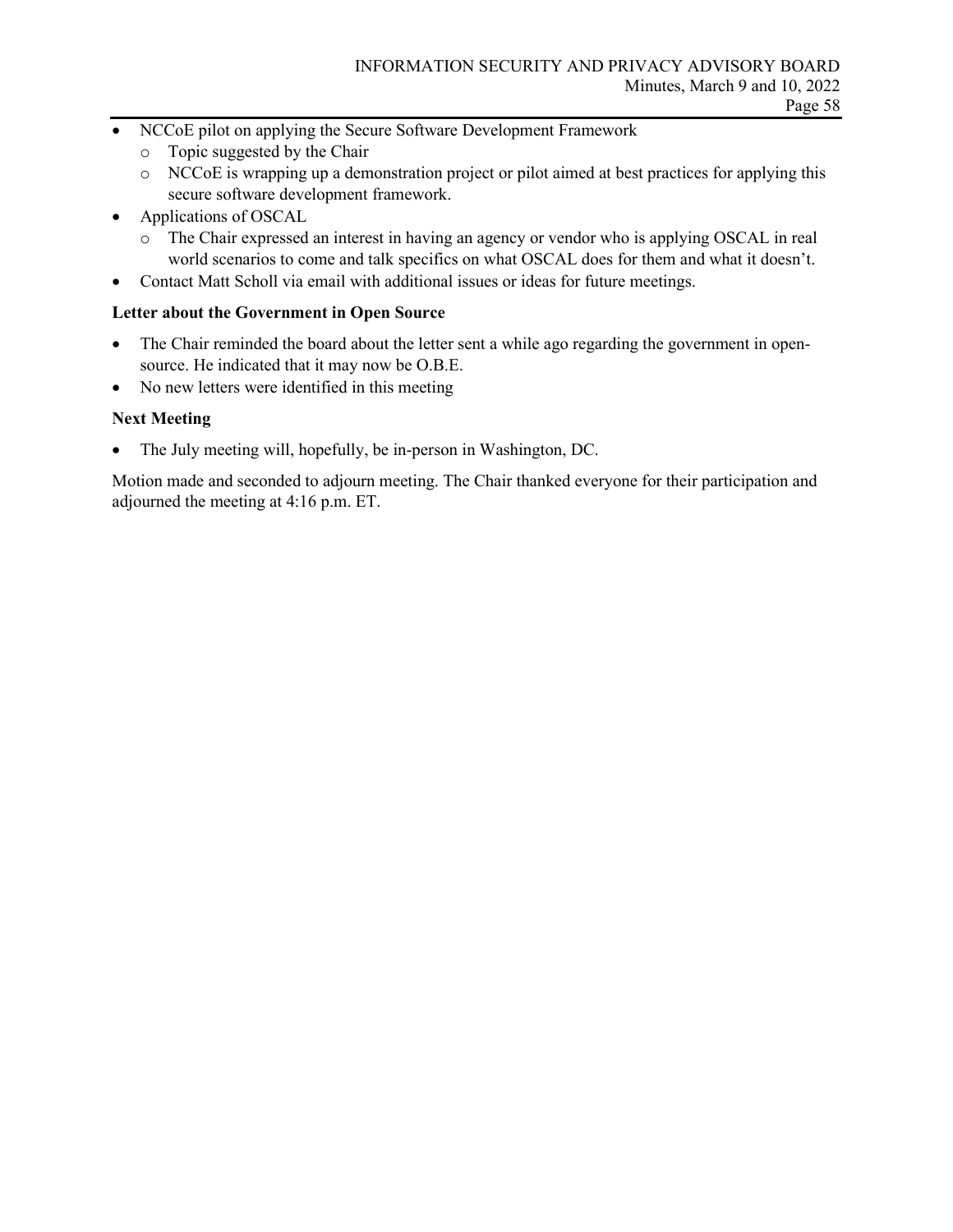- NCCoE pilot on applying the Secure Software Development Framework
  - Topic suggested by the Chair
  - NCCoE is wrapping up a demonstration project or pilot aimed at best practices for applying this secure software development framework.
- Applications of OSCAL
  - The Chair expressed an interest in having an agency or vendor who is applying OSCAL in real world scenarios to come and talk specifics on what OSCAL does for them and what it doesn't.
- Contact Matt Scholl via email with additional issues or ideas for future meetings.

**Letter about the Government in Open Source**

- The Chair reminded the board about the letter sent a while ago regarding the government in open-source. He indicated that it may now be O.B.E.
- No new letters were identified in this meeting

**Next Meeting**

- The July meeting will, hopefully, be in-person in Washington, DC.

Motion made and seconded to adjourn meeting. The Chair thanked everyone for their participation and adjourned the meeting at 4:16 p.m. ET.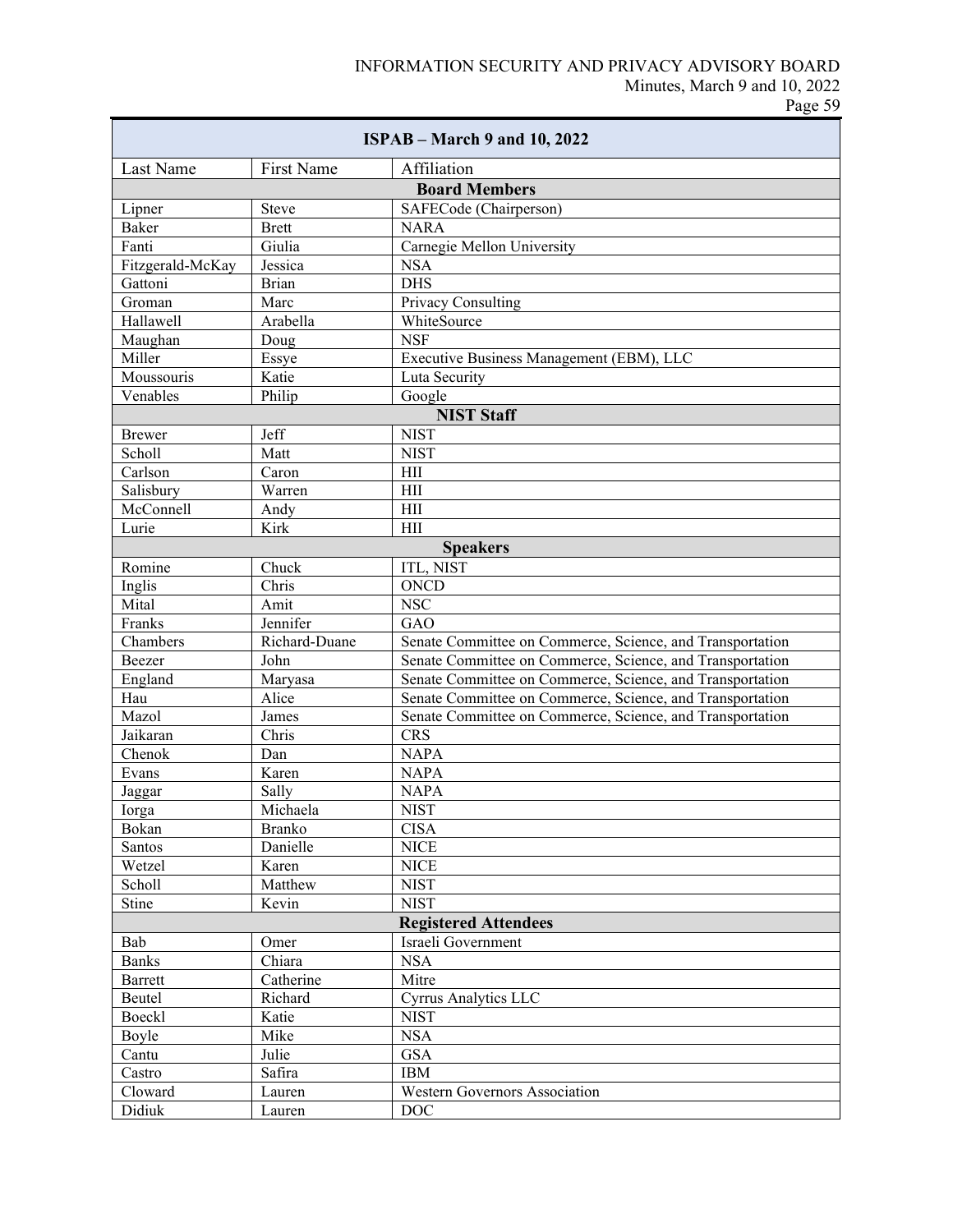| ISPAB – March 9 and 10, 2022 | | |
|---|---|---|
| Last Name | First Name | Affiliation |
| **Board Members** | | |
| Lipner | Steve | SAFECode (Chairperson) |
| Baker | Brett | NARA |
| Fanti | Giulia | Carnegie Mellon University |
| Fitzgerald-McKay | Jessica | NSA |
| Gattoni | Brian | DHS |
| Groman | Marc | Privacy Consulting |
| Hallawell | Arabella | WhiteSource |
| Maughan | Doug | NSF |
| Miller | Essye | Executive Business Management (EBM), LLC |
| Moussouris | Katie | Luta Security |
| Venables | Philip | Google |
| **NIST Staff** | | |
| Brewer | Jeff | NIST |
| Scholl | Matt | NIST |
| Carlson | Caron | HII |
| Salisbury | Warren | HII |
| McConnell | Andy | HII |
| Lurie | Kirk | HII |
| **Speakers** | | |
| Romine | Chuck | ITL, NIST |
| Inglis | Chris | ONCD |
| Mital | Amit | NSC |
| Franks | Jennifer | GAO |
| Chambers | Richard-Duane | Senate Committee on Commerce, Science, and Transportation |
| Beezer | John | Senate Committee on Commerce, Science, and Transportation |
| England | Maryasa | Senate Committee on Commerce, Science, and Transportation |
| Hau | Alice | Senate Committee on Commerce, Science, and Transportation |
| Mazol | James | Senate Committee on Commerce, Science, and Transportation |
| Jaikaran | Chris | CRS |
| Chenok | Dan | NAPA |
| Evans | Karen | NAPA |
| Jaggar | Sally | NAPA |
| Iorga | Michaela | NIST |
| Bokan | Branko | CISA |
| Santos | Danielle | NICE |
| Wetzel | Karen | NICE |
| Scholl | Matthew | NIST |
| Stine | Kevin | NIST |
| **Registered Attendees** | | |
| Bab | Omer | Israeli Government |
| Banks | Chiara | NSA |
| Barrett | Catherine | Mitre |
| Beutel | Richard | Cyrrus Analytics LLC |
| Boeckl | Katie | NIST |
| Boyle | Mike | NSA |
| Cantu | Julie | GSA |
| Castro | Safira | IBM |
| Cloward | Lauren | Western Governors Association |
| Didiuk | Lauren | DOC |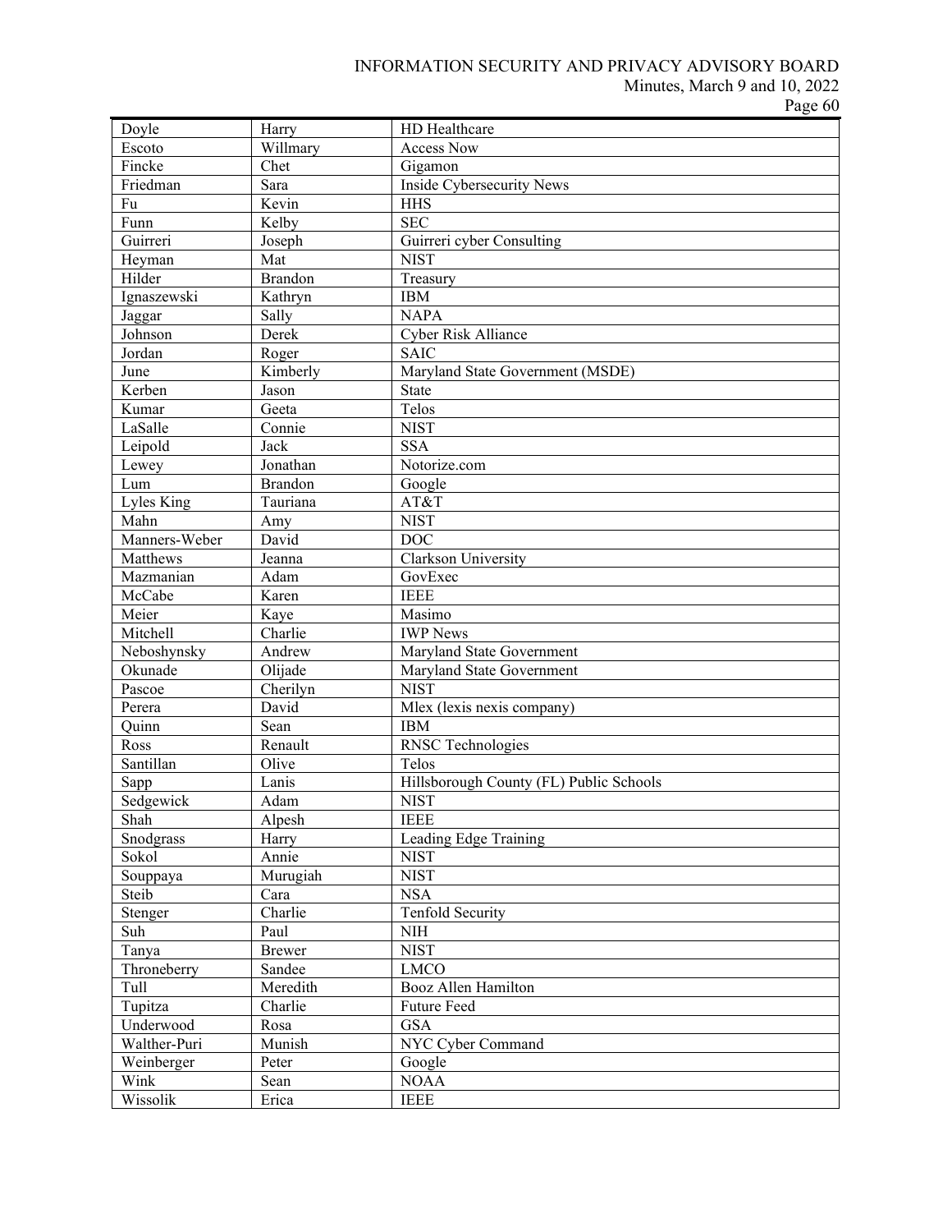| Doyle | Harry | HD Healthcare |
|---|---|---|
| Escoto | Willmary | Access Now |
| Fincke | Chet | Gigamon |
| Friedman | Sara | Inside Cybersecurity News |
| Fu | Kevin | HHS |
| Funn | Kelby | SEC |
| Guirreri | Joseph | Guirreri cyber Consulting |
| Heyman | Mat | NIST |
| Hilder | Brandon | Treasury |
| Ignaszewski | Kathryn | IBM |
| Jaggar | Sally | NAPA |
| Johnson | Derek | Cyber Risk Alliance |
| Jordan | Roger | SAIC |
| June | Kimberly | Maryland State Government (MSDE) |
| Kerben | Jason | State |
| Kumar | Geeta | Telos |
| LaSalle | Connie | NIST |
| Leipold | Jack | SSA |
| Lewey | Jonathan | Notorize.com |
| Lum | Brandon | Google |
| Lyles King | Tauriana | AT&T |
| Mahn | Amy | NIST |
| Manners-Weber | David | DOC |
| Matthews | Jeanna | Clarkson University |
| Mazmanian | Adam | GovExec |
| McCabe | Karen | IEEE |
| Meier | Kaye | Masimo |
| Mitchell | Charlie | IWP News |
| Neboshynsky | Andrew | Maryland State Government |
| Okunade | Olijade | Maryland State Government |
| Pascoe | Cherilyn | NIST |
| Perera | David | Mlex (lexis nexis company) |
| Quinn | Sean | IBM |
| Ross | Renault | RNSC Technologies |
| Santillan | Olive | Telos |
| Sapp | Lanis | Hillsborough County (FL) Public Schools |
| Sedgewick | Adam | NIST |
| Shah | Alpesh | IEEE |
| Snodgrass | Harry | Leading Edge Training |
| Sokol | Annie | NIST |
| Souppaya | Murugiah | NIST |
| Steib | Cara | NSA |
| Stenger | Charlie | Tenfold Security |
| Suh | Paul | NIH |
| Tanya | Brewer | NIST |
| Throneberry | Sandee | LMCO |
| Tull | Meredith | Booz Allen Hamilton |
| Tupitza | Charlie | Future Feed |
| Underwood | Rosa | GSA |
| Walther-Puri | Munish | NYC Cyber Command |
| Weinberger | Peter | Google |
| Wink | Sean | NOAA |
| Wissolik | Erica | IEEE |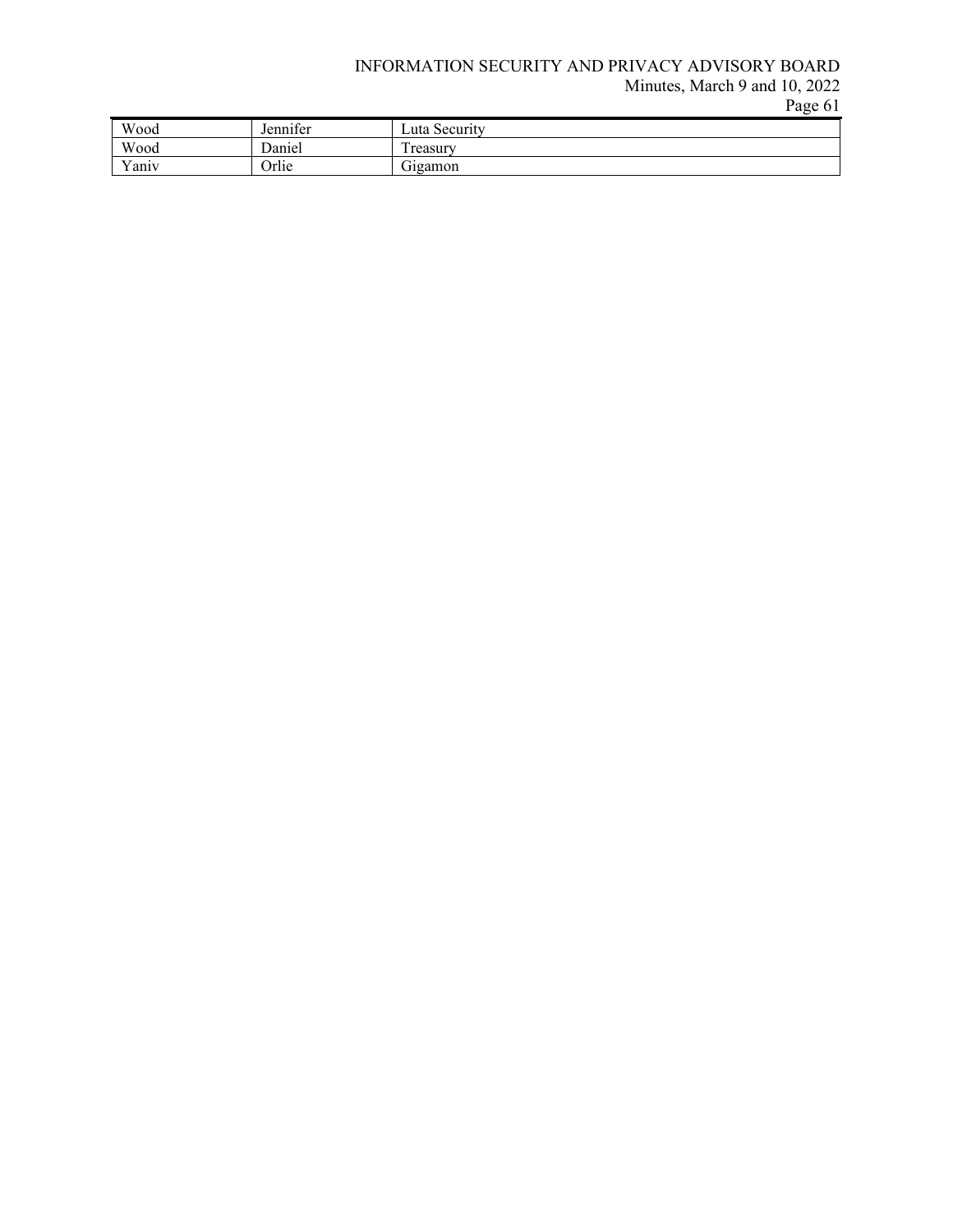| | | |
|---|---|---|
| Wood | Jennifer | Luta Security |
| Wood | Daniel | Treasury |
| Yaniv | Orlie | Gigamon |